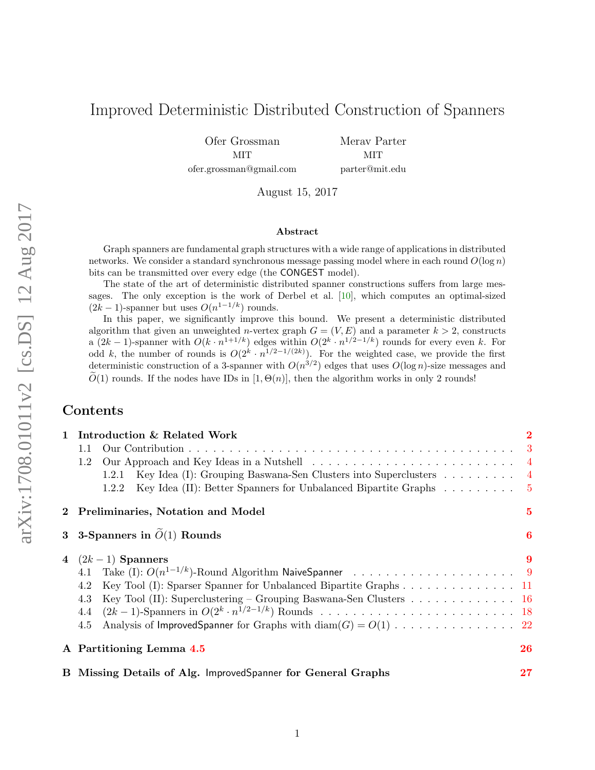# Improved Deterministic Distributed Construction of Spanners

Ofer Grossman
MIT
ofer.grossman@gmail.com

Merav Parter
MIT
parter@mit.edu

August 15, 2017

arXiv:1708.01011v2 [cs.DS] 12 Aug 2017

## Abstract

Graph spanners are fundamental graph structures with a wide range of applications in distributed networks. We consider a standard synchronous message passing model where in each round $O(\log n)$ bits can be transmitted over every edge (the CONGEST model).

The state of the art of deterministic distributed spanner constructions suffers from large messages. The only exception is the work of Derbel et al. [10], which computes an optimal-sized $(2k-1)$-spanner but uses $O(n^{1-1/k})$ rounds.

In this paper, we significantly improve this bound. We present a deterministic distributed algorithm that given an unweighted $n$-vertex graph $G=(V,E)$ and a parameter $k>2$, constructs a $(2k-1)$-spanner with $O(k \cdot n^{1+1/k})$ edges within $O(2^k \cdot n^{1/2-1/k})$ rounds for every even $k$. For odd $k$, the number of rounds is $O(2^k \cdot n^{1/2-1/(2k)})$. For the weighted case, we provide the first deterministic construction of a 3-spanner with $O(n^{3/2})$ edges that uses $O(\log n)$-size messages and $\widetilde{O}(1)$ rounds. If the nodes have IDs in $[1, \Theta(n)]$, then the algorithm works in only 2 rounds!

## Contents

1 Introduction & Related Work — 2
 1.1 Our Contribution — 3
 1.2 Our Approach and Key Ideas in a Nutshell — 4
  1.2.1 Key Idea (I): Grouping Baswana-Sen Clusters into Superclusters — 4
  1.2.2 Key Idea (II): Better Spanners for Unbalanced Bipartite Graphs — 5

2 Preliminaries, Notation and Model — 5

3 3-Spanners in $\widetilde{O}(1)$ Rounds — 6

4 $(2k-1)$ Spanners — 9
 4.1 Take (I): $O(n^{1-1/k})$-Round Algorithm NaiveSpanner — 9
 4.2 Key Tool (I): Sparser Spanner for Unbalanced Bipartite Graphs — 11
 4.3 Key Tool (II): Superclustering – Grouping Baswana-Sen Clusters — 16
 4.4 $(2k-1)$-Spanners in $O(2^k \cdot n^{1/2-1/k})$ Rounds — 18
 4.5 Analysis of ImprovedSpanner for Graphs with $\text{diam}(G)=O(1)$ — 22

A Partitioning Lemma 4.5 — 26

B Missing Details of Alg. ImprovedSpanner for General Graphs — 27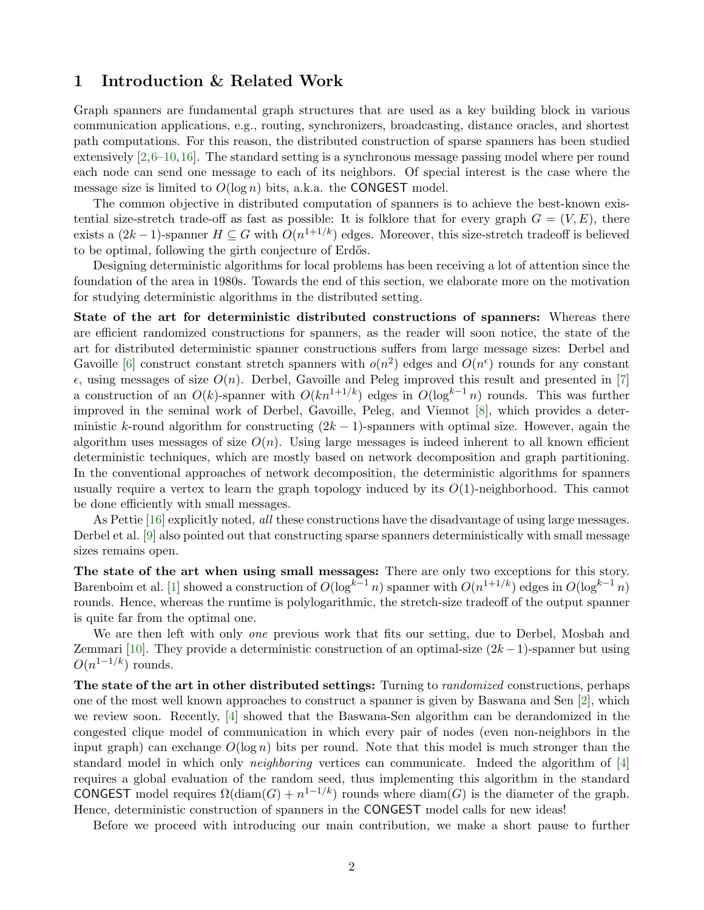# 1 Introduction & Related Work

Graph spanners are fundamental graph structures that are used as a key building block in various communication applications, e.g., routing, synchronizers, broadcasting, distance oracles, and shortest path computations. For this reason, the distributed construction of sparse spanners has been studied extensively [2,6–10,16]. The standard setting is a synchronous message passing model where per round each node can send one message to each of its neighbors. Of special interest is the case where the message size is limited to $O(\log n)$ bits, a.k.a. the CONGEST model.

The common objective in distributed computation of spanners is to achieve the best-known existential size-stretch trade-off as fast as possible: It is folklore that for every graph $G = (V, E)$, there exists a $(2k-1)$-spanner $H \subseteq G$ with $O(n^{1+1/k})$ edges. Moreover, this size-stretch tradeoff is believed to be optimal, following the girth conjecture of Erdős.

Designing deterministic algorithms for local problems has been receiving a lot of attention since the foundation of the area in 1980s. Towards the end of this section, we elaborate more on the motivation for studying deterministic algorithms in the distributed setting.

**State of the art for deterministic distributed constructions of spanners:** Whereas there are efficient randomized constructions for spanners, as the reader will soon notice, the state of the art for distributed deterministic spanner constructions suffers from large message sizes: Derbel and Gavoille [6] construct constant stretch spanners with $o(n^2)$ edges and $O(n^{\epsilon})$ rounds for any constant $\epsilon$, using messages of size $O(n)$. Derbel, Gavoille and Peleg improved this result and presented in [7] a construction of an $O(k)$-spanner with $O(kn^{1+1/k})$ edges in $O(\log^{k-1} n)$ rounds. This was further improved in the seminal work of Derbel, Gavoille, Peleg, and Viennot [8], which provides a deterministic $k$-round algorithm for constructing $(2k-1)$-spanners with optimal size. However, again the algorithm uses messages of size $O(n)$. Using large messages is indeed inherent to all known efficient deterministic techniques, which are mostly based on network decomposition and graph partitioning. In the conventional approaches of network decomposition, the deterministic algorithms for spanners usually require a vertex to learn the graph topology induced by its $O(1)$-neighborhood. This cannot be done efficiently with small messages.

As Pettie [16] explicitly noted, *all* these constructions have the disadvantage of using large messages. Derbel et al. [9] also pointed out that constructing sparse spanners deterministically with small message sizes remains open.

**The state of the art when using small messages:** There are only two exceptions for this story. Barenboim et al. [1] showed a construction of $O(\log^{k-1} n)$ spanner with $O(n^{1+1/k})$ edges in $O(\log^{k-1} n)$ rounds. Hence, whereas the runtime is polylogarithmic, the stretch-size tradeoff of the output spanner is quite far from the optimal one.

We are then left with only *one* previous work that fits our setting, due to Derbel, Mosbah and Zemmari [10]. They provide a deterministic construction of an optimal-size $(2k-1)$-spanner but using $O(n^{1-1/k})$ rounds.

**The state of the art in other distributed settings:** Turning to *randomized* constructions, perhaps one of the most well known approaches to construct a spanner is given by Baswana and Sen [2], which we review soon. Recently, [4] showed that the Baswana-Sen algorithm can be derandomized in the congested clique model of communication in which every pair of nodes (even non-neighbors in the input graph) can exchange $O(\log n)$ bits per round. Note that this model is much stronger than the standard model in which only *neighboring* vertices can communicate. Indeed the algorithm of [4] requires a global evaluation of the random seed, thus implementing this algorithm in the standard CONGEST model requires $\Omega(\text{diam}(G) + n^{1-1/k})$ rounds where $\text{diam}(G)$ is the diameter of the graph. Hence, deterministic construction of spanners in the CONGEST model calls for new ideas!

Before we proceed with introducing our main contribution, we make a short pause to further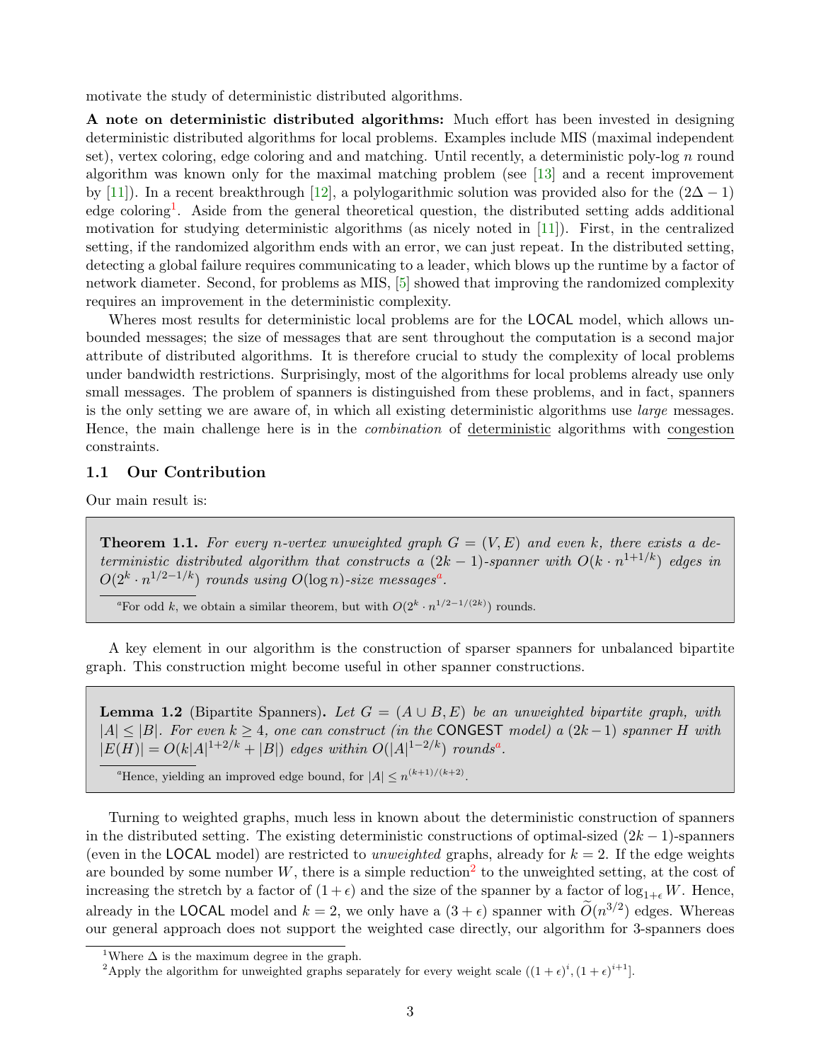motivate the study of deterministic distributed algorithms.

**A note on deterministic distributed algorithms:** Much effort has been invested in designing deterministic distributed algorithms for local problems. Examples include MIS (maximal independent set), vertex coloring, edge coloring and and matching. Until recently, a deterministic poly-log $n$ round algorithm was known only for the maximal matching problem (see [13] and a recent improvement by [11]). In a recent breakthrough [12], a polylogarithmic solution was provided also for the $(2\Delta - 1)$ edge coloring[1]. Aside from the general theoretical question, the distributed setting adds additional motivation for studying deterministic algorithms (as nicely noted in [11]). First, in the centralized setting, if the randomized algorithm ends with an error, we can just repeat. In the distributed setting, detecting a global failure requires communicating to a leader, which blows up the runtime by a factor of network diameter. Second, for problems as MIS, [5] showed that improving the randomized complexity requires an improvement in the deterministic complexity.

Wheres most results for deterministic local problems are for the LOCAL model, which allows unbounded messages; the size of messages that are sent throughout the computation is a second major attribute of distributed algorithms. It is therefore crucial to study the complexity of local problems under bandwidth restrictions. Surprisingly, most of the algorithms for local problems already use only small messages. The problem of spanners is distinguished from these problems, and in fact, spanners is the only setting we are aware of, in which all existing deterministic algorithms use *large* messages. Hence, the main challenge here is in the *combination* of deterministic algorithms with congestion constraints.

## 1.1 Our Contribution

Our main result is:

**Theorem 1.1.** *For every $n$-vertex unweighted graph $G = (V, E)$ and even $k$, there exists a deterministic distributed algorithm that constructs a $(2k-1)$-spanner with $O(k \cdot n^{1+1/k})$ edges in $O(2^k \cdot n^{1/2-1/k})$ rounds using $O(\log n)$-size messages*[a]*.*

[a]For odd $k$, we obtain a similar theorem, but with $O(2^k \cdot n^{1/2-1/(2k)})$ rounds.

A key element in our algorithm is the construction of sparser spanners for unbalanced bipartite graph. This construction might become useful in other spanner constructions.

**Lemma 1.2** (Bipartite Spanners)**.** *Let $G = (A \cup B, E)$ be an unweighted bipartite graph, with $|A| \leq |B|$. For even $k \geq 4$, one can construct (in the CONGEST model) a $(2k-1)$ spanner $H$ with $|E(H)| = O(k|A|^{1+2/k} + |B|)$ edges within $O(|A|^{1-2/k})$ rounds*[a]*.*

[a]Hence, yielding an improved edge bound, for $|A| \leq n^{(k+1)/(k+2)}$.

Turning to weighted graphs, much less in known about the deterministic construction of spanners in the distributed setting. The existing deterministic constructions of optimal-sized $(2k-1)$-spanners (even in the LOCAL model) are restricted to *unweighted* graphs, already for $k = 2$. If the edge weights are bounded by some number $W$, there is a simple reduction[2] to the unweighted setting, at the cost of increasing the stretch by a factor of $(1 + \epsilon)$ and the size of the spanner by a factor of $\log_{1+\epsilon} W$. Hence, already in the LOCAL model and $k = 2$, we only have a $(3 + \epsilon)$ spanner with $\widetilde{O}(n^{3/2})$ edges. Whereas our general approach does not support the weighted case directly, our algorithm for 3-spanners does

[1]Where $\Delta$ is the maximum degree in the graph.

[2]Apply the algorithm for unweighted graphs separately for every weight scale $((1 + \epsilon)^i, (1 + \epsilon)^{i+1}]$.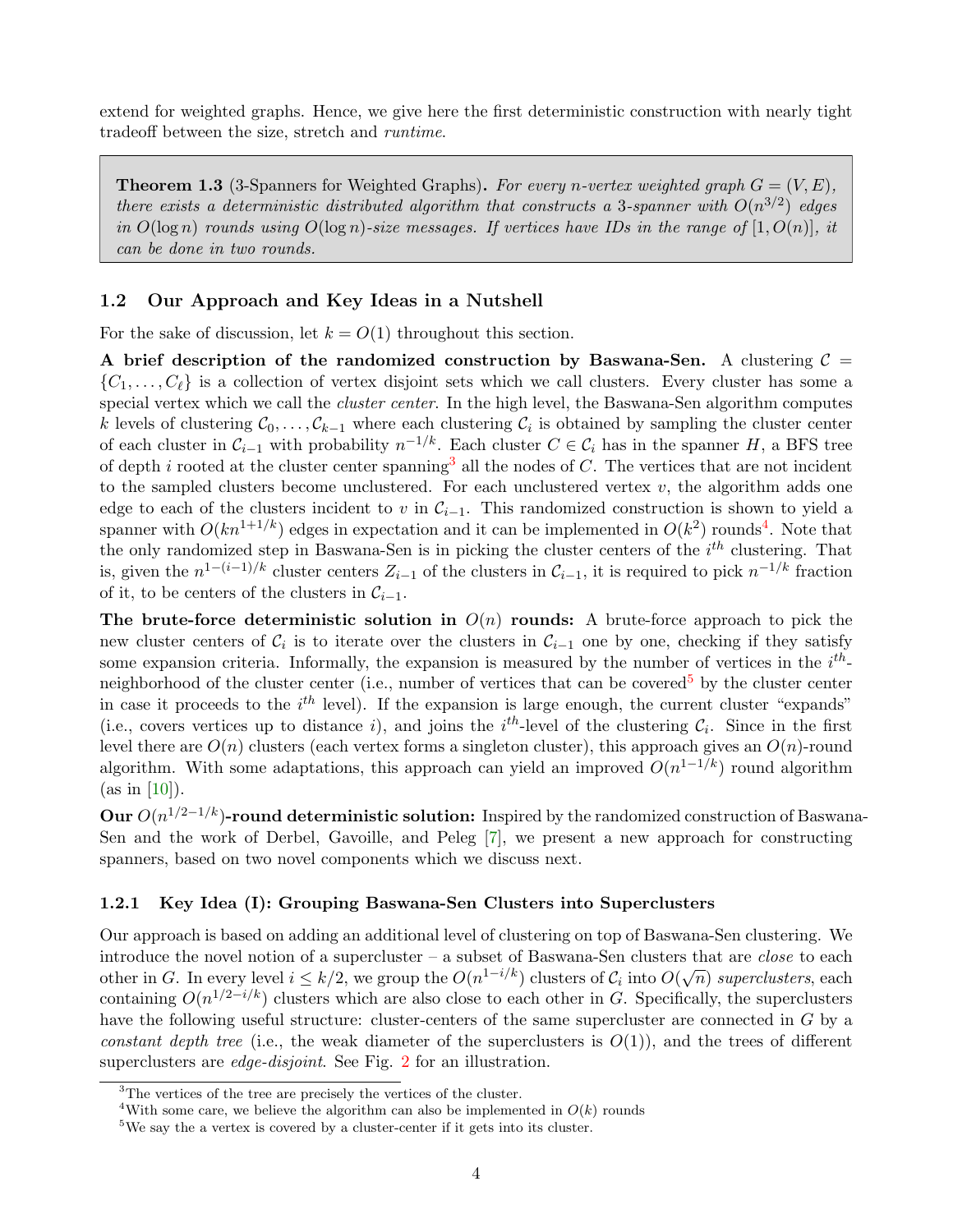extend for weighted graphs. Hence, we give here the first deterministic construction with nearly tight tradeoff between the size, stretch and *runtime*.

**Theorem 1.3** (3-Spanners for Weighted Graphs)**.** *For every $n$-vertex weighted graph $G = (V, E)$, there exists a deterministic distributed algorithm that constructs a 3-spanner with $O(n^{3/2})$ edges in $O(\log n)$ rounds using $O(\log n)$-size messages. If vertices have IDs in the range of $[1, O(n)]$, it can be done in two rounds.*

### 1.2 Our Approach and Key Ideas in a Nutshell

For the sake of discussion, let $k = O(1)$ throughout this section.

**A brief description of the randomized construction by Baswana-Sen.** A clustering $\mathcal{C} = \{C_1, \ldots, C_\ell\}$ is a collection of vertex disjoint sets which we call clusters. Every cluster has some a special vertex which we call the *cluster center*. In the high level, the Baswana-Sen algorithm computes $k$ levels of clustering $\mathcal{C}_0, \ldots, \mathcal{C}_{k-1}$ where each clustering $\mathcal{C}_i$ is obtained by sampling the cluster center of each cluster in $\mathcal{C}_{i-1}$ with probability $n^{-1/k}$. Each cluster $C \in \mathcal{C}_i$ has in the spanner $H$, a BFS tree of depth $i$ rooted at the cluster center spanning[3] all the nodes of $C$. The vertices that are not incident to the sampled clusters become unclustered. For each unclustered vertex $v$, the algorithm adds one edge to each of the clusters incident to $v$ in $\mathcal{C}_{i-1}$. This randomized construction is shown to yield a spanner with $O(kn^{1+1/k})$ edges in expectation and it can be implemented in $O(k^2)$ rounds[4]. Note that the only randomized step in Baswana-Sen is in picking the cluster centers of the $i^{th}$ clustering. That is, given the $n^{1-(i-1)/k}$ cluster centers $Z_{i-1}$ of the clusters in $\mathcal{C}_{i-1}$, it is required to pick $n^{-1/k}$ fraction of it, to be centers of the clusters in $\mathcal{C}_{i-1}$.

**The brute-force deterministic solution in $O(n)$ rounds:** A brute-force approach to pick the new cluster centers of $\mathcal{C}_i$ is to iterate over the clusters in $\mathcal{C}_{i-1}$ one by one, checking if they satisfy some expansion criteria. Informally, the expansion is measured by the number of vertices in the $i^{th}$-neighborhood of the cluster center (i.e., number of vertices that can be covered[5] by the cluster center in case it proceeds to the $i^{th}$ level). If the expansion is large enough, the current cluster "expands" (i.e., covers vertices up to distance $i$), and joins the $i^{th}$-level of the clustering $\mathcal{C}_i$. Since in the first level there are $O(n)$ clusters (each vertex forms a singleton cluster), this approach gives an $O(n)$-round algorithm. With some adaptations, this approach can yield an improved $O(n^{1-1/k})$ round algorithm (as in [10]).

**Our $O(n^{1/2-1/k})$-round deterministic solution:** Inspired by the randomized construction of Baswana-Sen and the work of Derbel, Gavoille, and Peleg [7], we present a new approach for constructing spanners, based on two novel components which we discuss next.

#### 1.2.1 Key Idea (I): Grouping Baswana-Sen Clusters into Superclusters

Our approach is based on adding an additional level of clustering on top of Baswana-Sen clustering. We introduce the novel notion of a supercluster – a subset of Baswana-Sen clusters that are *close* to each other in $G$. In every level $i \leq k/2$, we group the $O(n^{1-i/k})$ clusters of $\mathcal{C}_i$ into $O(\sqrt{n})$ *superclusters*, each containing $O(n^{1/2-i/k})$ clusters which are also close to each other in $G$. Specifically, the superclusters have the following useful structure: cluster-centers of the same supercluster are connected in $G$ by a *constant depth tree* (i.e., the weak diameter of the superclusters is $O(1)$), and the trees of different superclusters are *edge-disjoint*. See Fig. 2 for an illustration.

[3]The vertices of the tree are precisely the vertices of the cluster.

[4]With some care, we believe the algorithm can also be implemented in $O(k)$ rounds

[5]We say the a vertex is covered by a cluster-center if it gets into its cluster.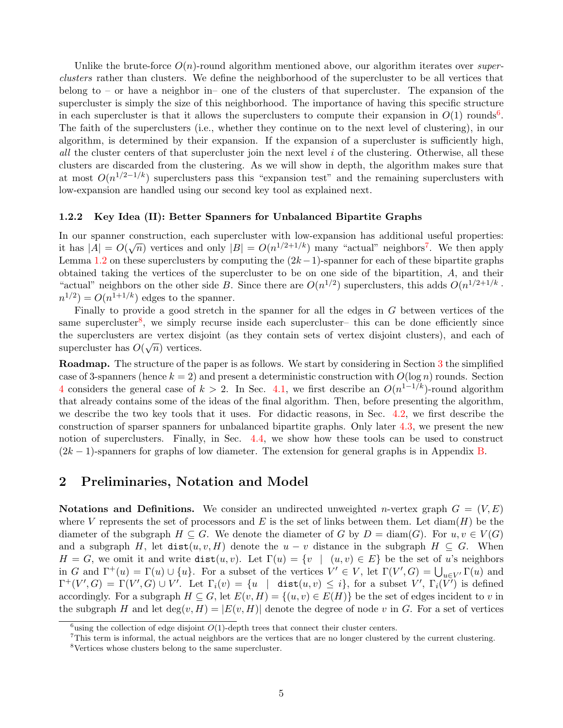Unlike the brute-force $O(n)$-round algorithm mentioned above, our algorithm iterates over *superclusters* rather than clusters. We define the neighborhood of the supercluster to be all vertices that belong to – or have a neighbor in– one of the clusters of that supercluster. The expansion of the supercluster is simply the size of this neighborhood. The importance of having this specific structure in each supercluster is that it allows the superclusters to compute their expansion in $O(1)$ rounds[6]. The faith of the superclusters (i.e., whether they continue on to the next level of clustering), in our algorithm, is determined by their expansion. If the expansion of a supercluster is sufficiently high, *all* the cluster centers of that supercluster join the next level $i$ of the clustering. Otherwise, all these clusters are discarded from the clustering. As we will show in depth, the algorithm makes sure that at most $O(n^{1/2-1/k})$ superclusters pass this "expansion test" and the remaining superclusters with low-expansion are handled using our second key tool as explained next.

### 1.2.2 Key Idea (II): Better Spanners for Unbalanced Bipartite Graphs

In our spanner construction, each supercluster with low-expansion has additional useful properties: it has $|A| = O(\sqrt{n})$ vertices and only $|B| = O(n^{1/2+1/k})$ many "actual" neighbors[7]. We then apply Lemma 1.2 on these superclusters by computing the $(2k-1)$-spanner for each of these bipartite graphs obtained taking the vertices of the supercluster to be on one side of the bipartition, $A$, and their "actual" neighbors on the other side $B$. Since there are $O(n^{1/2})$ superclusters, this adds $O(n^{1/2+1/k} \cdot n^{1/2}) = O(n^{1+1/k})$ edges to the spanner.

Finally to provide a good stretch in the spanner for all the edges in $G$ between vertices of the same supercluster[8], we simply recurse inside each supercluster– this can be done efficiently since the superclusters are vertex disjoint (as they contain sets of vertex disjoint clusters), and each of supercluster has $O(\sqrt{n})$ vertices.

**Roadmap.** The structure of the paper is as follows. We start by considering in Section 3 the simplified case of 3-spanners (hence $k = 2$) and present a deterministic construction with $O(\log n)$ rounds. Section 4 considers the general case of $k > 2$. In Sec. 4.1, we first describe an $O(n^{1-1/k})$-round algorithm that already contains some of the ideas of the final algorithm. Then, before presenting the algorithm, we describe the two key tools that it uses. For didactic reasons, in Sec. 4.2, we first describe the construction of sparser spanners for unbalanced bipartite graphs. Only later 4.3, we present the new notion of superclusters. Finally, in Sec. 4.4, we show how these tools can be used to construct $(2k-1)$-spanners for graphs of low diameter. The extension for general graphs is in Appendix B.

## 2 Preliminaries, Notation and Model

**Notations and Definitions.** We consider an undirected unweighted $n$-vertex graph $G = (V, E)$ where $V$ represents the set of processors and $E$ is the set of links between them. Let $\text{diam}(H)$ be the diameter of the subgraph $H \subseteq G$. We denote the diameter of $G$ by $D = \text{diam}(G)$. For $u, v \in V(G)$ and a subgraph $H$, let $\texttt{dist}(u, v, H)$ denote the $u - v$ distance in the subgraph $H \subseteq G$. When $H = G$, we omit it and write $\texttt{dist}(u, v)$. Let $\Gamma(u) = \{v \mid (u, v) \in E\}$ be the set of $u$'s neighbors in $G$ and $\Gamma^+(u) = \Gamma(u) \cup \{u\}$. For a subset of the vertices $V' \in V$, let $\Gamma(V', G) = \bigcup_{u \in V'} \Gamma(u)$ and $\Gamma^+(V', G) = \Gamma(V', G) \cup V'$. Let $\Gamma_i(v) = \{u \mid \texttt{dist}(u, v) \leq i\}$, for a subset $V'$, $\Gamma_i(V')$ is defined accordingly. For a subgraph $H \subseteq G$, let $E(v, H) = \{(u, v) \in E(H)\}$ be the set of edges incident to $v$ in the subgraph $H$ and let $\deg(v, H) = |E(v, H)|$ denote the degree of node $v$ in $G$. For a set of vertices

[6] using the collection of edge disjoint $O(1)$-depth trees that connect their cluster centers.

[7] This term is informal, the actual neighbors are the vertices that are no longer clustered by the current clustering.

[8] Vertices whose clusters belong to the same supercluster.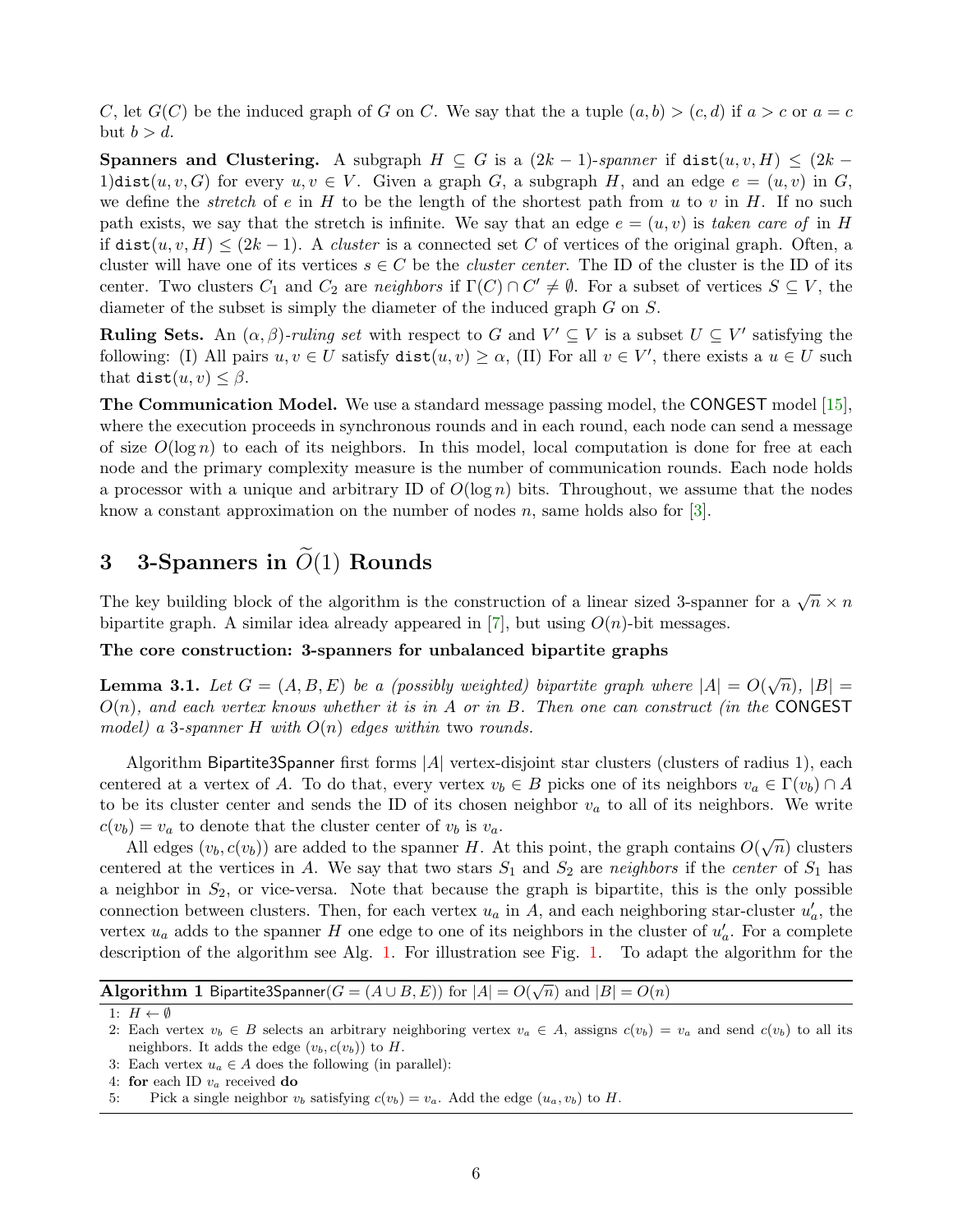$C$, let $G(C)$ be the induced graph of $G$ on $C$. We say that the a tuple $(a,b) > (c,d)$ if $a > c$ or $a = c$ but $b > d$.

**Spanners and Clustering.** A subgraph $H \subseteq G$ is a $(2k-1)$-*spanner* if $\mathtt{dist}(u,v,H) \leq (2k-1)\mathtt{dist}(u,v,G)$ for every $u,v \in V$. Given a graph $G$, a subgraph $H$, and an edge $e = (u,v)$ in $G$, we define the *stretch* of $e$ in $H$ to be the length of the shortest path from $u$ to $v$ in $H$. If no such path exists, we say that the stretch is infinite. We say that an edge $e = (u,v)$ is *taken care of* in $H$ if $\mathtt{dist}(u,v,H) \leq (2k-1)$. A *cluster* is a connected set $C$ of vertices of the original graph. Often, a cluster will have one of its vertices $s \in C$ be the *cluster center*. The ID of the cluster is the ID of its center. Two clusters $C_1$ and $C_2$ are *neighbors* if $\Gamma(C) \cap C' \neq \emptyset$. For a subset of vertices $S \subseteq V$, the diameter of the subset is simply the diameter of the induced graph $G$ on $S$.

**Ruling Sets.** An $(\alpha, \beta)$-*ruling set* with respect to $G$ and $V' \subseteq V$ is a subset $U \subseteq V'$ satisfying the following: (I) All pairs $u,v \in U$ satisfy $\mathtt{dist}(u,v) \geq \alpha$, (II) For all $v \in V'$, there exists a $u \in U$ such that $\mathtt{dist}(u,v) \leq \beta$.

**The Communication Model.** We use a standard message passing model, the CONGEST model [15], where the execution proceeds in synchronous rounds and in each round, each node can send a message of size $O(\log n)$ to each of its neighbors. In this model, local computation is done for free at each node and the primary complexity measure is the number of communication rounds. Each node holds a processor with a unique and arbitrary ID of $O(\log n)$ bits. Throughout, we assume that the nodes know a constant approximation on the number of nodes $n$, same holds also for [3].

## 3 3-Spanners in $\widetilde{O}(1)$ Rounds

The key building block of the algorithm is the construction of a linear sized 3-spanner for a $\sqrt{n} \times n$ bipartite graph. A similar idea already appeared in [7], but using $O(n)$-bit messages.

**The core construction: 3-spanners for unbalanced bipartite graphs**

**Lemma 3.1.** *Let $G = (A, B, E)$ be a (possibly weighted) bipartite graph where $|A| = O(\sqrt{n})$, $|B| = O(n)$, and each vertex knows whether it is in $A$ or in $B$. Then one can construct (in the* CONGEST *model) a 3-spanner $H$ with $O(n)$ edges within* two *rounds.*

Algorithm Bipartite3Spanner first forms $|A|$ vertex-disjoint star clusters (clusters of radius 1), each centered at a vertex of $A$. To do that, every vertex $v_b \in B$ picks one of its neighbors $v_a \in \Gamma(v_b) \cap A$ to be its cluster center and sends the ID of its chosen neighbor $v_a$ to all of its neighbors. We write $c(v_b) = v_a$ to denote that the cluster center of $v_b$ is $v_a$.

All edges $(v_b, c(v_b))$ are added to the spanner $H$. At this point, the graph contains $O(\sqrt{n})$ clusters centered at the vertices in $A$. We say that two stars $S_1$ and $S_2$ are *neighbors* if the *center* of $S_1$ has a neighbor in $S_2$, or vice-versa. Note that because the graph is bipartite, this is the only possible connection between clusters. Then, for each vertex $u_a$ in $A$, and each neighboring star-cluster $u'_a$, the vertex $u_a$ adds to the spanner $H$ one edge to one of its neighbors in the cluster of $u'_a$. For a complete description of the algorithm see Alg. 1. For illustration see Fig. 1. To adapt the algorithm for the

**Algorithm 1** Bipartite3Spanner$(G = (A \cup B, E))$ for $|A| = O(\sqrt{n})$ and $|B| = O(n)$

1: $H \leftarrow \emptyset$
2: Each vertex $v_b \in B$ selects an arbitrary neighboring vertex $v_a \in A$, assigns $c(v_b) = v_a$ and send $c(v_b)$ to all its neighbors. It adds the edge $(v_b, c(v_b))$ to $H$.
3: Each vertex $u_a \in A$ does the following (in parallel):
4: **for** each ID $v_a$ received **do**
5: Pick a single neighbor $v_b$ satisfying $c(v_b) = v_a$. Add the edge $(u_a, v_b)$ to $H$.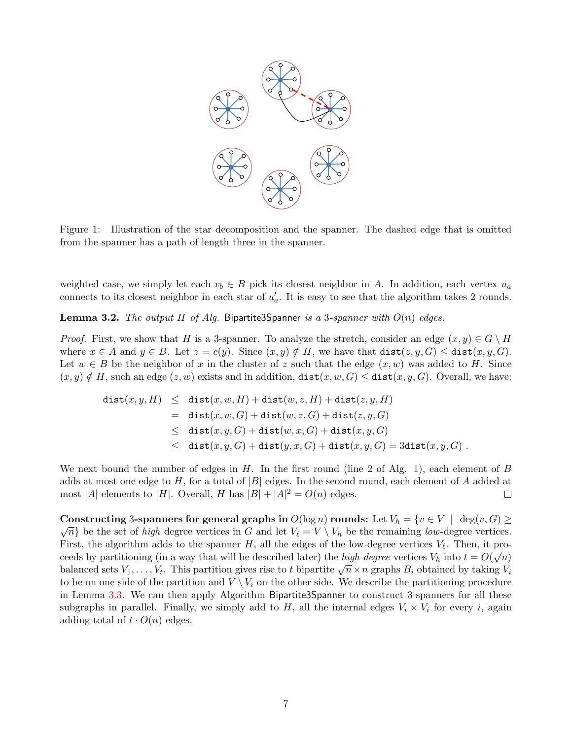Figure 1: Illustration of the star decomposition and the spanner. The dashed edge that is omitted from the spanner has a path of length three in the spanner.

weighted case, we simply let each $v_b \in B$ pick its closest neighbor in $A$. In addition, each vertex $u_a$ connects to its closest neighbor in each star of $u'_a$. It is easy to see that the algorithm takes 2 rounds.

**Lemma 3.2.** *The output $H$ of Alg.* Bipartite3Spanner *is a 3-spanner with $O(n)$ edges.*

*Proof.* First, we show that $H$ is a 3-spanner. To analyze the stretch, consider an edge $(x, y) \in G \setminus H$ where $x \in A$ and $y \in B$. Let $z = c(y)$. Since $(x, y) \notin H$, we have that $\texttt{dist}(z, y, G) \leq \texttt{dist}(x, y, G)$. Let $w \in B$ be the neighbor of $x$ in the cluster of $z$ such that the edge $(x, w)$ was added to $H$. Since $(x, y) \notin H$, such an edge $(z, w)$ exists and in addition, $\texttt{dist}(x, w, G) \leq \texttt{dist}(x, y, G)$. Overall, we have:

$$\begin{aligned}
\texttt{dist}(x, y, H) &\leq \texttt{dist}(x, w, H) + \texttt{dist}(w, z, H) + \texttt{dist}(z, y, H) \\
&= \texttt{dist}(x, w, G) + \texttt{dist}(w, z, G) + \texttt{dist}(z, y, G) \\
&\leq \texttt{dist}(x, y, G) + \texttt{dist}(w, x, G) + \texttt{dist}(x, y, G) \\
&\leq \texttt{dist}(x, y, G) + \texttt{dist}(y, x, G) + \texttt{dist}(x, y, G) = 3\texttt{dist}(x, y, G)\ .
\end{aligned}$$

We next bound the number of edges in $H$. In the first round (line 2 of Alg. 1), each element of $B$ adds at most one edge to $H$, for a total of $|B|$ edges. In the second round, each element of $A$ added at most $|A|$ elements to $|H|$. Overall, $H$ has $|B| + |A|^2 = O(n)$ edges. □

**Constructing 3-spanners for general graphs in $O(\log n)$ rounds:** Let $V_h = \{v \in V \mid \deg(v, G) \geq \sqrt{n}\}$ be the set of *high* degree vertices in $G$ and let $V_\ell = V \setminus V_h$ be the remaining *low*-degree vertices. First, the algorithm adds to the spanner $H$, all the edges of the low-degree vertices $V_\ell$. Then, it proceeds by partitioning (in a way that will be described later) the *high-degree* vertices $V_h$ into $t = O(\sqrt{n})$ balanced sets $V_1, \ldots, V_t$. This partition gives rise to $t$ bipartite $\sqrt{n} \times n$ graphs $B_i$ obtained by taking $V_i$ to be on one side of the partition and $V \setminus V_i$ on the other side. We describe the partitioning procedure in Lemma 3.3. We can then apply Algorithm Bipartite3Spanner to construct 3-spanners for all these subgraphs in parallel. Finally, we simply add to $H$, all the internal edges $V_i \times V_i$ for every $i$, again adding total of $t \cdot O(n)$ edges.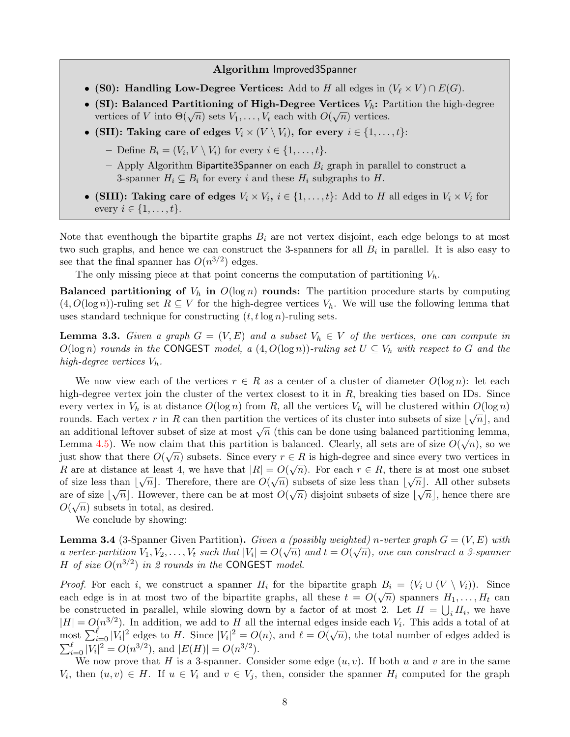**Algorithm** Improved3Spanner

- **(S0): Handling Low-Degree Vertices:** Add to $H$ all edges in $(V_\ell \times V) \cap E(G)$.
- **(SI): Balanced Partitioning of High-Degree Vertices $V_h$:** Partition the high-degree vertices of $V$ into $\Theta(\sqrt{n})$ sets $V_1, \ldots, V_t$ each with $O(\sqrt{n})$ vertices.
- **(SII): Taking care of edges $V_i \times (V \setminus V_i)$, for every $i \in \{1, \ldots, t\}$:**
  - Define $B_i = (V_i, V \setminus V_i)$ for every $i \in \{1, \ldots, t\}$.
  - Apply Algorithm Bipartite3Spanner on each $B_i$ graph in parallel to construct a 3-spanner $H_i \subseteq B_i$ for every $i$ and these $H_i$ subgraphs to $H$.
- **(SIII): Taking care of edges $V_i \times V_i$, $i \in \{1, \ldots, t\}$:** Add to $H$ all edges in $V_i \times V_i$ for every $i \in \{1, \ldots, t\}$.

Note that eventhough the bipartite graphs $B_i$ are not vertex disjoint, each edge belongs to at most two such graphs, and hence we can construct the 3-spanners for all $B_i$ in parallel. It is also easy to see that the final spanner has $O(n^{3/2})$ edges.

The only missing piece at that point concerns the computation of partitioning $V_h$.

**Balanced partitioning of $V_h$ in $O(\log n)$ rounds:** The partition procedure starts by computing $(4, O(\log n))$-ruling set $R \subseteq V$ for the high-degree vertices $V_h$. We will use the following lemma that uses standard technique for constructing $(t, t \log n)$-ruling sets.

**Lemma 3.3.** *Given a graph $G = (V, E)$ and a subset $V_h \in V$ of the vertices, one can compute in $O(\log n)$ rounds in the* CONGEST *model, a $(4, O(\log n))$-ruling set $U \subseteq V_h$ with respect to $G$ and the high-degree vertices $V_h$.*

We now view each of the vertices $r \in R$ as a center of a cluster of diameter $O(\log n)$: let each high-degree vertex join the cluster of the vertex closest to it in $R$, breaking ties based on IDs. Since every vertex in $V_h$ is at distance $O(\log n)$ from $R$, all the vertices $V_h$ will be clustered within $O(\log n)$ rounds. Each vertex $r$ in $R$ can then partition the vertices of its cluster into subsets of size $\lfloor \sqrt{n} \rfloor$, and an additional leftover subset of size at most $\sqrt{n}$ (this can be done using balanced partitioning lemma, Lemma 4.5). We now claim that this partition is balanced. Clearly, all sets are of size $O(\sqrt{n})$, so we just show that there $O(\sqrt{n})$ subsets. Since every $r \in R$ is high-degree and since every two vertices in $R$ are at distance at least 4, we have that $|R| = O(\sqrt{n})$. For each $r \in R$, there is at most one subset of size less than $\lfloor \sqrt{n} \rfloor$. Therefore, there are $O(\sqrt{n})$ subsets of size less than $\lfloor \sqrt{n} \rfloor$. All other subsets are of size $\lfloor \sqrt{n} \rfloor$. However, there can be at most $O(\sqrt{n})$ disjoint subsets of size $\lfloor \sqrt{n} \rfloor$, hence there are $O(\sqrt{n})$ subsets in total, as desired.

We conclude by showing:

**Lemma 3.4** (3-Spanner Given Partition)**.** *Given a (possibly weighted) $n$-vertex graph $G = (V, E)$ with a vertex-partition $V_1, V_2, \ldots, V_t$ such that $|V_i| = O(\sqrt{n})$ and $t = O(\sqrt{n})$, one can construct a 3-spanner $H$ of size $O(n^{3/2})$ in 2 rounds in the* CONGEST *model.*

*Proof.* For each $i$, we construct a spanner $H_i$ for the bipartite graph $B_i = (V_i \cup (V \setminus V_i))$. Since each edge is in at most two of the bipartite graphs, all these $t = O(\sqrt{n})$ spanners $H_1, \ldots, H_t$ can be constructed in parallel, while slowing down by a factor of at most 2. Let $H = \bigcup_i H_i$, we have $|H| = O(n^{3/2})$. In addition, we add to $H$ all the internal edges inside each $V_i$. This adds a total of at most $\sum_{i=0}^{\ell} |V_i|^2$ edges to $H$. Since $|V_i|^2 = O(n)$, and $\ell = O(\sqrt{n})$, the total number of edges added is $\sum_{i=0}^{\ell} |V_i|^2 = O(n^{3/2})$, and $|E(H)| = O(n^{3/2})$.

We now prove that $H$ is a 3-spanner. Consider some edge $(u, v)$. If both $u$ and $v$ are in the same $V_i$, then $(u, v) \in H$. If $u \in V_i$ and $v \in V_j$, then, consider the spanner $H_i$ computed for the graph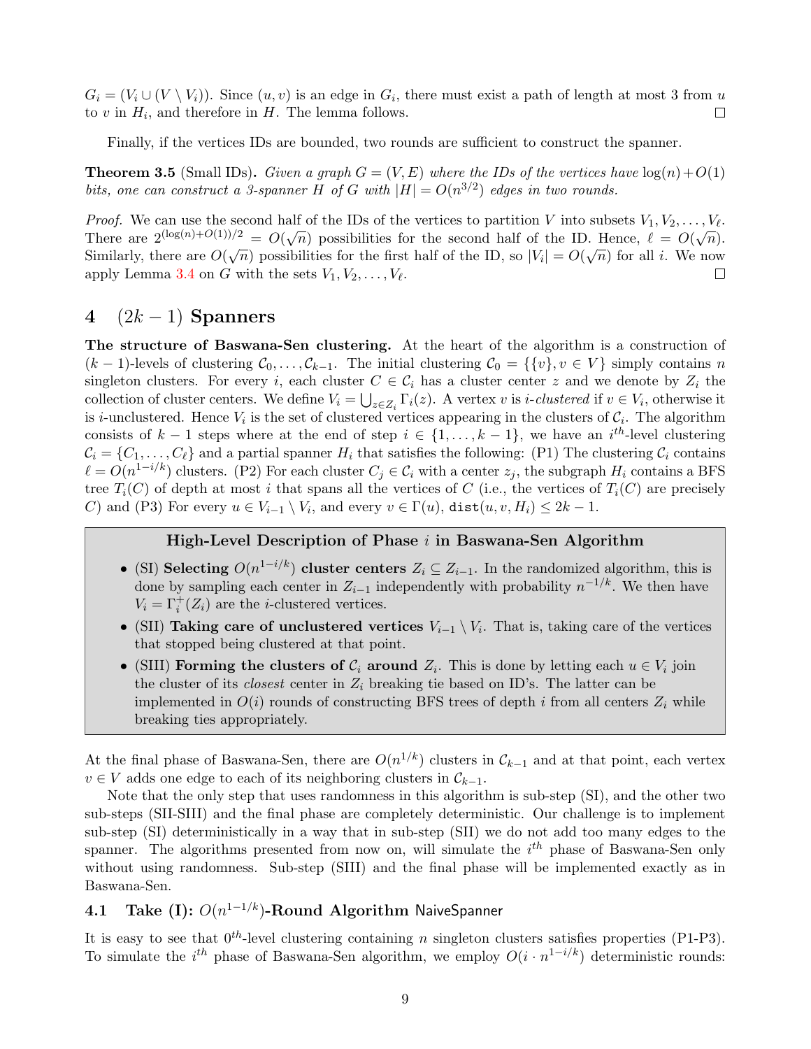$G_i = (V_i \cup (V \setminus V_i))$. Since $(u, v)$ is an edge in $G_i$, there must exist a path of length at most 3 from $u$ to $v$ in $H_i$, and therefore in $H$. The lemma follows. □

Finally, if the vertices IDs are bounded, two rounds are sufficient to construct the spanner.

**Theorem 3.5** (Small IDs)**.** *Given a graph $G = (V, E)$ where the IDs of the vertices have $\log(n) + O(1)$ bits, one can construct a 3-spanner $H$ of $G$ with $|H| = O(n^{3/2})$ edges in two rounds.*

*Proof.* We can use the second half of the IDs of the vertices to partition $V$ into subsets $V_1, V_2, \ldots, V_\ell$. There are $2^{(\log(n)+O(1))/2} = O(\sqrt{n})$ possibilities for the second half of the ID. Hence, $\ell = O(\sqrt{n})$. Similarly, there are $O(\sqrt{n})$ possibilities for the first half of the ID, so $|V_i| = O(\sqrt{n})$ for all $i$. We now apply Lemma 3.4 on $G$ with the sets $V_1, V_2, \ldots, V_\ell$. □

# 4 $(2k-1)$ Spanners

**The structure of Baswana-Sen clustering.** At the heart of the algorithm is a construction of $(k-1)$-levels of clustering $\mathcal{C}_0, \ldots, \mathcal{C}_{k-1}$. The initial clustering $\mathcal{C}_0 = \{\{v\}, v \in V\}$ simply contains $n$ singleton clusters. For every $i$, each cluster $C \in \mathcal{C}_i$ has a cluster center $z$ and we denote by $Z_i$ the collection of cluster centers. We define $V_i = \bigcup_{z \in Z_i} \Gamma_i(z)$. A vertex $v$ is *$i$-clustered* if $v \in V_i$, otherwise it is $i$-unclustered. Hence $V_i$ is the set of clustered vertices appearing in the clusters of $\mathcal{C}_i$. The algorithm consists of $k-1$ steps where at the end of step $i \in \{1, \ldots, k-1\}$, we have an $i^{th}$-level clustering $\mathcal{C}_i = \{C_1, \ldots, C_\ell\}$ and a partial spanner $H_i$ that satisfies the following: (P1) The clustering $\mathcal{C}_i$ contains $\ell = O(n^{1-i/k})$ clusters. (P2) For each cluster $C_j \in \mathcal{C}_i$ with a center $z_j$, the subgraph $H_i$ contains a BFS tree $T_i(C)$ of depth at most $i$ that spans all the vertices of $C$ (i.e., the vertices of $T_i(C)$ are precisely $C$) and (P3) For every $u \in V_{i-1} \setminus V_i$, and every $v \in \Gamma(u)$, $\mathtt{dist}(u, v, H_i) \le 2k-1$.

**High-Level Description of Phase $i$ in Baswana-Sen Algorithm**

- (SI) **Selecting $O(n^{1-i/k})$ cluster centers** $Z_i \subseteq Z_{i-1}$. In the randomized algorithm, this is done by sampling each center in $Z_{i-1}$ independently with probability $n^{-1/k}$. We then have $V_i = \Gamma_i^+(Z_i)$ are the $i$-clustered vertices.
- (SII) **Taking care of unclustered vertices** $V_{i-1} \setminus V_i$. That is, taking care of the vertices that stopped being clustered at that point.
- (SIII) **Forming the clusters of $\mathcal{C}_i$ around** $Z_i$. This is done by letting each $u \in V_i$ join the cluster of its *closest* center in $Z_i$ breaking tie based on ID's. The latter can be implemented in $O(i)$ rounds of constructing BFS trees of depth $i$ from all centers $Z_i$ while breaking ties appropriately.

At the final phase of Baswana-Sen, there are $O(n^{1/k})$ clusters in $\mathcal{C}_{k-1}$ and at that point, each vertex $v \in V$ adds one edge to each of its neighboring clusters in $\mathcal{C}_{k-1}$.

Note that the only step that uses randomness in this algorithm is sub-step (SI), and the other two sub-steps (SII-SIII) and the final phase are completely deterministic. Our challenge is to implement sub-step (SI) deterministically in a way that in sub-step (SII) we do not add too many edges to the spanner. The algorithms presented from now on, will simulate the $i^{th}$ phase of Baswana-Sen only without using randomness. Sub-step (SIII) and the final phase will be implemented exactly as in Baswana-Sen.

## 4.1 Take (I): $O(n^{1-1/k})$-Round Algorithm NaiveSpanner

It is easy to see that $0^{th}$-level clustering containing $n$ singleton clusters satisfies properties (P1-P3). To simulate the $i^{th}$ phase of Baswana-Sen algorithm, we employ $O(i \cdot n^{1-i/k})$ deterministic rounds: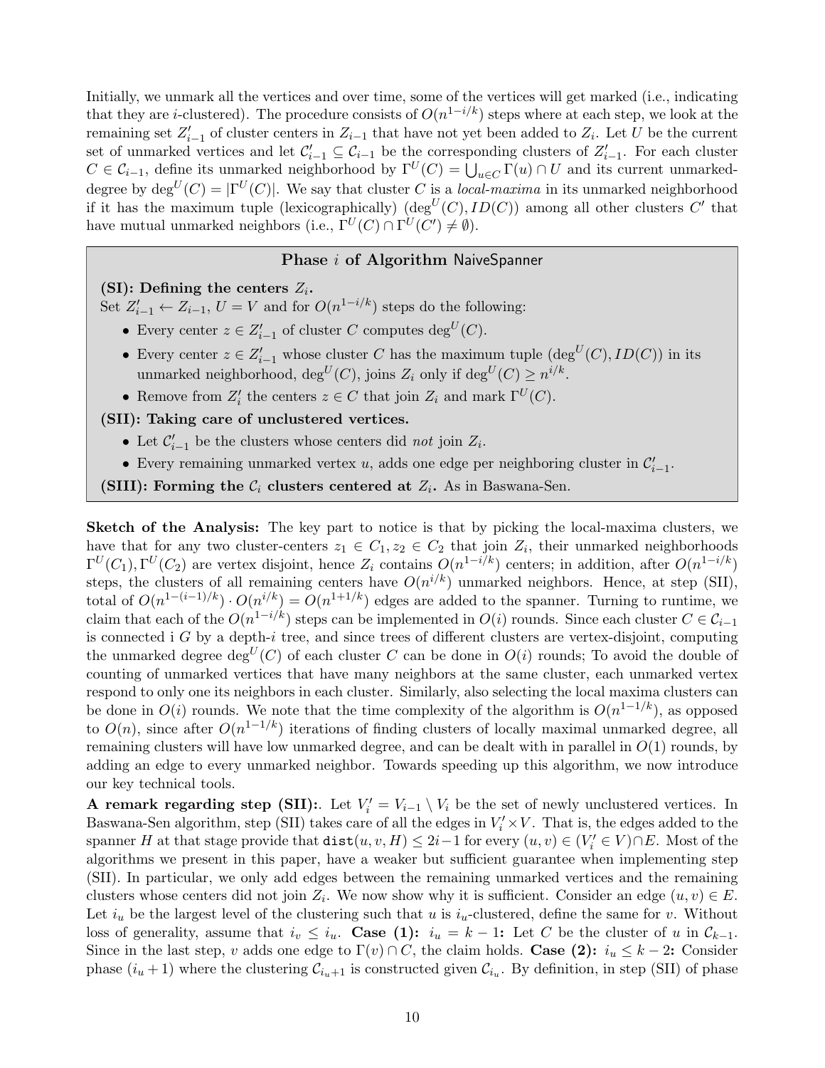Initially, we unmark all the vertices and over time, some of the vertices will get marked (i.e., indicating that they are $i$-clustered). The procedure consists of $O(n^{1-i/k})$ steps where at each step, we look at the remaining set $Z'_{i-1}$ of cluster centers in $Z_{i-1}$ that have not yet been added to $Z_i$. Let $U$ be the current set of unmarked vertices and let $\mathcal{C}'_{i-1} \subseteq \mathcal{C}_{i-1}$ be the corresponding clusters of $Z'_{i-1}$. For each cluster $C \in \mathcal{C}_{i-1}$, define its unmarked neighborhood by $\Gamma^U(C) = \bigcup_{u \in C} \Gamma(u) \cap U$ and its current unmarked-degree by $\deg^U(C) = |\Gamma^U(C)|$. We say that cluster $C$ is a *local-maxima* in its unmarked neighborhood if it has the maximum tuple (lexicographically) $(\deg^U(C), ID(C))$ among all other clusters $C'$ that have mutual unmarked neighbors (i.e., $\Gamma^U(C) \cap \Gamma^U(C') \neq \emptyset$).

**Phase $i$ of Algorithm NaiveSpanner**

**(SI): Defining the centers $Z_i$.**
Set $Z'_{i-1} \leftarrow Z_{i-1}$, $U = V$ and for $O(n^{1-i/k})$ steps do the following:

- Every center $z \in Z'_{i-1}$ of cluster $C$ computes $\deg^U(C)$.
- Every center $z \in Z'_{i-1}$ whose cluster $C$ has the maximum tuple $(\deg^U(C), ID(C))$ in its unmarked neighborhood, $\deg^U(C)$, joins $Z_i$ only if $\deg^U(C) \geq n^{i/k}$.
- Remove from $Z'_i$ the centers $z \in C$ that join $Z_i$ and mark $\Gamma^U(C)$.

**(SII): Taking care of unclustered vertices.**

- Let $\mathcal{C}'_{i-1}$ be the clusters whose centers did *not* join $Z_i$.
- Every remaining unmarked vertex $u$, adds one edge per neighboring cluster in $\mathcal{C}'_{i-1}$.

**(SIII): Forming the $\mathcal{C}_i$ clusters centered at $Z_i$.** As in Baswana-Sen.

**Sketch of the Analysis:** The key part to notice is that by picking the local-maxima clusters, we have that for any two cluster-centers $z_1 \in C_1, z_2 \in C_2$ that join $Z_i$, their unmarked neighborhoods $\Gamma^U(C_1), \Gamma^U(C_2)$ are vertex disjoint, hence $Z_i$ contains $O(n^{1-i/k})$ centers; in addition, after $O(n^{1-i/k})$ steps, the clusters of all remaining centers have $O(n^{i/k})$ unmarked neighbors. Hence, at step (SII), total of $O(n^{1-(i-1)/k}) \cdot O(n^{i/k}) = O(n^{1+1/k})$ edges are added to the spanner. Turning to runtime, we claim that each of the $O(n^{1-i/k})$ steps can be implemented in $O(i)$ rounds. Since each cluster $C \in \mathcal{C}_{i-1}$ is connected i $G$ by a depth-$i$ tree, and since trees of different clusters are vertex-disjoint, computing the unmarked degree $\deg^U(C)$ of each cluster $C$ can be done in $O(i)$ rounds; To avoid the double of counting of unmarked vertices that have many neighbors at the same cluster, each unmarked vertex respond to only one its neighbors in each cluster. Similarly, also selecting the local maxima clusters can be done in $O(i)$ rounds. We note that the time complexity of the algorithm is $O(n^{1-1/k})$, as opposed to $O(n)$, since after $O(n^{1-1/k})$ iterations of finding clusters of locally maximal unmarked degree, all remaining clusters will have low unmarked degree, and can be dealt with in parallel in $O(1)$ rounds, by adding an edge to every unmarked neighbor. Towards speeding up this algorithm, we now introduce our key technical tools.

**A remark regarding step (SII):**. Let $V'_i = V_{i-1} \setminus V_i$ be the set of newly unclustered vertices. In Baswana-Sen algorithm, step (SII) takes care of all the edges in $V'_i \times V$. That is, the edges added to the spanner $H$ at that stage provide that $\texttt{dist}(u, v, H) \leq 2i-1$ for every $(u, v) \in (V'_i \in V) \cap E$. Most of the algorithms we present in this paper, have a weaker but sufficient guarantee when implementing step (SII). In particular, we only add edges between the remaining unmarked vertices and the remaining clusters whose centers did not join $Z_i$. We now show why it is sufficient. Consider an edge $(u, v) \in E$. Let $i_u$ be the largest level of the clustering such that $u$ is $i_u$-clustered, define the same for $v$. Without loss of generality, assume that $i_v \leq i_u$. **Case (1):** $i_u = k-1$**:** Let $C$ be the cluster of $u$ in $\mathcal{C}_{k-1}$. Since in the last step, $v$ adds one edge to $\Gamma(v) \cap C$, the claim holds. **Case (2):** $i_u \leq k-2$**:** Consider phase $(i_u + 1)$ where the clustering $\mathcal{C}_{i_u+1}$ is constructed given $\mathcal{C}_{i_u}$. By definition, in step (SII) of phase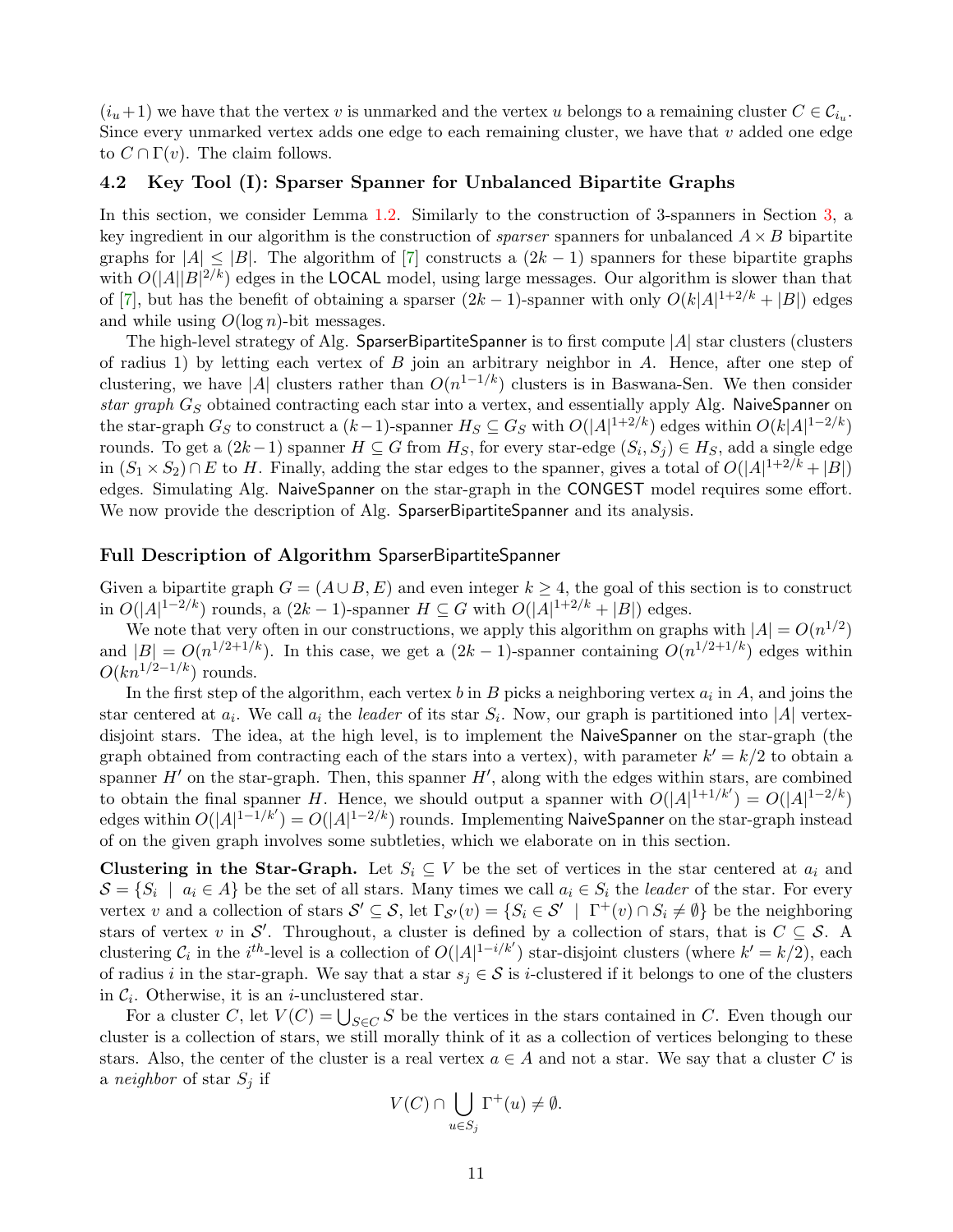$(i_u+1)$ we have that the vertex $v$ is unmarked and the vertex $u$ belongs to a remaining cluster $C \in \mathcal{C}_{i_u}$. Since every unmarked vertex adds one edge to each remaining cluster, we have that $v$ added one edge to $C \cap \Gamma(v)$. The claim follows.

### 4.2 Key Tool (I): Sparser Spanner for Unbalanced Bipartite Graphs

In this section, we consider Lemma 1.2. Similarly to the construction of 3-spanners in Section 3, a key ingredient in our algorithm is the construction of *sparser* spanners for unbalanced $A \times B$ bipartite graphs for $|A| \leq |B|$. The algorithm of [7] constructs a $(2k-1)$ spanners for these bipartite graphs with $O(|A||B|^{2/k})$ edges in the LOCAL model, using large messages. Our algorithm is slower than that of [7], but has the benefit of obtaining a sparser $(2k-1)$-spanner with only $O(k|A|^{1+2/k} + |B|)$ edges and while using $O(\log n)$-bit messages.

The high-level strategy of Alg. SparserBipartiteSpanner is to first compute $|A|$ star clusters (clusters of radius 1) by letting each vertex of $B$ join an arbitrary neighbor in $A$. Hence, after one step of clustering, we have $|A|$ clusters rather than $O(n^{1-1/k})$ clusters is in Baswana-Sen. We then consider *star graph* $G_S$ obtained contracting each star into a vertex, and essentially apply Alg. NaiveSpanner on the star-graph $G_S$ to construct a $(k-1)$-spanner $H_S \subseteq G_S$ with $O(|A|^{1+2/k})$ edges within $O(k|A|^{1-2/k})$ rounds. To get a $(2k-1)$ spanner $H \subseteq G$ from $H_S$, for every star-edge $(S_i, S_j) \in H_S$, add a single edge in $(S_1 \times S_2) \cap E$ to $H$. Finally, adding the star edges to the spanner, gives a total of $O(|A|^{1+2/k} + |B|)$ edges. Simulating Alg. NaiveSpanner on the star-graph in the CONGEST model requires some effort. We now provide the description of Alg. SparserBipartiteSpanner and its analysis.

#### Full Description of Algorithm SparserBipartiteSpanner

Given a bipartite graph $G = (A \cup B, E)$ and even integer $k \geq 4$, the goal of this section is to construct in $O(|A|^{1-2/k})$ rounds, a $(2k-1)$-spanner $H \subseteq G$ with $O(|A|^{1+2/k} + |B|)$ edges.

We note that very often in our constructions, we apply this algorithm on graphs with $|A| = O(n^{1/2})$ and $|B| = O(n^{1/2+1/k})$. In this case, we get a $(2k-1)$-spanner containing $O(n^{1/2+1/k})$ edges within $O(kn^{1/2-1/k})$ rounds.

In the first step of the algorithm, each vertex $b$ in $B$ picks a neighboring vertex $a_i$ in $A$, and joins the star centered at $a_i$. We call $a_i$ the *leader* of its star $S_i$. Now, our graph is partitioned into $|A|$ vertex-disjoint stars. The idea, at the high level, is to implement the NaiveSpanner on the star-graph (the graph obtained from contracting each of the stars into a vertex), with parameter $k' = k/2$ to obtain a spanner $H'$ on the star-graph. Then, this spanner $H'$, along with the edges within stars, are combined to obtain the final spanner $H$. Hence, we should output a spanner with $O(|A|^{1+1/k'}) = O(|A|^{1-2/k})$ edges within $O(|A|^{1-1/k'}) = O(|A|^{1-2/k})$ rounds. Implementing NaiveSpanner on the star-graph instead of on the given graph involves some subtleties, which we elaborate on in this section.

**Clustering in the Star-Graph.** Let $S_i \subseteq V$ be the set of vertices in the star centered at $a_i$ and $\mathcal{S} = \{S_i \mid a_i \in A\}$ be the set of all stars. Many times we call $a_i \in S_i$ the *leader* of the star. For every vertex $v$ and a collection of stars $\mathcal{S}' \subseteq \mathcal{S}$, let $\Gamma_{\mathcal{S}'}(v) = \{S_i \in \mathcal{S}' \mid \Gamma^+(v) \cap S_i \neq \emptyset\}$ be the neighboring stars of vertex $v$ in $\mathcal{S}'$. Throughout, a cluster is defined by a collection of stars, that is $C \subseteq \mathcal{S}$. A clustering $\mathcal{C}_i$ in the $i^{th}$-level is a collection of $O(|A|^{1-i/k'})$ star-disjoint clusters (where $k' = k/2$), each of radius $i$ in the star-graph. We say that a star $s_j \in \mathcal{S}$ is $i$-clustered if it belongs to one of the clusters in $\mathcal{C}_i$. Otherwise, it is an $i$-unclustered star.

For a cluster $C$, let $V(C) = \bigcup_{S \in C} S$ be the vertices in the stars contained in $C$. Even though our cluster is a collection of stars, we still morally think of it as a collection of vertices belonging to these stars. Also, the center of the cluster is a real vertex $a \in A$ and not a star. We say that a cluster $C$ is a *neighbor* of star $S_j$ if

$$V(C) \cap \bigcup_{u \in S_j} \Gamma^+(u) \neq \emptyset.$$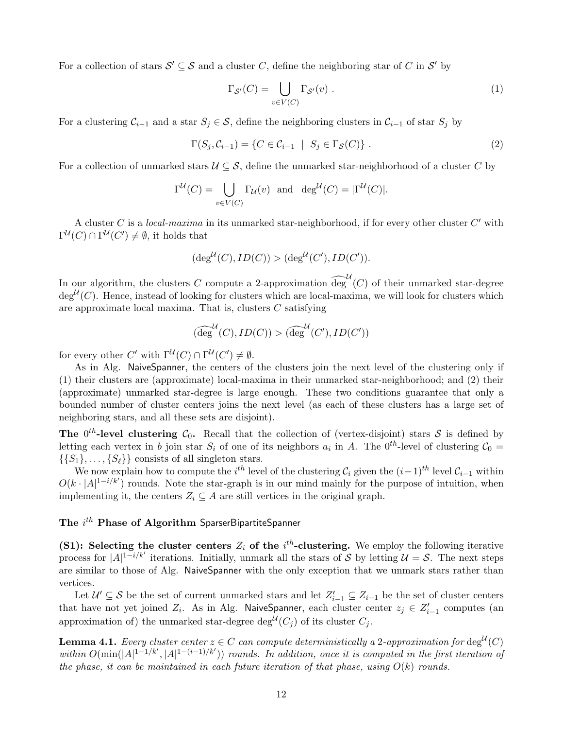For a collection of stars $\mathcal{S}' \subseteq \mathcal{S}$ and a cluster $C$, define the neighboring star of $C$ in $\mathcal{S}'$ by

$$\Gamma_{\mathcal{S}'}(C) = \bigcup_{v \in V(C)} \Gamma_{\mathcal{S}'}(v) \ . \tag{1}$$

For a clustering $\mathcal{C}_{i-1}$ and a star $S_j \in \mathcal{S}$, define the neighboring clusters in $\mathcal{C}_{i-1}$ of star $S_j$ by

$$\Gamma(S_j, \mathcal{C}_{i-1}) = \{C \in \mathcal{C}_{i-1} \ | \ S_j \in \Gamma_{\mathcal{S}}(C)\} \ . \tag{2}$$

For a collection of unmarked stars $\mathcal{U} \subseteq \mathcal{S}$, define the unmarked star-neighborhood of a cluster $C$ by

$$\Gamma^{\mathcal{U}}(C) = \bigcup_{v \in V(C)} \Gamma_{\mathcal{U}}(v) \ \text{ and } \ \deg^{\mathcal{U}}(C) = |\Gamma^{\mathcal{U}}(C)|.$$

A cluster $C$ is a *local-maxima* in its unmarked star-neighborhood, if for every other cluster $C'$ with $\Gamma^{\mathcal{U}}(C) \cap \Gamma^{\mathcal{U}}(C') \neq \emptyset$, it holds that

$$(\deg^{\mathcal{U}}(C), ID(C)) > (\deg^{\mathcal{U}}(C'), ID(C')).$$

In our algorithm, the clusters $C$ compute a 2-approximation $\widetilde{\deg}^{\mathcal{U}}(C)$ of their unmarked star-degree $\deg^{\mathcal{U}}(C)$. Hence, instead of looking for clusters which are local-maxima, we will look for clusters which are approximate local maxima. That is, clusters $C$ satisfying

$$(\widetilde{\deg}^{\mathcal{U}}(C), ID(C)) > (\widetilde{\deg}^{\mathcal{U}}(C'), ID(C'))$$

for every other $C'$ with $\Gamma^{\mathcal{U}}(C) \cap \Gamma^{\mathcal{U}}(C') \neq \emptyset$.

As in Alg. NaiveSpanner, the centers of the clusters join the next level of the clustering only if (1) their clusters are (approximate) local-maxima in their unmarked star-neighborhood; and (2) their (approximate) unmarked star-degree is large enough. These two conditions guarantee that only a bounded number of cluster centers joins the next level (as each of these clusters has a large set of neighboring stars, and all these sets are disjoint).

**The $0^{th}$-level clustering $\mathcal{C}_0$.** Recall that the collection of (vertex-disjoint) stars $\mathcal{S}$ is defined by letting each vertex in $b$ join star $S_i$ of one of its neighbors $a_i$ in $A$. The $0^{th}$-level of clustering $\mathcal{C}_0 = \{\{S_1\}, \ldots, \{S_\ell\}\}$ consists of all singleton stars.

We now explain how to compute the $i^{th}$ level of the clustering $\mathcal{C}_i$ given the $(i-1)^{th}$ level $\mathcal{C}_{i-1}$ within $O(k \cdot |A|^{1-i/k'})$ rounds. Note the star-graph is in our mind mainly for the purpose of intuition, when implementing it, the centers $Z_i \subseteq A$ are still vertices in the original graph.

### The $i^{th}$ Phase of Algorithm SparserBipartiteSpanner

**(S1): Selecting the cluster centers $Z_i$ of the $i^{th}$-clustering.** We employ the following iterative process for $|A|^{1-i/k'}$ iterations. Initially, unmark all the stars of $\mathcal{S}$ by letting $\mathcal{U} = \mathcal{S}$. The next steps are similar to those of Alg. NaiveSpanner with the only exception that we unmark stars rather than vertices.

Let $\mathcal{U}' \subseteq \mathcal{S}$ be the set of current unmarked stars and let $Z'_{i-1} \subseteq Z_{i-1}$ be the set of cluster centers that have not yet joined $Z_i$. As in Alg. NaiveSpanner, each cluster center $z_j \in Z'_{i-1}$ computes (an approximation of) the unmarked star-degree $\deg^{\mathcal{U}}(C_j)$ of its cluster $C_j$.

**Lemma 4.1.** *Every cluster center $z \in C$ can compute deterministically a 2-approximation for $\deg^{\mathcal{U}}(C)$ within $O(\min(|A|^{1-1/k'}, |A|^{1-(i-1)/k'}))$ rounds. In addition, once it is computed in the first iteration of the phase, it can be maintained in each future iteration of that phase, using $O(k)$ rounds.*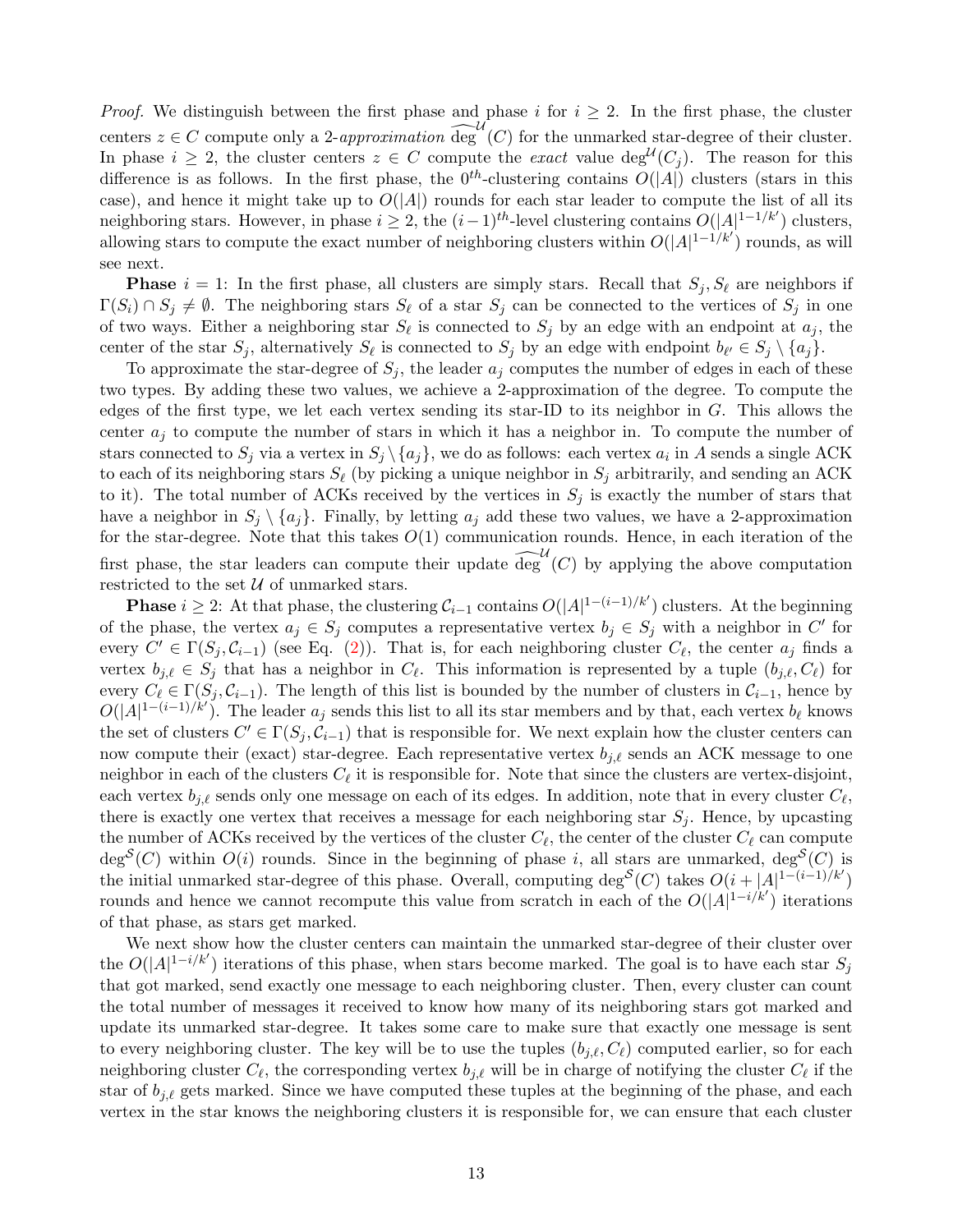*Proof.* We distinguish between the first phase and phase $i$ for $i \geq 2$. In the first phase, the cluster centers $z \in C$ compute only a 2-*approximation* $\widetilde{\deg}^{\mathcal{U}}(C)$ for the unmarked star-degree of their cluster. In phase $i \geq 2$, the cluster centers $z \in C$ compute the *exact* value $\deg^{\mathcal{U}}(C_j)$. The reason for this difference is as follows. In the first phase, the $0^{th}$-clustering contains $O(|A|)$ clusters (stars in this case), and hence it might take up to $O(|A|)$ rounds for each star leader to compute the list of all its neighboring stars. However, in phase $i \geq 2$, the $(i-1)^{th}$-level clustering contains $O(|A|^{1-1/k'})$ clusters, allowing stars to compute the exact number of neighboring clusters within $O(|A|^{1-1/k'})$ rounds, as will see next.

**Phase** $i = 1$: In the first phase, all clusters are simply stars. Recall that $S_j, S_\ell$ are neighbors if $\Gamma(S_i) \cap S_j \neq \emptyset$. The neighboring stars $S_\ell$ of a star $S_j$ can be connected to the vertices of $S_j$ in one of two ways. Either a neighboring star $S_\ell$ is connected to $S_j$ by an edge with an endpoint at $a_j$, the center of the star $S_j$, alternatively $S_\ell$ is connected to $S_j$ by an edge with endpoint $b_{\ell'} \in S_j \setminus \{a_j\}$.

To approximate the star-degree of $S_j$, the leader $a_j$ computes the number of edges in each of these two types. By adding these two values, we achieve a 2-approximation of the degree. To compute the edges of the first type, we let each vertex sending its star-ID to its neighbor in $G$. This allows the center $a_j$ to compute the number of stars in which it has a neighbor in. To compute the number of stars connected to $S_j$ via a vertex in $S_j \setminus \{a_j\}$, we do as follows: each vertex $a_i$ in $A$ sends a single ACK to each of its neighboring stars $S_\ell$ (by picking a unique neighbor in $S_j$ arbitrarily, and sending an ACK to it). The total number of ACKs received by the vertices in $S_j$ is exactly the number of stars that have a neighbor in $S_j \setminus \{a_j\}$. Finally, by letting $a_j$ add these two values, we have a 2-approximation for the star-degree. Note that this takes $O(1)$ communication rounds. Hence, in each iteration of the first phase, the star leaders can compute their update $\widetilde{\deg}^{\mathcal{U}}(C)$ by applying the above computation restricted to the set $\mathcal{U}$ of unmarked stars.

**Phase** $i \geq 2$: At that phase, the clustering $\mathcal{C}_{i-1}$ contains $O(|A|^{1-(i-1)/k'})$ clusters. At the beginning of the phase, the vertex $a_j \in S_j$ computes a representative vertex $b_j \in S_j$ with a neighbor in $C'$ for every $C' \in \Gamma(S_j, \mathcal{C}_{i-1})$ (see Eq. (2)). That is, for each neighboring cluster $C_\ell$, the center $a_j$ finds a vertex $b_{j,\ell} \in S_j$ that has a neighbor in $C_\ell$. This information is represented by a tuple $(b_{j,\ell}, C_\ell)$ for every $C_\ell \in \Gamma(S_j, \mathcal{C}_{i-1})$. The length of this list is bounded by the number of clusters in $\mathcal{C}_{i-1}$, hence by $O(|A|^{1-(i-1)/k'})$. The leader $a_j$ sends this list to all its star members and by that, each vertex $b_\ell$ knows the set of clusters $C' \in \Gamma(S_j, \mathcal{C}_{i-1})$ that is responsible for. We next explain how the cluster centers can now compute their (exact) star-degree. Each representative vertex $b_{j,\ell}$ sends an ACK message to one neighbor in each of the clusters $C_\ell$ it is responsible for. Note that since the clusters are vertex-disjoint, each vertex $b_{j,\ell}$ sends only one message on each of its edges. In addition, note that in every cluster $C_\ell$, there is exactly one vertex that receives a message for each neighboring star $S_j$. Hence, by upcasting the number of ACKs received by the vertices of the cluster $C_\ell$, the center of the cluster $C_\ell$ can compute $\deg^{\mathcal{S}}(C)$ within $O(i)$ rounds. Since in the beginning of phase $i$, all stars are unmarked, $\deg^{\mathcal{S}}(C)$ is the initial unmarked star-degree of this phase. Overall, computing $\deg^{\mathcal{S}}(C)$ takes $O(i + |A|^{1-(i-1)/k'})$ rounds and hence we cannot recompute this value from scratch in each of the $O(|A|^{1-i/k'})$ iterations of that phase, as stars get marked.

We next show how the cluster centers can maintain the unmarked star-degree of their cluster over the $O(|A|^{1-i/k'})$ iterations of this phase, when stars become marked. The goal is to have each star $S_j$ that got marked, send exactly one message to each neighboring cluster. Then, every cluster can count the total number of messages it received to know how many of its neighboring stars got marked and update its unmarked star-degree. It takes some care to make sure that exactly one message is sent to every neighboring cluster. The key will be to use the tuples $(b_{j,\ell}, C_\ell)$ computed earlier, so for each neighboring cluster $C_\ell$, the corresponding vertex $b_{j,\ell}$ will be in charge of notifying the cluster $C_\ell$ if the star of $b_{j,\ell}$ gets marked. Since we have computed these tuples at the beginning of the phase, and each vertex in the star knows the neighboring clusters it is responsible for, we can ensure that each cluster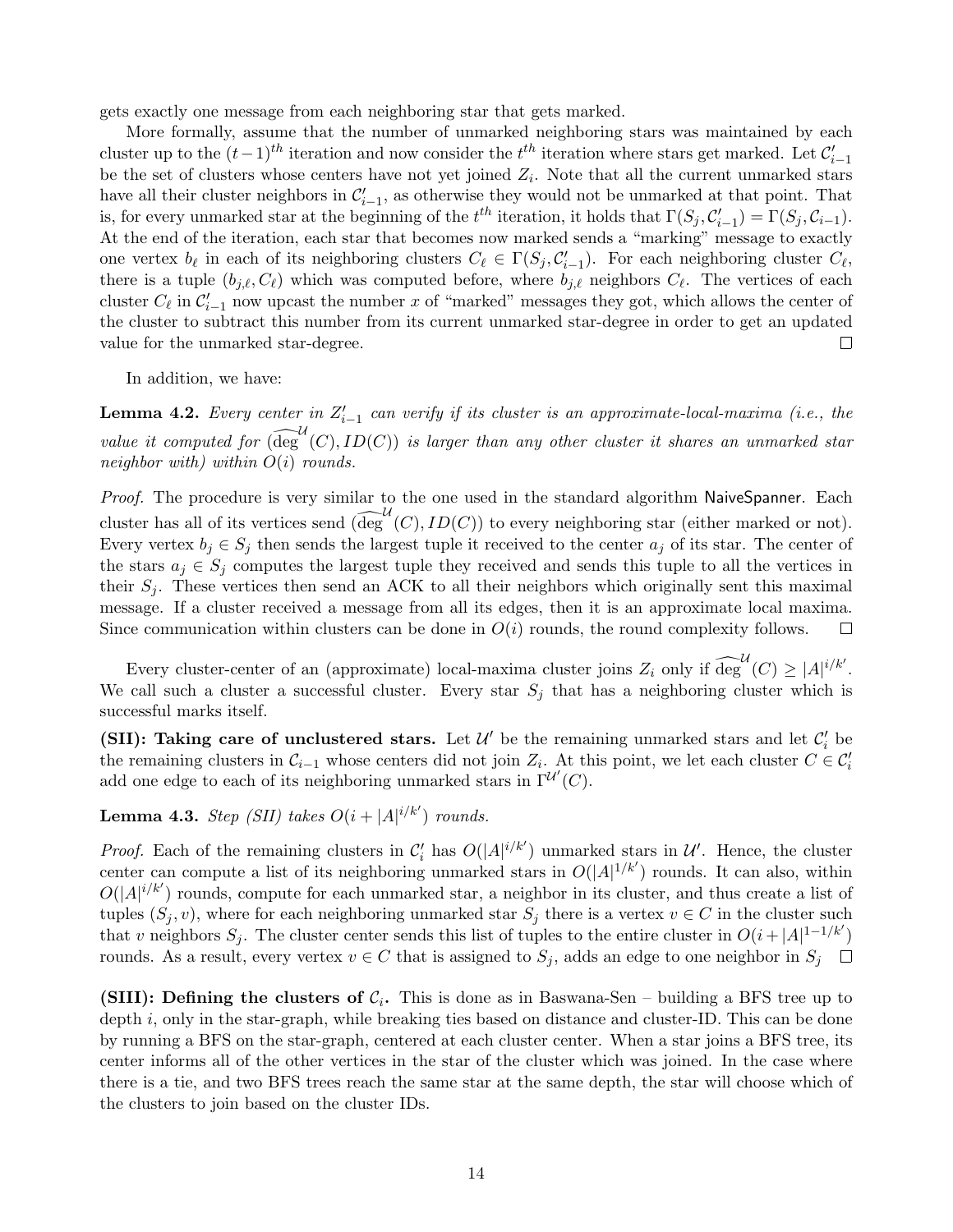gets exactly one message from each neighboring star that gets marked.

More formally, assume that the number of unmarked neighboring stars was maintained by each cluster up to the $(t-1)^{th}$ iteration and now consider the $t^{th}$ iteration where stars get marked. Let $\mathcal{C}'_{i-1}$ be the set of clusters whose centers have not yet joined $Z_i$. Note that all the current unmarked stars have all their cluster neighbors in $\mathcal{C}'_{i-1}$, as otherwise they would not be unmarked at that point. That is, for every unmarked star at the beginning of the $t^{th}$ iteration, it holds that $\Gamma(S_j, \mathcal{C}'_{i-1}) = \Gamma(S_j, \mathcal{C}_{i-1})$. At the end of the iteration, each star that becomes now marked sends a "marking" message to exactly one vertex $b_\ell$ in each of its neighboring clusters $C_\ell \in \Gamma(S_j, \mathcal{C}'_{i-1})$. For each neighboring cluster $C_\ell$, there is a tuple $(b_{j,\ell}, C_\ell)$ which was computed before, where $b_{j,\ell}$ neighbors $C_\ell$. The vertices of each cluster $C_\ell$ in $\mathcal{C}'_{i-1}$ now upcast the number $x$ of "marked" messages they got, which allows the center of the cluster to subtract this number from its current unmarked star-degree in order to get an updated value for the unmarked star-degree. $\square$

In addition, we have:

**Lemma 4.2.** *Every center in $Z'_{i-1}$ can verify if its cluster is an approximate-local-maxima (i.e., the value it computed for $(\widetilde{\deg}^{\mathcal{U}}(C), ID(C))$ is larger than any other cluster it shares an unmarked star neighbor with) within $O(i)$ rounds.*

*Proof.* The procedure is very similar to the one used in the standard algorithm NaiveSpanner. Each cluster has all of its vertices send $(\widetilde{\deg}^{\mathcal{U}}(C), ID(C))$ to every neighboring star (either marked or not). Every vertex $b_j \in S_j$ then sends the largest tuple it received to the center $a_j$ of its star. The center of the stars $a_j \in S_j$ computes the largest tuple they received and sends this tuple to all the vertices in their $S_j$. These vertices then send an ACK to all their neighbors which originally sent this maximal message. If a cluster received a message from all its edges, then it is an approximate local maxima. Since communication within clusters can be done in $O(i)$ rounds, the round complexity follows. $\square$

Every cluster-center of an (approximate) local-maxima cluster joins $Z_i$ only if $\widetilde{\deg}^{\mathcal{U}}(C) \geq |A|^{i/k'}$. We call such a cluster a successful cluster. Every star $S_j$ that has a neighboring cluster which is successful marks itself.

**(SII): Taking care of unclustered stars.** Let $\mathcal{U}'$ be the remaining unmarked stars and let $\mathcal{C}'_i$ be the remaining clusters in $\mathcal{C}_{i-1}$ whose centers did not join $Z_i$. At this point, we let each cluster $C \in \mathcal{C}'_i$ add one edge to each of its neighboring unmarked stars in $\Gamma^{\mathcal{U}'}(C)$.

**Lemma 4.3.** *Step (SII) takes $O(i + |A|^{i/k'})$ rounds.*

*Proof.* Each of the remaining clusters in $\mathcal{C}'_i$ has $O(|A|^{i/k'})$ unmarked stars in $\mathcal{U}'$. Hence, the cluster center can compute a list of its neighboring unmarked stars in $O(|A|^{1/k'})$ rounds. It can also, within $O(|A|^{i/k'})$ rounds, compute for each unmarked star, a neighbor in its cluster, and thus create a list of tuples $(S_j, v)$, where for each neighboring unmarked star $S_j$ there is a vertex $v \in C$ in the cluster such that $v$ neighbors $S_j$. The cluster center sends this list of tuples to the entire cluster in $O(i + |A|^{1-1/k'})$ rounds. As a result, every vertex $v \in C$ that is assigned to $S_j$, adds an edge to one neighbor in $S_j$ $\square$

**(SIII): Defining the clusters of $\mathcal{C}_i$.** This is done as in Baswana-Sen – building a BFS tree up to depth $i$, only in the star-graph, while breaking ties based on distance and cluster-ID. This can be done by running a BFS on the star-graph, centered at each cluster center. When a star joins a BFS tree, its center informs all of the other vertices in the star of the cluster which was joined. In the case where there is a tie, and two BFS trees reach the same star at the same depth, the star will choose which of the clusters to join based on the cluster IDs.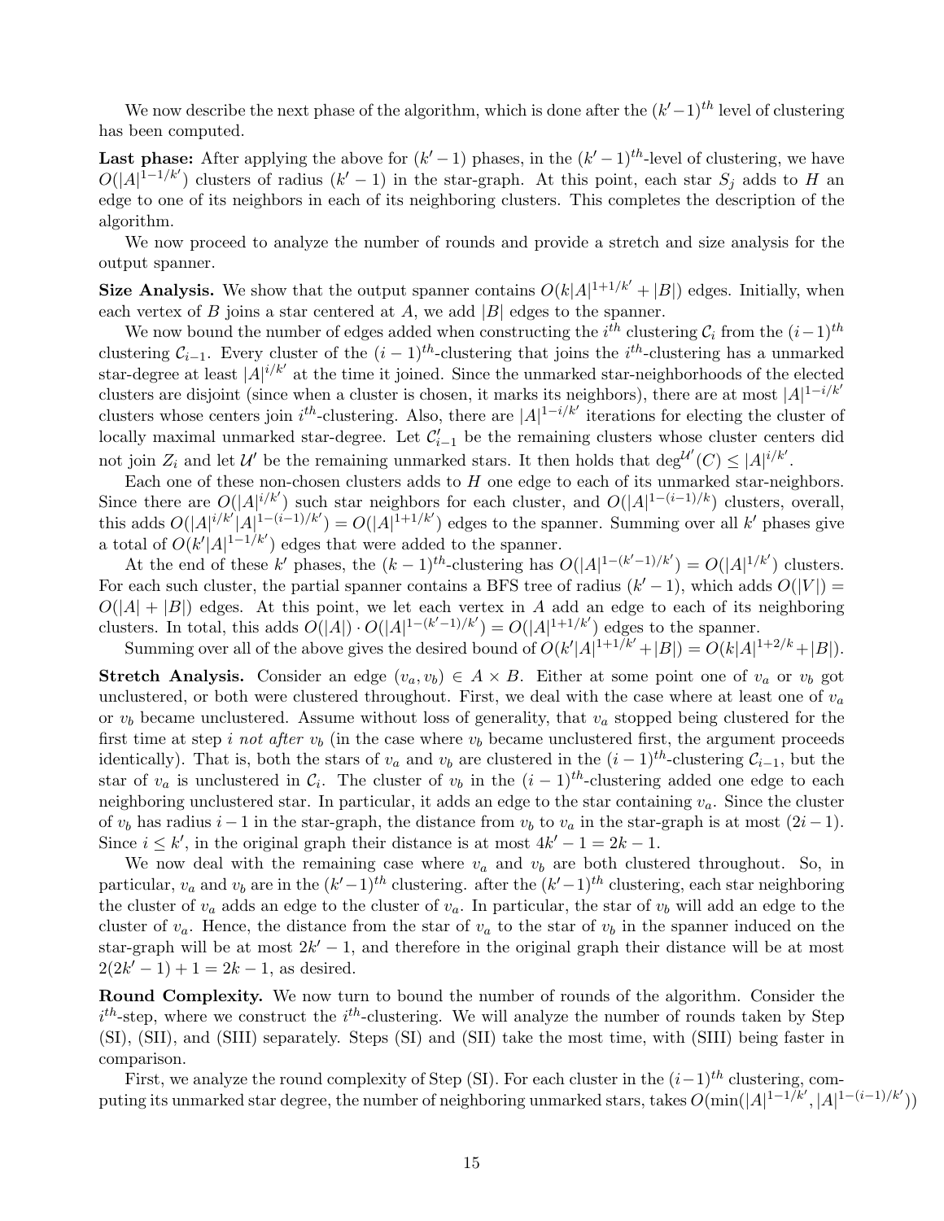We now describe the next phase of the algorithm, which is done after the $(k'-1)^{th}$ level of clustering has been computed.

**Last phase:** After applying the above for $(k'-1)$ phases, in the $(k'-1)^{th}$-level of clustering, we have $O(|A|^{1-1/k'})$ clusters of radius $(k'-1)$ in the star-graph. At this point, each star $S_j$ adds to $H$ an edge to one of its neighbors in each of its neighboring clusters. This completes the description of the algorithm.

We now proceed to analyze the number of rounds and provide a stretch and size analysis for the output spanner.

**Size Analysis.** We show that the output spanner contains $O(k|A|^{1+1/k'} + |B|)$ edges. Initially, when each vertex of $B$ joins a star centered at $A$, we add $|B|$ edges to the spanner.

We now bound the number of edges added when constructing the $i^{th}$ clustering $\mathcal{C}_i$ from the $(i-1)^{th}$ clustering $\mathcal{C}_{i-1}$. Every cluster of the $(i-1)^{th}$-clustering that joins the $i^{th}$-clustering has a unmarked star-degree at least $|A|^{i/k'}$ at the time it joined. Since the unmarked star-neighborhoods of the elected clusters are disjoint (since when a cluster is chosen, it marks its neighbors), there are at most $|A|^{1-i/k'}$ clusters whose centers join $i^{th}$-clustering. Also, there are $|A|^{1-i/k'}$ iterations for electing the cluster of locally maximal unmarked star-degree. Let $\mathcal{C}'_{i-1}$ be the remaining clusters whose cluster centers did not join $Z_i$ and let $\mathcal{U}'$ be the remaining unmarked stars. It then holds that $\deg^{\mathcal{U}'}(C) \leq |A|^{i/k'}$.

Each one of these non-chosen clusters adds to $H$ one edge to each of its unmarked star-neighbors. Since there are $O(|A|^{i/k'})$ such star neighbors for each cluster, and $O(|A|^{1-(i-1)/k})$ clusters, overall, this adds $O(|A|^{i/k'}|A|^{1-(i-1)/k'}) = O(|A|^{1+1/k'})$ edges to the spanner. Summing over all $k'$ phases give a total of $O(k'|A|^{1-1/k'})$ edges that were added to the spanner.

At the end of these $k'$ phases, the $(k-1)^{th}$-clustering has $O(|A|^{1-(k'-1)/k'}) = O(|A|^{1/k'})$ clusters. For each such cluster, the partial spanner contains a BFS tree of radius $(k'-1)$, which adds $O(|V|) = O(|A| + |B|)$ edges. At this point, we let each vertex in $A$ add an edge to each of its neighboring clusters. In total, this adds $O(|A|) \cdot O(|A|^{1-(k'-1)/k'}) = O(|A|^{1+1/k'})$ edges to the spanner.

Summing over all of the above gives the desired bound of $O(k'|A|^{1+1/k'} + |B|) = O(k|A|^{1+2/k} + |B|)$.

**Stretch Analysis.** Consider an edge $(v_a, v_b) \in A \times B$. Either at some point one of $v_a$ or $v_b$ got unclustered, or both were clustered throughout. First, we deal with the case where at least one of $v_a$ or $v_b$ became unclustered. Assume without loss of generality, that $v_a$ stopped being clustered for the first time at step $i$ *not after* $v_b$ (in the case where $v_b$ became unclustered first, the argument proceeds identically). That is, both the stars of $v_a$ and $v_b$ are clustered in the $(i-1)^{th}$-clustering $\mathcal{C}_{i-1}$, but the star of $v_a$ is unclustered in $\mathcal{C}_i$. The cluster of $v_b$ in the $(i-1)^{th}$-clustering added one edge to each neighboring unclustered star. In particular, it adds an edge to the star containing $v_a$. Since the cluster of $v_b$ has radius $i-1$ in the star-graph, the distance from $v_b$ to $v_a$ in the star-graph is at most $(2i-1)$. Since $i \leq k'$, in the original graph their distance is at most $4k'-1 = 2k-1$.

We now deal with the remaining case where $v_a$ and $v_b$ are both clustered throughout. So, in particular, $v_a$ and $v_b$ are in the $(k'-1)^{th}$ clustering. after the $(k'-1)^{th}$ clustering, each star neighboring the cluster of $v_a$ adds an edge to the cluster of $v_a$. In particular, the star of $v_b$ will add an edge to the cluster of $v_a$. Hence, the distance from the star of $v_a$ to the star of $v_b$ in the spanner induced on the star-graph will be at most $2k'-1$, and therefore in the original graph their distance will be at most $2(2k'-1)+1 = 2k-1$, as desired.

**Round Complexity.** We now turn to bound the number of rounds of the algorithm. Consider the $i^{th}$-step, where we construct the $i^{th}$-clustering. We will analyze the number of rounds taken by Step (SI), (SII), and (SIII) separately. Steps (SI) and (SII) take the most time, with (SIII) being faster in comparison.

First, we analyze the round complexity of Step (SI). For each cluster in the $(i-1)^{th}$ clustering, computing its unmarked star degree, the number of neighboring unmarked stars, takes $O(\min(|A|^{1-1/k'}, |A|^{1-(i-1)/k'}))$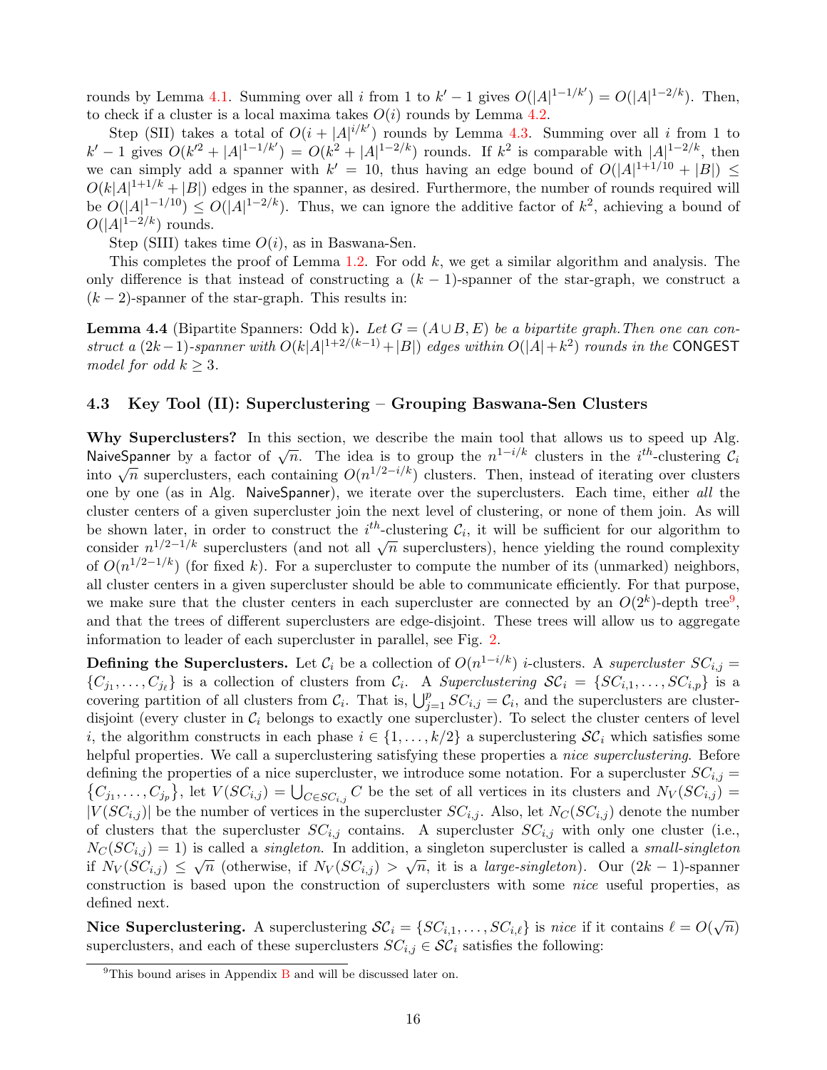rounds by Lemma 4.1. Summing over all $i$ from 1 to $k'-1$ gives $O(|A|^{1-1/k'}) = O(|A|^{1-2/k})$. Then, to check if a cluster is a local maxima takes $O(i)$ rounds by Lemma 4.2.

Step (SII) takes a total of $O(i + |A|^{i/k'})$ rounds by Lemma 4.3. Summing over all $i$ from 1 to $k'-1$ gives $O(k'^2 + |A|^{1-1/k'}) = O(k^2 + |A|^{1-2/k})$ rounds. If $k^2$ is comparable with $|A|^{1-2/k}$, then we can simply add a spanner with $k' = 10$, thus having an edge bound of $O(|A|^{1+1/10} + |B|) \leq O(k|A|^{1+1/k} + |B|)$ edges in the spanner, as desired. Furthermore, the number of rounds required will be $O(|A|^{1-1/10}) \leq O(|A|^{1-2/k})$. Thus, we can ignore the additive factor of $k^2$, achieving a bound of $O(|A|^{1-2/k})$ rounds.

Step (SIII) takes time $O(i)$, as in Baswana-Sen.

This completes the proof of Lemma 1.2. For odd $k$, we get a similar algorithm and analysis. The only difference is that instead of constructing a $(k-1)$-spanner of the star-graph, we construct a $(k-2)$-spanner of the star-graph. This results in:

**Lemma 4.4** (Bipartite Spanners: Odd k)**.** *Let $G = (A \cup B, E)$ be a bipartite graph. Then one can construct a $(2k-1)$-spanner with $O(k|A|^{1+2/(k-1)} + |B|)$ edges within $O(|A| + k^2)$ rounds in the* CONGEST *model for odd $k \geq 3$.*

### 4.3 Key Tool (II): Superclustering – Grouping Baswana-Sen Clusters

**Why Superclusters?** In this section, we describe the main tool that allows us to speed up Alg. NaiveSpanner by a factor of $\sqrt{n}$. The idea is to group the $n^{1-i/k}$ clusters in the $i^{th}$-clustering $\mathcal{C}_i$ into $\sqrt{n}$ superclusters, each containing $O(n^{1/2-i/k})$ clusters. Then, instead of iterating over clusters one by one (as in Alg. NaiveSpanner), we iterate over the superclusters. Each time, either *all* the cluster centers of a given supercluster join the next level of clustering, or none of them join. As will be shown later, in order to construct the $i^{th}$-clustering $\mathcal{C}_i$, it will be sufficient for our algorithm to consider $n^{1/2-1/k}$ superclusters (and not all $\sqrt{n}$ superclusters), hence yielding the round complexity of $O(n^{1/2-1/k})$ (for fixed $k$). For a supercluster to compute the number of its (unmarked) neighbors, all cluster centers in a given supercluster should be able to communicate efficiently. For that purpose, we make sure that the cluster centers in each supercluster are connected by an $O(2^k)$-depth tree[9], and that the trees of different superclusters are edge-disjoint. These trees will allow us to aggregate information to leader of each supercluster in parallel, see Fig. 2.

**Defining the Superclusters.** Let $\mathcal{C}_i$ be a collection of $O(n^{1-i/k})$ $i$-clusters. A *supercluster* $SC_{i,j} = \{C_{j_1}, \ldots, C_{j_\ell}\}$ is a collection of clusters from $\mathcal{C}_i$. A *Superclustering* $\mathcal{SC}_i = \{SC_{i,1}, \ldots, SC_{i,p}\}$ is a covering partition of all clusters from $\mathcal{C}_i$. That is, $\bigcup_{j=1}^{p} SC_{i,j} = \mathcal{C}_i$, and the superclusters are cluster-disjoint (every cluster in $\mathcal{C}_i$ belongs to exactly one supercluster). To select the cluster centers of level $i$, the algorithm constructs in each phase $i \in \{1, \ldots, k/2\}$ a superclustering $\mathcal{SC}_i$ which satisfies some helpful properties. We call a superclustering satisfying these properties a *nice superclustering*. Before defining the properties of a nice supercluster, we introduce some notation. For a supercluster $SC_{i,j} = \{C_{j_1}, \ldots, C_{j_p}\}$, let $V(SC_{i,j}) = \bigcup_{C \in SC_{i,j}} C$ be the set of all vertices in its clusters and $N_V(SC_{i,j}) = |V(SC_{i,j})|$ be the number of vertices in the supercluster $SC_{i,j}$. Also, let $N_C(SC_{i,j})$ denote the number of clusters that the supercluster $SC_{i,j}$ contains. A supercluster $SC_{i,j}$ with only one cluster (i.e., $N_C(SC_{i,j}) = 1$) is called a *singleton*. In addition, a singleton supercluster is called a *small-singleton* if $N_V(SC_{i,j}) \leq \sqrt{n}$ (otherwise, if $N_V(SC_{i,j}) > \sqrt{n}$, it is a *large-singleton*). Our $(2k-1)$-spanner construction is based upon the construction of superclusters with some *nice* useful properties, as defined next.

**Nice Superclustering.** A superclustering $\mathcal{SC}_i = \{SC_{i,1}, \ldots, SC_{i,\ell}\}$ is *nice* if it contains $\ell = O(\sqrt{n})$ superclusters, and each of these superclusters $SC_{i,j} \in \mathcal{SC}_i$ satisfies the following:

[9] This bound arises in Appendix B and will be discussed later on.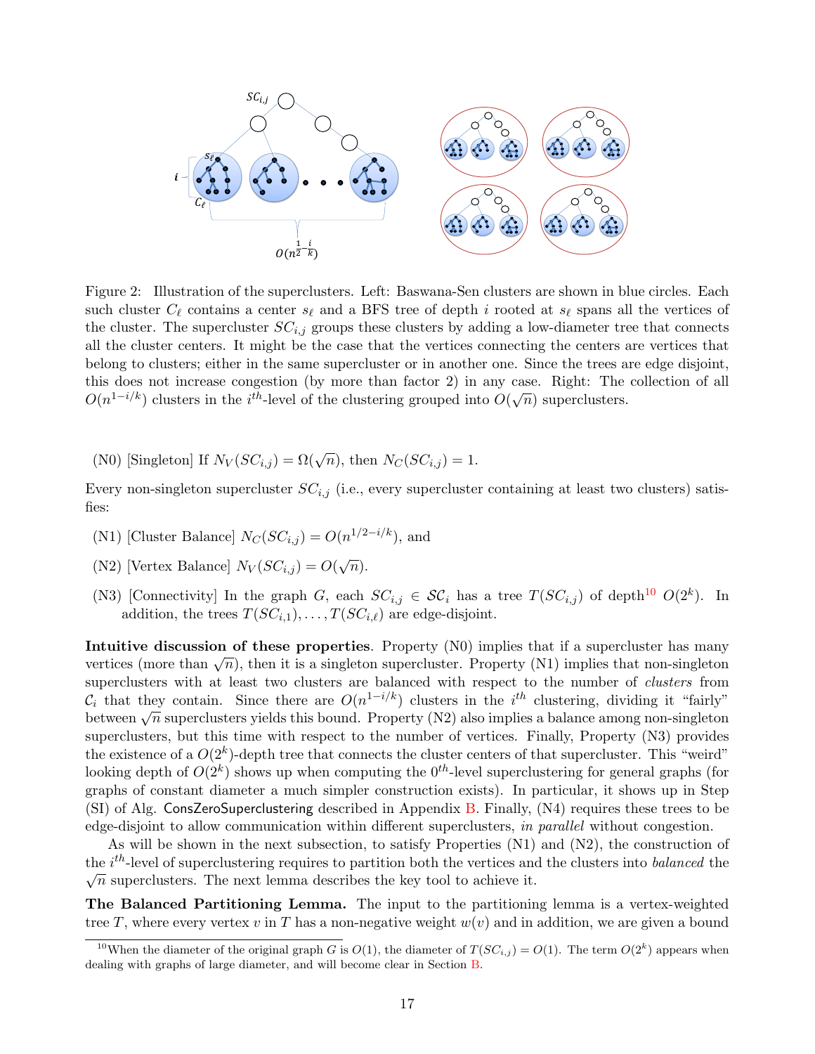Figure 2: Illustration of the superclusters. Left: Baswana-Sen clusters are shown in blue circles. Each such cluster $C_\ell$ contains a center $s_\ell$ and a BFS tree of depth $i$ rooted at $s_\ell$ spans all the vertices of the cluster. The supercluster $SC_{i,j}$ groups these clusters by adding a low-diameter tree that connects all the cluster centers. It might be the case that the vertices connecting the centers are vertices that belong to clusters; either in the same supercluster or in another one. Since the trees are edge disjoint, this does not increase congestion (by more than factor 2) in any case. Right: The collection of all $O(n^{1-i/k})$ clusters in the $i^{th}$-level of the clustering grouped into $O(\sqrt{n})$ superclusters.

(N0) [Singleton] If $N_V(SC_{i,j}) = \Omega(\sqrt{n})$, then $N_C(SC_{i,j}) = 1$.

Every non-singleton supercluster $SC_{i,j}$ (i.e., every supercluster containing at least two clusters) satisfies:

(N1) [Cluster Balance] $N_C(SC_{i,j}) = O(n^{1/2-i/k})$, and

(N2) [Vertex Balance] $N_V(SC_{i,j}) = O(\sqrt{n})$.

(N3) [Connectivity] In the graph $G$, each $SC_{i,j} \in \mathcal{SC}_i$ has a tree $T(SC_{i,j})$ of depth[10] $O(2^k)$. In addition, the trees $T(SC_{i,1}), \ldots, T(SC_{i,\ell})$ are edge-disjoint.

**Intuitive discussion of these properties**. Property (N0) implies that if a supercluster has many vertices (more than $\sqrt{n}$), then it is a singleton supercluster. Property (N1) implies that non-singleton superclusters with at least two clusters are balanced with respect to the number of *clusters* from $\mathcal{C}_i$ that they contain. Since there are $O(n^{1-i/k})$ clusters in the $i^{th}$ clustering, dividing it "fairly" between $\sqrt{n}$ superclusters yields this bound. Property (N2) also implies a balance among non-singleton superclusters, but this time with respect to the number of vertices. Finally, Property (N3) provides the existence of a $O(2^k)$-depth tree that connects the cluster centers of that supercluster. This "weird" looking depth of $O(2^k)$ shows up when computing the $0^{th}$-level superclustering for general graphs (for graphs of constant diameter a much simpler construction exists). In particular, it shows up in Step (SI) of Alg. ConsZeroSuperclustering described in Appendix B. Finally, (N4) requires these trees to be edge-disjoint to allow communication within different superclusters, *in parallel* without congestion.

As will be shown in the next subsection, to satisfy Properties (N1) and (N2), the construction of the $i^{th}$-level of superclustering requires to partition both the vertices and the clusters into *balanced* the $\sqrt{n}$ superclusters. The next lemma describes the key tool to achieve it.

**The Balanced Partitioning Lemma.** The input to the partitioning lemma is a vertex-weighted tree $T$, where every vertex $v$ in $T$ has a non-negative weight $w(v)$ and in addition, we are given a bound

[10] When the diameter of the original graph $G$ is $O(1)$, the diameter of $T(SC_{i,j}) = O(1)$. The term $O(2^k)$ appears when dealing with graphs of large diameter, and will become clear in Section B.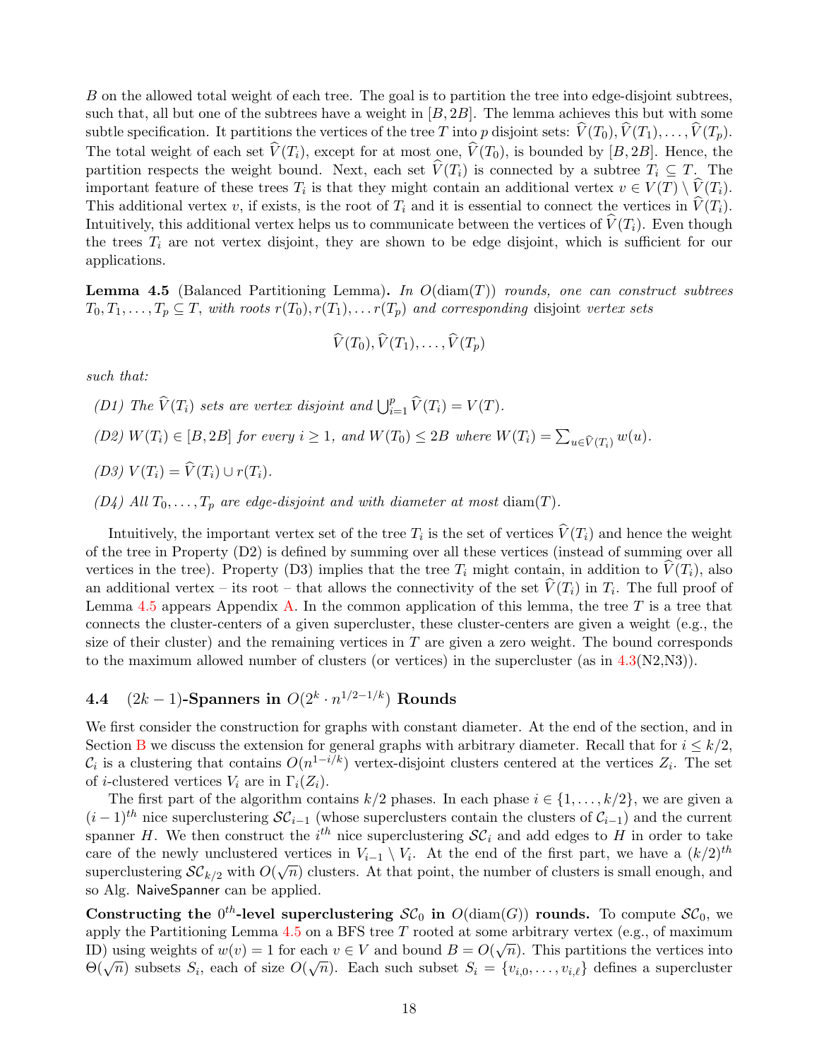$B$ on the allowed total weight of each tree. The goal is to partition the tree into edge-disjoint subtrees, such that, all but one of the subtrees have a weight in $[B, 2B]$. The lemma achieves this but with some subtle specification. It partitions the vertices of the tree $T$ into $p$ disjoint sets: $\widehat{V}(T_0), \widehat{V}(T_1), \ldots, \widehat{V}(T_p)$. The total weight of each set $\widehat{V}(T_i)$, except for at most one, $\widehat{V}(T_0)$, is bounded by $[B, 2B]$. Hence, the partition respects the weight bound. Next, each set $\widehat{V}(T_i)$ is connected by a subtree $T_i \subseteq T$. The important feature of these trees $T_i$ is that they might contain an additional vertex $v \in V(T) \setminus \widehat{V}(T_i)$. This additional vertex $v$, if exists, is the root of $T_i$ and it is essential to connect the vertices in $\widehat{V}(T_i)$. Intuitively, this additional vertex helps us to communicate between the vertices of $\widehat{V}(T_i)$. Even though the trees $T_i$ are not vertex disjoint, they are shown to be edge disjoint, which is sufficient for our applications.

**Lemma 4.5** (Balanced Partitioning Lemma)**.** *In $O(\mathrm{diam}(T))$ rounds, one can construct subtrees $T_0, T_1, \ldots, T_p \subseteq T$, with roots $r(T_0), r(T_1), \ldots r(T_p)$ and corresponding* disjoint *vertex sets*

$$\widehat{V}(T_0), \widehat{V}(T_1), \ldots, \widehat{V}(T_p)$$

*such that:*

- *(D1) The $\widehat{V}(T_i)$ sets are vertex disjoint and $\bigcup_{i=1}^{p} \widehat{V}(T_i) = V(T)$.*
- *(D2) $W(T_i) \in [B, 2B]$ for every $i \geq 1$, and $W(T_0) \leq 2B$ where $W(T_i) = \sum_{u \in \widehat{V}(T_i)} w(u)$.*
- *(D3) $V(T_i) = \widehat{V}(T_i) \cup r(T_i)$.*
- *(D4) All $T_0, \ldots, T_p$ are edge-disjoint and with diameter at most $\mathrm{diam}(T)$.*

Intuitively, the important vertex set of the tree $T_i$ is the set of vertices $\widehat{V}(T_i)$ and hence the weight of the tree in Property (D2) is defined by summing over all these vertices (instead of summing over all vertices in the tree). Property (D3) implies that the tree $T_i$ might contain, in addition to $\widehat{V}(T_i)$, also an additional vertex – its root – that allows the connectivity of the set $\widehat{V}(T_i)$ in $T_i$. The full proof of Lemma 4.5 appears Appendix A. In the common application of this lemma, the tree $T$ is a tree that connects the cluster-centers of a given supercluster, these cluster-centers are given a weight (e.g., the size of their cluster) and the remaining vertices in $T$ are given a zero weight. The bound corresponds to the maximum allowed number of clusters (or vertices) in the supercluster (as in 4.3(N2,N3)).

### 4.4 $(2k-1)$-Spanners in $O(2^k \cdot n^{1/2-1/k})$ Rounds

We first consider the construction for graphs with constant diameter. At the end of the section, and in Section B we discuss the extension for general graphs with arbitrary diameter. Recall that for $i \leq k/2$, $\mathcal{C}_i$ is a clustering that contains $O(n^{1-i/k})$ vertex-disjoint clusters centered at the vertices $Z_i$. The set of $i$-clustered vertices $V_i$ are in $\Gamma_i(Z_i)$.

The first part of the algorithm contains $k/2$ phases. In each phase $i \in \{1, \ldots, k/2\}$, we are given a $(i-1)^{th}$ nice superclustering $\mathcal{SC}_{i-1}$ (whose superclusters contain the clusters of $\mathcal{C}_{i-1}$) and the current spanner $H$. We then construct the $i^{th}$ nice superclustering $\mathcal{SC}_i$ and add edges to $H$ in order to take care of the newly unclustered vertices in $V_{i-1} \setminus V_i$. At the end of the first part, we have a $(k/2)^{th}$ superclustering $\mathcal{SC}_{k/2}$ with $O(\sqrt{n})$ clusters. At that point, the number of clusters is small enough, and so Alg. NaiveSpanner can be applied.

**Constructing the $0^{th}$-level superclustering $\mathcal{SC}_0$ in $O(\mathrm{diam}(G))$ rounds.** To compute $\mathcal{SC}_0$, we apply the Partitioning Lemma 4.5 on a BFS tree $T$ rooted at some arbitrary vertex (e.g., of maximum ID) using weights of $w(v) = 1$ for each $v \in V$ and bound $B = O(\sqrt{n})$. This partitions the vertices into $\Theta(\sqrt{n})$ subsets $S_i$, each of size $O(\sqrt{n})$. Each such subset $S_i = \{v_{i,0}, \ldots, v_{i,\ell}\}$ defines a supercluster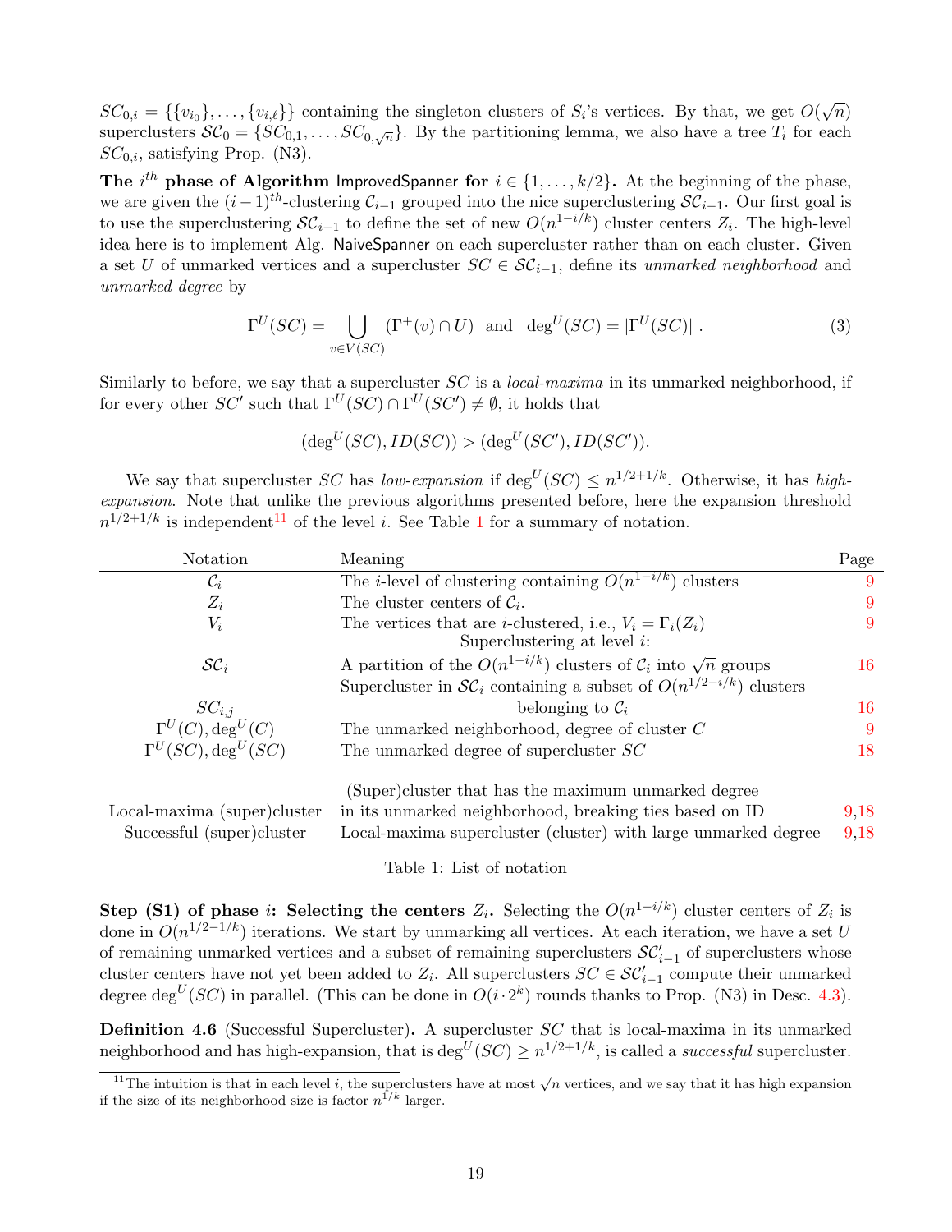$SC_{0,i} = \{\{v_{i_0}\}, \ldots, \{v_{i,\ell}\}\}$ containing the singleton clusters of $S_i$'s vertices. By that, we get $O(\sqrt{n})$ superclusters $\mathcal{SC}_0 = \{SC_{0,1}, \ldots, SC_{0,\sqrt{n}}\}$. By the partitioning lemma, we also have a tree $T_i$ for each $SC_{0,i}$, satisfying Prop. (N3).

**The $i^{th}$ phase of Algorithm ImprovedSpanner for $i \in \{1, \ldots, k/2\}$.** At the beginning of the phase, we are given the $(i-1)^{th}$-clustering $\mathcal{C}_{i-1}$ grouped into the nice superclustering $\mathcal{SC}_{i-1}$. Our first goal is to use the superclustering $\mathcal{SC}_{i-1}$ to define the set of new $O(n^{1-i/k})$ cluster centers $Z_i$. The high-level idea here is to implement Alg. NaiveSpanner on each supercluster rather than on each cluster. Given a set $U$ of unmarked vertices and a supercluster $SC \in \mathcal{SC}_{i-1}$, define its *unmarked neighborhood* and *unmarked degree* by

$$\Gamma^U(SC) = \bigcup_{v \in V(SC)} (\Gamma^+(v) \cap U) \text{ and } \deg^U(SC) = |\Gamma^U(SC)| \ . \tag{3}$$

Similarly to before, we say that a supercluster $SC$ is a *local-maxima* in its unmarked neighborhood, if for every other $SC'$ such that $\Gamma^U(SC) \cap \Gamma^U(SC') \neq \emptyset$, it holds that

$$(\deg^U(SC), ID(SC)) > (\deg^U(SC'), ID(SC')).$$

We say that supercluster $SC$ has *low-expansion* if $\deg^U(SC) \leq n^{1/2+1/k}$. Otherwise, it has *high-expansion*. Note that unlike the previous algorithms presented before, here the expansion threshold $n^{1/2+1/k}$ is independent[11] of the level $i$. See Table 1 for a summary of notation.

| Notation | Meaning | Page |
|---|---|---|
| $\mathcal{C}_i$ | The $i$-level of clustering containing $O(n^{1-i/k})$ clusters | 9 |
| $Z_i$ | The cluster centers of $\mathcal{C}_i$. | 9 |
| $V_i$ | The vertices that are $i$-clustered, i.e., $V_i = \Gamma_i(Z_i)$ | 9 |
| $\mathcal{SC}_i$ | Superclustering at level $i$: A partition of the $O(n^{1-i/k})$ clusters of $\mathcal{C}_i$ into $\sqrt{n}$ groups | 16 |
| $SC_{i,j}$ | Supercluster in $\mathcal{SC}_i$ containing a subset of $O(n^{1/2-i/k})$ clusters belonging to $\mathcal{C}_i$ | 16 |
| $\Gamma^U(C), \deg^U(C)$ | The unmarked neighborhood, degree of cluster $C$ | 9 |
| $\Gamma^U(SC), \deg^U(SC)$ | The unmarked degree of supercluster $SC$ | 18 |
| Local-maxima (super)cluster | (Super)cluster that has the maximum unmarked degree in its unmarked neighborhood, breaking ties based on ID | 9,18 |
| Successful (super)cluster | Local-maxima supercluster (cluster) with large unmarked degree | 9,18 |

Table 1: List of notation

**Step (S1) of phase $i$: Selecting the centers $Z_i$.** Selecting the $O(n^{1-i/k})$ cluster centers of $Z_i$ is done in $O(n^{1/2-1/k})$ iterations. We start by unmarking all vertices. At each iteration, we have a set $U$ of remaining unmarked vertices and a subset of remaining superclusters $\mathcal{SC}'_{i-1}$ of superclusters whose cluster centers have not yet been added to $Z_i$. All superclusters $SC \in \mathcal{SC}'_{i-1}$ compute their unmarked degree $\deg^U(SC)$ in parallel. (This can be done in $O(i \cdot 2^k)$ rounds thanks to Prop. (N3) in Desc. 4.3).

**Definition 4.6** (Successful Supercluster)**.** A supercluster $SC$ that is local-maxima in its unmarked neighborhood and has high-expansion, that is $\deg^U(SC) \geq n^{1/2+1/k}$, is called a *successful* supercluster.

[11] The intuition is that in each level $i$, the superclusters have at most $\sqrt{n}$ vertices, and we say that it has high expansion if the size of its neighborhood size is factor $n^{1/k}$ larger.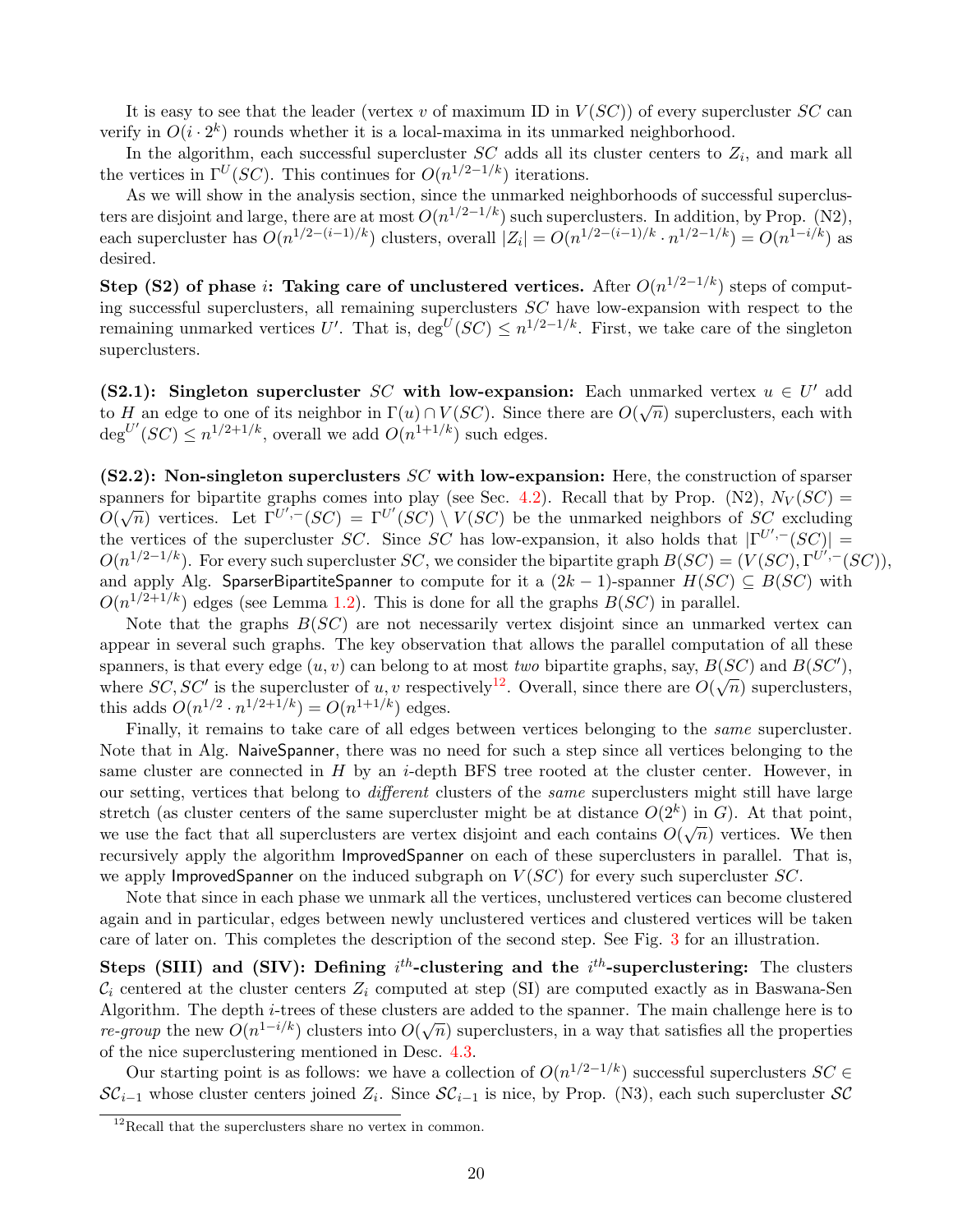It is easy to see that the leader (vertex $v$ of maximum ID in $V(SC)$) of every supercluster $SC$ can verify in $O(i \cdot 2^k)$ rounds whether it is a local-maxima in its unmarked neighborhood.

In the algorithm, each successful supercluster $SC$ adds all its cluster centers to $Z_i$, and mark all the vertices in $\Gamma^U(SC)$. This continues for $O(n^{1/2-1/k})$ iterations.

As we will show in the analysis section, since the unmarked neighborhoods of successful superclusters are disjoint and large, there are at most $O(n^{1/2-1/k})$ such superclusters. In addition, by Prop. (N2), each supercluster has $O(n^{1/2-(i-1)/k})$ clusters, overall $|Z_i| = O(n^{1/2-(i-1)/k} \cdot n^{1/2-1/k}) = O(n^{1-i/k})$ as desired.

**Step (S2) of phase $i$: Taking care of unclustered vertices.** After $O(n^{1/2-1/k})$ steps of computing successful superclusters, all remaining superclusters $SC$ have low-expansion with respect to the remaining unmarked vertices $U'$. That is, $\deg^U(SC) \leq n^{1/2-1/k}$. First, we take care of the singleton superclusters.

**(S2.1): Singleton supercluster $SC$ with low-expansion:** Each unmarked vertex $u \in U'$ add to $H$ an edge to one of its neighbor in $\Gamma(u) \cap V(SC)$. Since there are $O(\sqrt{n})$ superclusters, each with $\deg^{U'}(SC) \leq n^{1/2+1/k}$, overall we add $O(n^{1+1/k})$ such edges.

**(S2.2): Non-singleton superclusters $SC$ with low-expansion:** Here, the construction of sparser spanners for bipartite graphs comes into play (see Sec. 4.2). Recall that by Prop. (N2), $N_V(SC) = O(\sqrt{n})$ vertices. Let $\Gamma^{U',-}(SC) = \Gamma^{U'}(SC) \setminus V(SC)$ be the unmarked neighbors of $SC$ excluding the vertices of the supercluster $SC$. Since $SC$ has low-expansion, it also holds that $|\Gamma^{U',-}(SC)| = O(n^{1/2-1/k})$. For every such supercluster $SC$, we consider the bipartite graph $B(SC) = (V(SC), \Gamma^{U',-}(SC))$, and apply Alg. SparserBipartiteSpanner to compute for it a $(2k-1)$-spanner $H(SC) \subseteq B(SC)$ with $O(n^{1/2+1/k})$ edges (see Lemma 1.2). This is done for all the graphs $B(SC)$ in parallel.

Note that the graphs $B(SC)$ are not necessarily vertex disjoint since an unmarked vertex can appear in several such graphs. The key observation that allows the parallel computation of all these spanners, is that every edge $(u, v)$ can belong to at most *two* bipartite graphs, say, $B(SC)$ and $B(SC')$, where $SC, SC'$ is the supercluster of $u, v$ respectively[12]. Overall, since there are $O(\sqrt{n})$ superclusters, this adds $O(n^{1/2} \cdot n^{1/2+1/k}) = O(n^{1+1/k})$ edges.

Finally, it remains to take care of all edges between vertices belonging to the *same* supercluster. Note that in Alg. NaiveSpanner, there was no need for such a step since all vertices belonging to the same cluster are connected in $H$ by an $i$-depth BFS tree rooted at the cluster center. However, in our setting, vertices that belong to *different* clusters of the *same* superclusters might still have large stretch (as cluster centers of the same supercluster might be at distance $O(2^k)$ in $G$). At that point, we use the fact that all superclusters are vertex disjoint and each contains $O(\sqrt{n})$ vertices. We then recursively apply the algorithm ImprovedSpanner on each of these superclusters in parallel. That is, we apply ImprovedSpanner on the induced subgraph on $V(SC)$ for every such supercluster $SC$.

Note that since in each phase we unmark all the vertices, unclustered vertices can become clustered again and in particular, edges between newly unclustered vertices and clustered vertices will be taken care of later on. This completes the description of the second step. See Fig. 3 for an illustration.

**Steps (SIII) and (SIV): Defining $i^{th}$-clustering and the $i^{th}$-superclustering:** The clusters $\mathcal{C}_i$ centered at the cluster centers $Z_i$ computed at step (SI) are computed exactly as in Baswana-Sen Algorithm. The depth $i$-trees of these clusters are added to the spanner. The main challenge here is to *re-group* the new $O(n^{1-i/k})$ clusters into $O(\sqrt{n})$ superclusters, in a way that satisfies all the properties of the nice superclustering mentioned in Desc. 4.3.

Our starting point is as follows: we have a collection of $O(n^{1/2-1/k})$ successful superclusters $SC \in \mathcal{SC}_{i-1}$ whose cluster centers joined $Z_i$. Since $\mathcal{SC}_{i-1}$ is nice, by Prop. (N3), each such supercluster $\mathcal{SC}$

[12] Recall that the superclusters share no vertex in common.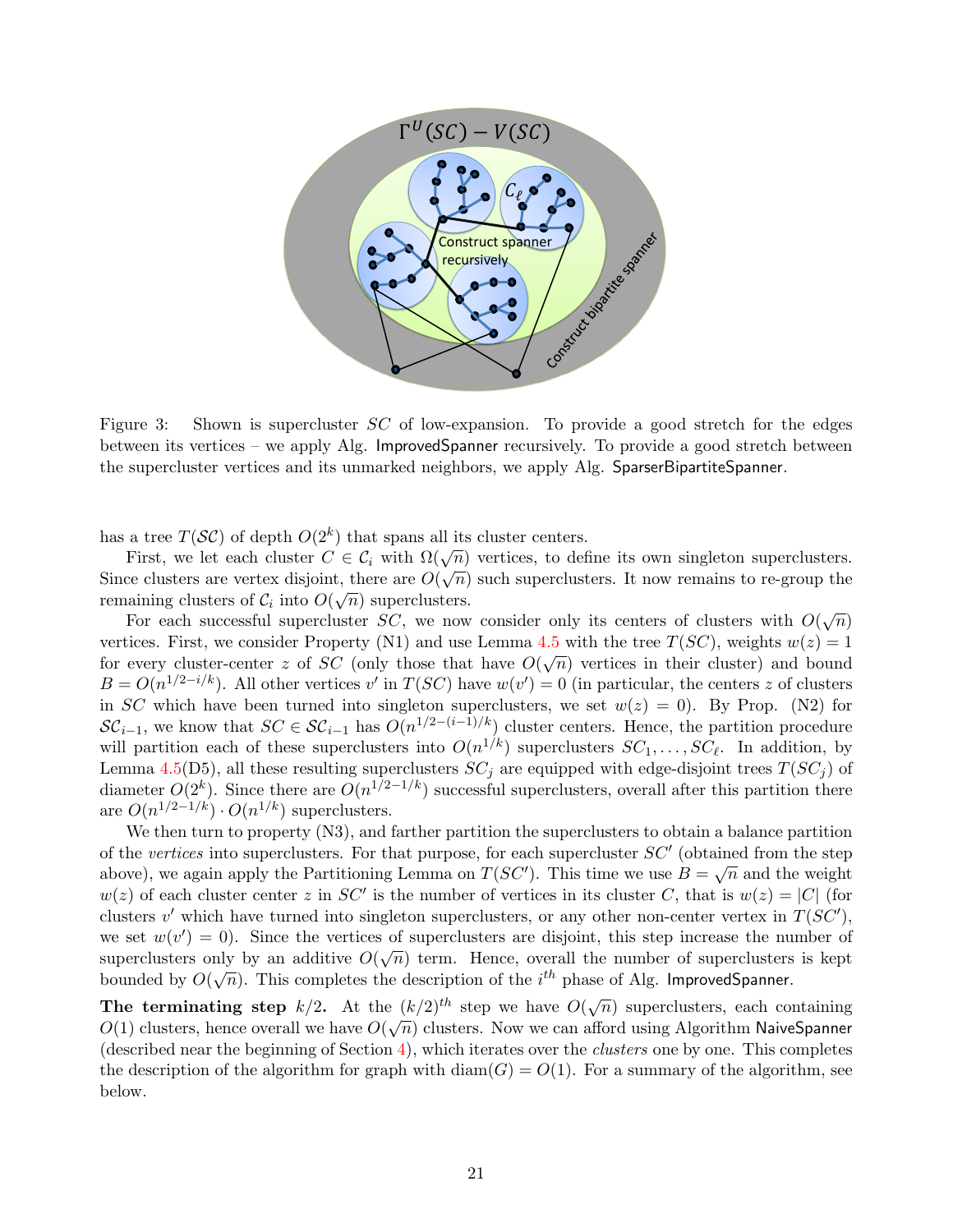Figure 3: Shown is supercluster $SC$ of low-expansion. To provide a good stretch for the edges between its vertices – we apply Alg. ImprovedSpanner recursively. To provide a good stretch between the supercluster vertices and its unmarked neighbors, we apply Alg. SparserBipartiteSpanner.

has a tree $T(\mathcal{SC})$ of depth $O(2^k)$ that spans all its cluster centers.

First, we let each cluster $C \in \mathcal{C}_i$ with $\Omega(\sqrt{n})$ vertices, to define its own singleton superclusters. Since clusters are vertex disjoint, there are $O(\sqrt{n})$ such superclusters. It now remains to re-group the remaining clusters of $\mathcal{C}_i$ into $O(\sqrt{n})$ superclusters.

For each successful supercluster $SC$, we now consider only its centers of clusters with $O(\sqrt{n})$ vertices. First, we consider Property (N1) and use Lemma 4.5 with the tree $T(SC)$, weights $w(z) = 1$ for every cluster-center $z$ of $SC$ (only those that have $O(\sqrt{n})$ vertices in their cluster) and bound $B = O(n^{1/2-i/k})$. All other vertices $v'$ in $T(SC)$ have $w(v') = 0$ (in particular, the centers $z$ of clusters in $SC$ which have been turned into singleton superclusters, we set $w(z) = 0$). By Prop. (N2) for $\mathcal{SC}_{i-1}$, we know that $SC \in \mathcal{SC}_{i-1}$ has $O(n^{1/2-(i-1)/k})$ cluster centers. Hence, the partition procedure will partition each of these superclusters into $O(n^{1/k})$ superclusters $SC_1, \ldots, SC_\ell$. In addition, by Lemma 4.5(D5), all these resulting superclusters $SC_j$ are equipped with edge-disjoint trees $T(SC_j)$ of diameter $O(2^k)$. Since there are $O(n^{1/2-1/k})$ successful superclusters, overall after this partition there are $O(n^{1/2-1/k}) \cdot O(n^{1/k})$ superclusters.

We then turn to property (N3), and farther partition the superclusters to obtain a balance partition of the *vertices* into superclusters. For that purpose, for each supercluster $SC'$ (obtained from the step above), we again apply the Partitioning Lemma on $T(SC')$. This time we use $B = \sqrt{n}$ and the weight $w(z)$ of each cluster center $z$ in $SC'$ is the number of vertices in its cluster $C$, that is $w(z) = |C|$ (for clusters $v'$ which have turned into singleton superclusters, or any other non-center vertex in $T(SC')$, we set $w(v') = 0$). Since the vertices of superclusters are disjoint, this step increase the number of superclusters only by an additive $O(\sqrt{n})$ term. Hence, overall the number of superclusters is kept bounded by $O(\sqrt{n})$. This completes the description of the $i^{th}$ phase of Alg. ImprovedSpanner.

**The terminating step $k/2$.** At the $(k/2)^{th}$ step we have $O(\sqrt{n})$ superclusters, each containing $O(1)$ clusters, hence overall we have $O(\sqrt{n})$ clusters. Now we can afford using Algorithm NaiveSpanner (described near the beginning of Section 4), which iterates over the *clusters* one by one. This completes the description of the algorithm for graph with $\text{diam}(G) = O(1)$. For a summary of the algorithm, see below.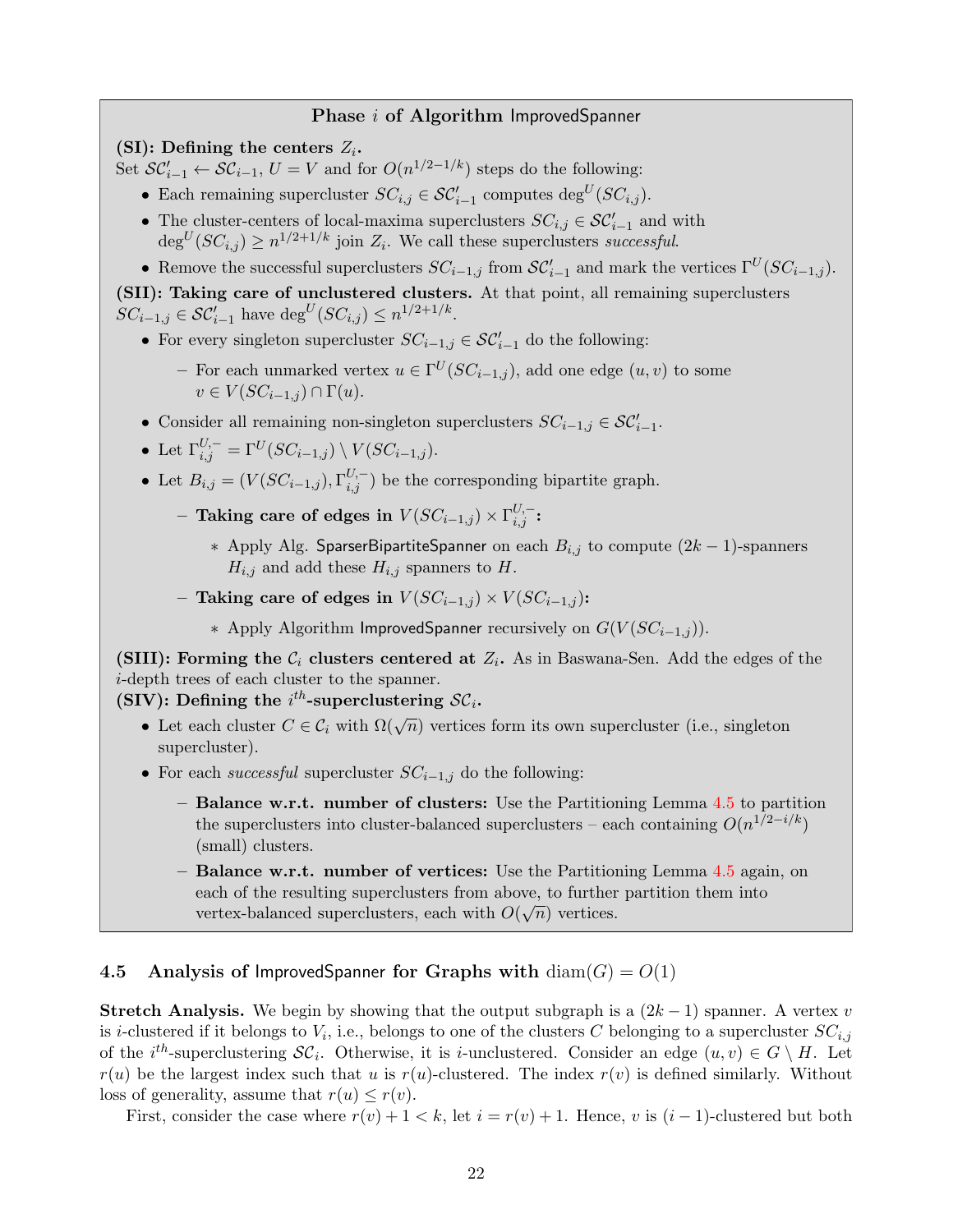**Phase $i$ of Algorithm ImprovedSpanner**

**(SI): Defining the centers $Z_i$.**
Set $\mathcal{SC}'_{i-1} \leftarrow \mathcal{SC}_{i-1}$, $U = V$ and for $O(n^{1/2-1/k})$ steps do the following:

- Each remaining supercluster $SC_{i,j} \in \mathcal{SC}'_{i-1}$ computes $\deg^U(SC_{i,j})$.
- The cluster-centers of local-maxima superclusters $SC_{i,j} \in \mathcal{SC}'_{i-1}$ and with $\deg^U(SC_{i,j}) \geq n^{1/2+1/k}$ join $Z_i$. We call these superclusters *successful*.
- Remove the successful superclusters $SC_{i-1,j}$ from $\mathcal{SC}'_{i-1}$ and mark the vertices $\Gamma^U(SC_{i-1,j})$.

**(SII): Taking care of unclustered clusters.** At that point, all remaining superclusters $SC_{i-1,j} \in \mathcal{SC}'_{i-1}$ have $\deg^U(SC_{i,j}) \leq n^{1/2+1/k}$.

- For every singleton supercluster $SC_{i-1,j} \in \mathcal{SC}'_{i-1}$ do the following:
  - For each unmarked vertex $u \in \Gamma^U(SC_{i-1,j})$, add one edge $(u, v)$ to some $v \in V(SC_{i-1,j}) \cap \Gamma(u)$.
- Consider all remaining non-singleton superclusters $SC_{i-1,j} \in \mathcal{SC}'_{i-1}$.
- Let $\Gamma^{U,-}_{i,j} = \Gamma^U(SC_{i-1,j}) \setminus V(SC_{i-1,j})$.
- Let $B_{i,j} = (V(SC_{i-1,j}), \Gamma^{U,-}_{i,j})$ be the corresponding bipartite graph.
  - **Taking care of edges in $V(SC_{i-1,j}) \times \Gamma^{U,-}_{i,j}$:**
    - Apply Alg. SparserBipartiteSpanner on each $B_{i,j}$ to compute $(2k-1)$-spanners $H_{i,j}$ and add these $H_{i,j}$ spanners to $H$.
  - **Taking care of edges in $V(SC_{i-1,j}) \times V(SC_{i-1,j})$:**
    - Apply Algorithm ImprovedSpanner recursively on $G(V(SC_{i-1,j}))$.

**(SIII): Forming the $\mathcal{C}_i$ clusters centered at $Z_i$.** As in Baswana-Sen. Add the edges of the $i$-depth trees of each cluster to the spanner.
**(SIV): Defining the $i^{th}$-superclustering $\mathcal{SC}_i$.**

- Let each cluster $C \in \mathcal{C}_i$ with $\Omega(\sqrt{n})$ vertices form its own supercluster (i.e., singleton supercluster).
- For each *successful* supercluster $SC_{i-1,j}$ do the following:
  - **Balance w.r.t. number of clusters:** Use the Partitioning Lemma 4.5 to partition the superclusters into cluster-balanced superclusters – each containing $O(n^{1/2-i/k})$ (small) clusters.
  - **Balance w.r.t. number of vertices:** Use the Partitioning Lemma 4.5 again, on each of the resulting superclusters from above, to further partition them into vertex-balanced superclusters, each with $O(\sqrt{n})$ vertices.

### 4.5 Analysis of ImprovedSpanner for Graphs with $\text{diam}(G) = O(1)$

**Stretch Analysis.** We begin by showing that the output subgraph is a $(2k-1)$ spanner. A vertex $v$ is $i$-clustered if it belongs to $V_i$, i.e., belongs to one of the clusters $C$ belonging to a supercluster $SC_{i,j}$ of the $i^{th}$-superclustering $\mathcal{SC}_i$. Otherwise, it is $i$-unclustered. Consider an edge $(u, v) \in G \setminus H$. Let $r(u)$ be the largest index such that $u$ is $r(u)$-clustered. The index $r(v)$ is defined similarly. Without loss of generality, assume that $r(u) \leq r(v)$.

First, consider the case where $r(v) + 1 < k$, let $i = r(v) + 1$. Hence, $v$ is $(i-1)$-clustered but both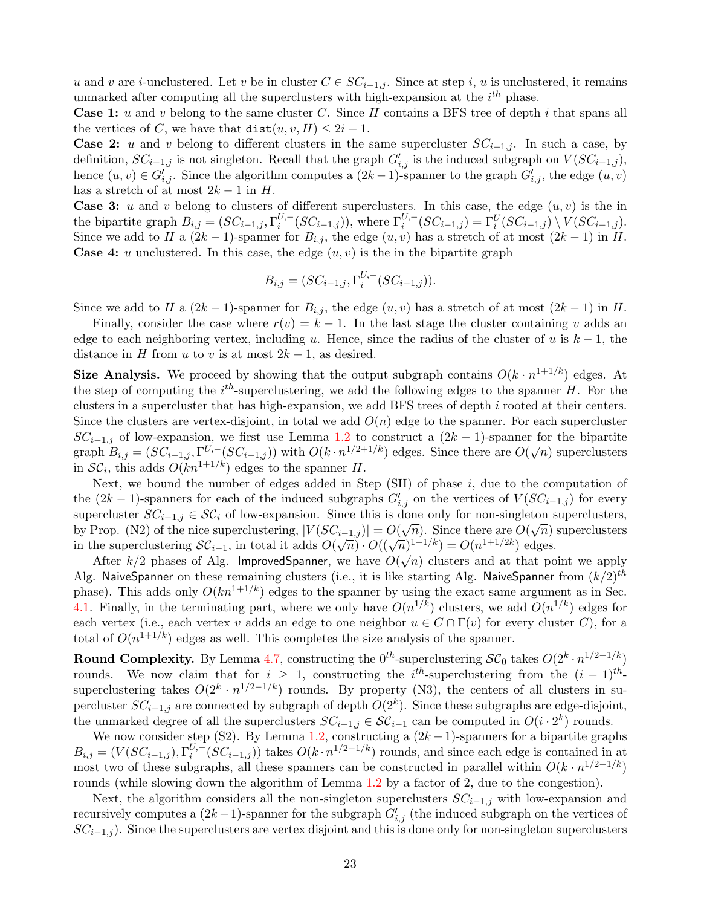$u$ and $v$ are $i$-unclustered. Let $v$ be in cluster $C \in SC_{i-1,j}$. Since at step $i$, $u$ is unclustered, it remains unmarked after computing all the superclusters with high-expansion at the $i^{th}$ phase.

**Case 1:** $u$ and $v$ belong to the same cluster $C$. Since $H$ contains a BFS tree of depth $i$ that spans all the vertices of $C$, we have that $\texttt{dist}(u, v, H) \leq 2i - 1$.

**Case 2:** $u$ and $v$ belong to different clusters in the same supercluster $SC_{i-1,j}$. In such a case, by definition, $SC_{i-1,j}$ is not singleton. Recall that the graph $G'_{i,j}$ is the induced subgraph on $V(SC_{i-1,j})$, hence $(u, v) \in G'_{i,j}$. Since the algorithm computes a $(2k-1)$-spanner to the graph $G'_{i,j}$, the edge $(u, v)$ has a stretch of at most $2k - 1$ in $H$.

**Case 3:** $u$ and $v$ belong to clusters of different superclusters. In this case, the edge $(u, v)$ is the in the bipartite graph $B_{i,j} = (SC_{i-1,j}, \Gamma_i^{U,-}(SC_{i-1,j}))$, where $\Gamma_i^{U,-}(SC_{i-1,j}) = \Gamma_i^U(SC_{i-1,j}) \setminus V(SC_{i-1,j})$. Since we add to $H$ a $(2k-1)$-spanner for $B_{i,j}$, the edge $(u, v)$ has a stretch of at most $(2k-1)$ in $H$.

**Case 4:** $u$ unclustered. In this case, the edge $(u, v)$ is the in the bipartite graph

$$B_{i,j} = (SC_{i-1,j}, \Gamma_i^{U,-}(SC_{i-1,j})).$$

Since we add to $H$ a $(2k-1)$-spanner for $B_{i,j}$, the edge $(u, v)$ has a stretch of at most $(2k-1)$ in $H$.

Finally, consider the case where $r(v) = k - 1$. In the last stage the cluster containing $v$ adds an edge to each neighboring vertex, including $u$. Hence, since the radius of the cluster of $u$ is $k - 1$, the distance in $H$ from $u$ to $v$ is at most $2k - 1$, as desired.

**Size Analysis.** We proceed by showing that the output subgraph contains $O(k \cdot n^{1+1/k})$ edges. At the step of computing the $i^{th}$-superclustering, we add the following edges to the spanner $H$. For the clusters in a supercluster that has high-expansion, we add BFS trees of depth $i$ rooted at their centers. Since the clusters are vertex-disjoint, in total we add $O(n)$ edge to the spanner. For each supercluster $SC_{i-1,j}$ of low-expansion, we first use Lemma 1.2 to construct a $(2k-1)$-spanner for the bipartite graph $B_{i,j} = (SC_{i-1,j}, \Gamma^{U,-}(SC_{i-1,j}))$ with $O(k \cdot n^{1/2+1/k})$ edges. Since there are $O(\sqrt{n})$ superclusters in $\mathcal{SC}_i$, this adds $O(kn^{1+1/k})$ edges to the spanner $H$.

Next, we bound the number of edges added in Step (SII) of phase $i$, due to the computation of the $(2k-1)$-spanners for each of the induced subgraphs $G'_{i,j}$ on the vertices of $V(SC_{i-1,j})$ for every supercluster $SC_{i-1,j} \in \mathcal{SC}_i$ of low-expansion. Since this is done only for non-singleton superclusters, by Prop. (N2) of the nice superclustering, $|V(SC_{i-1,j})| = O(\sqrt{n})$. Since there are $O(\sqrt{n})$ superclusters in the superclustering $\mathcal{SC}_{i-1}$, in total it adds $O(\sqrt{n}) \cdot O((\sqrt{n})^{1+1/k}) = O(n^{1+1/2k})$ edges.

After $k/2$ phases of Alg. ImprovedSpanner, we have $O(\sqrt{n})$ clusters and at that point we apply Alg. NaiveSpanner on these remaining clusters (i.e., it is like starting Alg. NaiveSpanner from $(k/2)^{th}$ phase). This adds only $O(kn^{1+1/k})$ edges to the spanner by using the exact same argument as in Sec. 4.1. Finally, in the terminating part, where we only have $O(n^{1/k})$ clusters, we add $O(n^{1/k})$ edges for each vertex (i.e., each vertex $v$ adds an edge to one neighbor $u \in C \cap \Gamma(v)$ for every cluster $C$), for a total of $O(n^{1+1/k})$ edges as well. This completes the size analysis of the spanner.

**Round Complexity.** By Lemma 4.7, constructing the $0^{th}$-superclustering $\mathcal{SC}_0$ takes $O(2^k \cdot n^{1/2-1/k})$ rounds. We now claim that for $i \geq 1$, constructing the $i^{th}$-superclustering from the $(i-1)^{th}$-superclustering takes $O(2^k \cdot n^{1/2-1/k})$ rounds. By property (N3), the centers of all clusters in supercluster $SC_{i-1,j}$ are connected by subgraph of depth $O(2^k)$. Since these subgraphs are edge-disjoint, the unmarked degree of all the superclusters $SC_{i-1,j} \in \mathcal{SC}_{i-1}$ can be computed in $O(i \cdot 2^k)$ rounds.

We now consider step (S2). By Lemma 1.2, constructing a $(2k-1)$-spanners for a bipartite graphs $B_{i,j} = (V(SC_{i-1,j}), \Gamma_i^{U,-}(SC_{i-1,j}))$ takes $O(k \cdot n^{1/2-1/k})$ rounds, and since each edge is contained in at most two of these subgraphs, all these spanners can be constructed in parallel within $O(k \cdot n^{1/2-1/k})$ rounds (while slowing down the algorithm of Lemma 1.2 by a factor of 2, due to the congestion).

Next, the algorithm considers all the non-singleton superclusters $SC_{i-1,j}$ with low-expansion and recursively computes a $(2k-1)$-spanner for the subgraph $G'_{i,j}$ (the induced subgraph on the vertices of $SC_{i-1,j}$). Since the superclusters are vertex disjoint and this is done only for non-singleton superclusters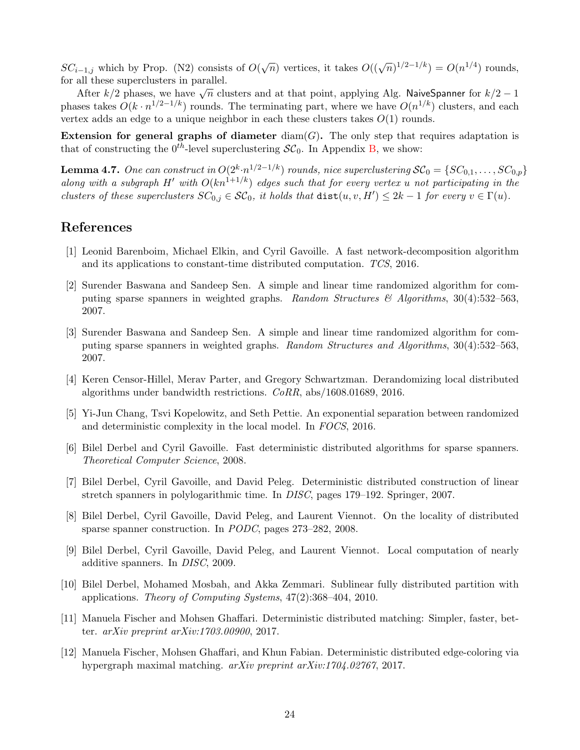$SC_{i-1,j}$ which by Prop. (N2) consists of $O(\sqrt{n})$ vertices, it takes $O((\sqrt{n})^{1/2-1/k}) = O(n^{1/4})$ rounds, for all these superclusters in parallel.

After $k/2$ phases, we have $\sqrt{n}$ clusters and at that point, applying Alg. NaiveSpanner for $k/2-1$ phases takes $O(k \cdot n^{1/2-1/k})$ rounds. The terminating part, where we have $O(n^{1/k})$ clusters, and each vertex adds an edge to a unique neighbor in each these clusters takes $O(1)$ rounds.

**Extension for general graphs of diameter $\mathrm{diam}(G)$.** The only step that requires adaptation is that of constructing the $0^{th}$-level superclustering $\mathcal{SC}_0$. In Appendix B, we show:

**Lemma 4.7.** *One can construct in $O(2^k \cdot n^{1/2-1/k})$ rounds, nice superclustering $\mathcal{SC}_0 = \{SC_{0,1}, \ldots, SC_{0,p}\}$ along with a subgraph $H'$ with $O(kn^{1+1/k})$ edges such that for every vertex $u$ not participating in the clusters of these superclusters $SC_{0,j} \in \mathcal{SC}_0$, it holds that $\mathtt{dist}(u, v, H') \leq 2k-1$ for every $v \in \Gamma(u)$.*

# References

[1] Leonid Barenboim, Michael Elkin, and Cyril Gavoille. A fast network-decomposition algorithm and its applications to constant-time distributed computation. *TCS*, 2016.

[2] Surender Baswana and Sandeep Sen. A simple and linear time randomized algorithm for computing sparse spanners in weighted graphs. *Random Structures & Algorithms*, 30(4):532–563, 2007.

[3] Surender Baswana and Sandeep Sen. A simple and linear time randomized algorithm for computing sparse spanners in weighted graphs. *Random Structures and Algorithms*, 30(4):532–563, 2007.

[4] Keren Censor-Hillel, Merav Parter, and Gregory Schwartzman. Derandomizing local distributed algorithms under bandwidth restrictions. *CoRR*, abs/1608.01689, 2016.

[5] Yi-Jun Chang, Tsvi Kopelowitz, and Seth Pettie. An exponential separation between randomized and deterministic complexity in the local model. In *FOCS*, 2016.

[6] Bilel Derbel and Cyril Gavoille. Fast deterministic distributed algorithms for sparse spanners. *Theoretical Computer Science*, 2008.

[7] Bilel Derbel, Cyril Gavoille, and David Peleg. Deterministic distributed construction of linear stretch spanners in polylogarithmic time. In *DISC*, pages 179–192. Springer, 2007.

[8] Bilel Derbel, Cyril Gavoille, David Peleg, and Laurent Viennot. On the locality of distributed sparse spanner construction. In *PODC*, pages 273–282, 2008.

[9] Bilel Derbel, Cyril Gavoille, David Peleg, and Laurent Viennot. Local computation of nearly additive spanners. In *DISC*, 2009.

[10] Bilel Derbel, Mohamed Mosbah, and Akka Zemmari. Sublinear fully distributed partition with applications. *Theory of Computing Systems*, 47(2):368–404, 2010.

[11] Manuela Fischer and Mohsen Ghaffari. Deterministic distributed matching: Simpler, faster, better. *arXiv preprint arXiv:1703.00900*, 2017.

[12] Manuela Fischer, Mohsen Ghaffari, and Khun Fabian. Deterministic distributed edge-coloring via hypergraph maximal matching. *arXiv preprint arXiv:1704.02767*, 2017.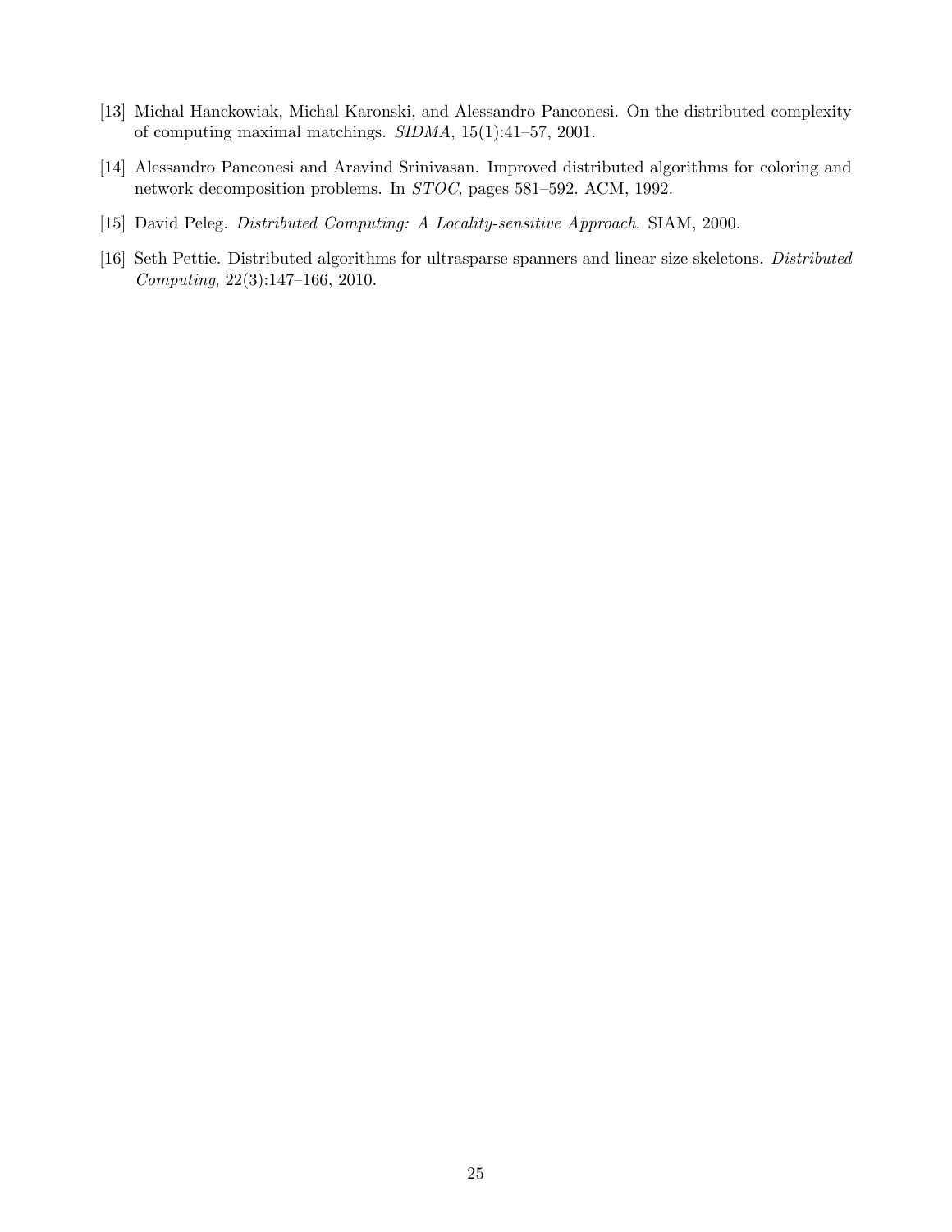[13] Michal Hanckowiak, Michal Karonski, and Alessandro Panconesi. On the distributed complexity of computing maximal matchings. *SIDMA*, 15(1):41–57, 2001.

[14] Alessandro Panconesi and Aravind Srinivasan. Improved distributed algorithms for coloring and network decomposition problems. In *STOC*, pages 581–592. ACM, 1992.

[15] David Peleg. *Distributed Computing: A Locality-sensitive Approach*. SIAM, 2000.

[16] Seth Pettie. Distributed algorithms for ultrasparse spanners and linear size skeletons. *Distributed Computing*, 22(3):147–166, 2010.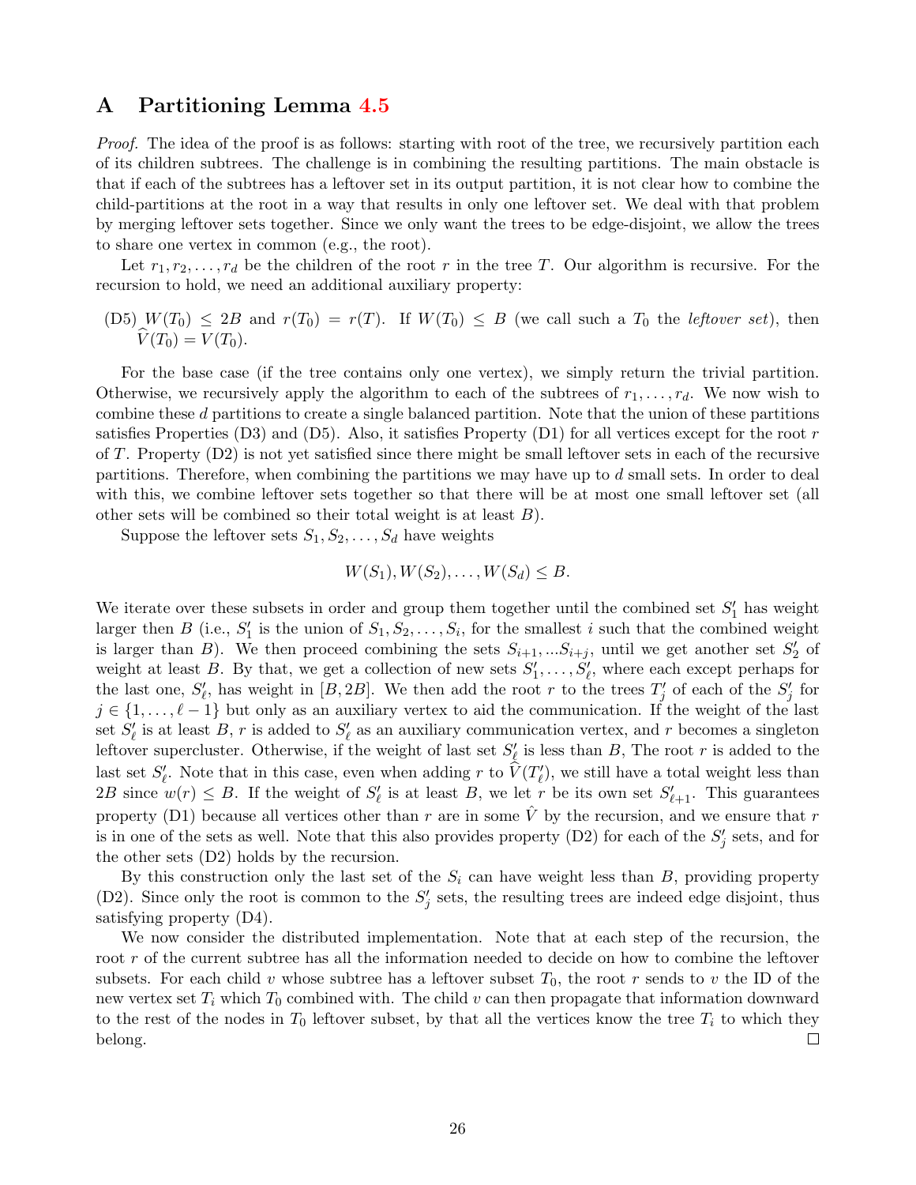# A Partitioning Lemma 4.5

*Proof.* The idea of the proof is as follows: starting with root of the tree, we recursively partition each of its children subtrees. The challenge is in combining the resulting partitions. The main obstacle is that if each of the subtrees has a leftover set in its output partition, it is not clear how to combine the child-partitions at the root in a way that results in only one leftover set. We deal with that problem by merging leftover sets together. Since we only want the trees to be edge-disjoint, we allow the trees to share one vertex in common (e.g., the root).

Let $r_1, r_2, \ldots, r_d$ be the children of the root $r$ in the tree $T$. Our algorithm is recursive. For the recursion to hold, we need an additional auxiliary property:

(D5) $W(T_0) \leq 2B$ and $r(T_0) = r(T)$. If $W(T_0) \leq B$ (we call such a $T_0$ the *leftover set*), then $\widehat{V}(T_0) = V(T_0)$.

For the base case (if the tree contains only one vertex), we simply return the trivial partition. Otherwise, we recursively apply the algorithm to each of the subtrees of $r_1, \ldots, r_d$. We now wish to combine these $d$ partitions to create a single balanced partition. Note that the union of these partitions satisfies Properties (D3) and (D5). Also, it satisfies Property (D1) for all vertices except for the root $r$ of $T$. Property (D2) is not yet satisfied since there might be small leftover sets in each of the recursive partitions. Therefore, when combining the partitions we may have up to $d$ small sets. In order to deal with this, we combine leftover sets together so that there will be at most one small leftover set (all other sets will be combined so their total weight is at least $B$).

Suppose the leftover sets $S_1, S_2, \ldots, S_d$ have weights

$$W(S_1), W(S_2), \ldots, W(S_d) \leq B.$$

We iterate over these subsets in order and group them together until the combined set $S'_1$ has weight larger then $B$ (i.e., $S'_1$ is the union of $S_1, S_2, \ldots, S_i$, for the smallest $i$ such that the combined weight is larger than $B$). We then proceed combining the sets $S_{i+1}, \ldots S_{i+j}$, until we get another set $S'_2$ of weight at least $B$. By that, we get a collection of new sets $S'_1, \ldots, S'_\ell$, where each except perhaps for the last one, $S'_\ell$, has weight in $[B, 2B]$. We then add the root $r$ to the trees $T'_j$ of each of the $S'_j$ for $j \in \{1, \ldots, \ell - 1\}$ but only as an auxiliary vertex to aid the communication. If the weight of the last set $S'_\ell$ is at least $B$, $r$ is added to $S'_\ell$ as an auxiliary communication vertex, and $r$ becomes a singleton leftover supercluster. Otherwise, if the weight of last set $S'_\ell$ is less than $B$, The root $r$ is added to the last set $S'_\ell$. Note that in this case, even when adding $r$ to $\widehat{V}(T'_\ell)$, we still have a total weight less than $2B$ since $w(r) \leq B$. If the weight of $S'_\ell$ is at least $B$, we let $r$ be its own set $S'_{\ell+1}$. This guarantees property (D1) because all vertices other than $r$ are in some $\hat{V}$ by the recursion, and we ensure that $r$ is in one of the sets as well. Note that this also provides property (D2) for each of the $S'_j$ sets, and for the other sets (D2) holds by the recursion.

By this construction only the last set of the $S_i$ can have weight less than $B$, providing property (D2). Since only the root is common to the $S'_j$ sets, the resulting trees are indeed edge disjoint, thus satisfying property (D4).

We now consider the distributed implementation. Note that at each step of the recursion, the root $r$ of the current subtree has all the information needed to decide on how to combine the leftover subsets. For each child $v$ whose subtree has a leftover subset $T_0$, the root $r$ sends to $v$ the ID of the new vertex set $T_i$ which $T_0$ combined with. The child $v$ can then propagate that information downward to the rest of the nodes in $T_0$ leftover subset, by that all the vertices know the tree $T_i$ to which they belong. □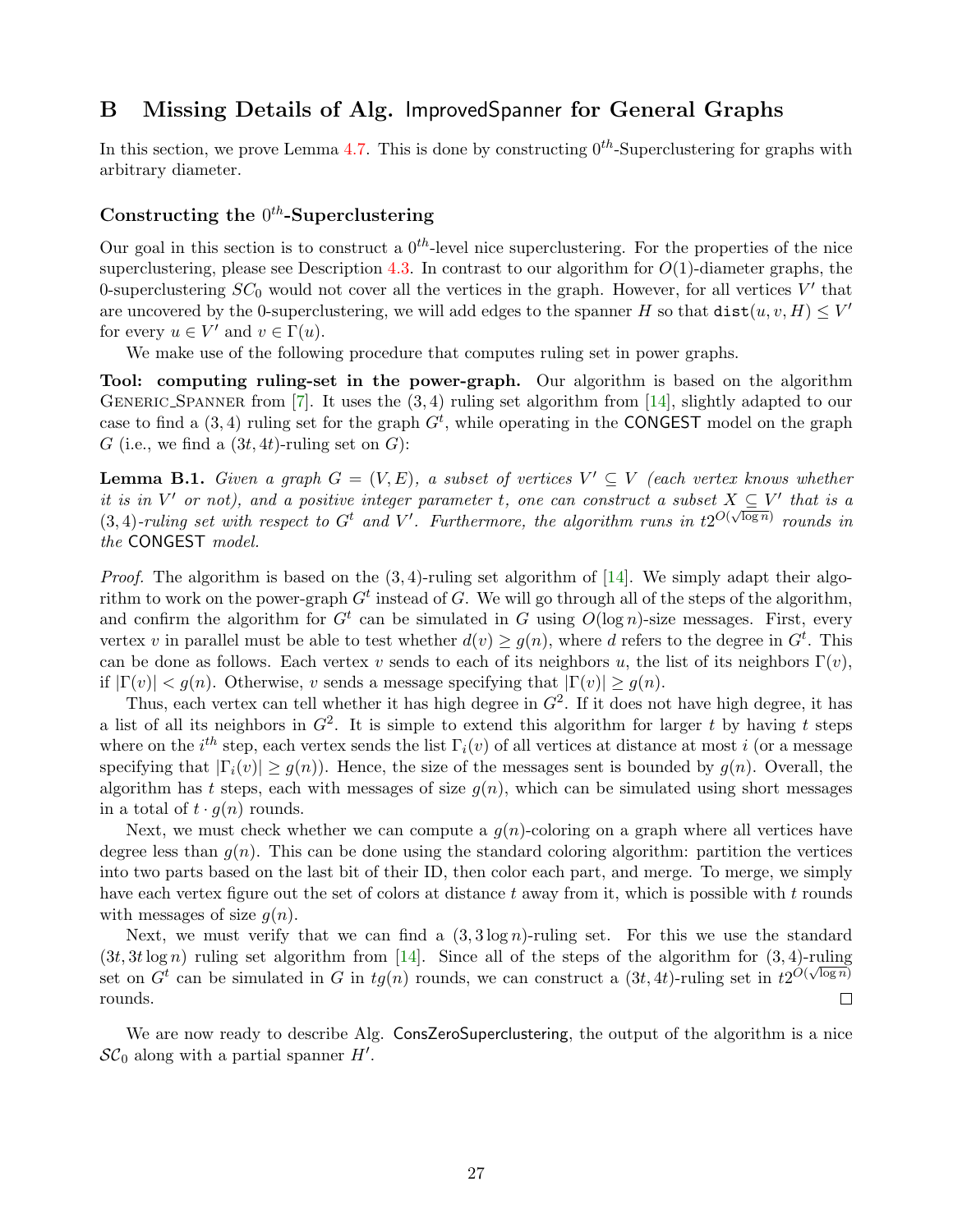# B Missing Details of Alg. ImprovedSpanner for General Graphs

In this section, we prove Lemma 4.7. This is done by constructing $0^{th}$-Superclustering for graphs with arbitrary diameter.

### Constructing the $0^{th}$-Superclustering

Our goal in this section is to construct a $0^{th}$-level nice superclustering. For the properties of the nice superclustering, please see Description 4.3. In contrast to our algorithm for $O(1)$-diameter graphs, the 0-superclustering $SC_0$ would not cover all the vertices in the graph. However, for all vertices $V'$ that are uncovered by the 0-superclustering, we will add edges to the spanner $H$ so that $\texttt{dist}(u, v, H) \leq V'$ for every $u \in V'$ and $v \in \Gamma(u)$.

We make use of the following procedure that computes ruling set in power graphs.

**Tool: computing ruling-set in the power-graph.** Our algorithm is based on the algorithm GENERIC_SPANNER from [7]. It uses the $(3, 4)$ ruling set algorithm from [14], slightly adapted to our case to find a $(3, 4)$ ruling set for the graph $G^t$, while operating in the CONGEST model on the graph $G$ (i.e., we find a $(3t, 4t)$-ruling set on $G$):

**Lemma B.1.** *Given a graph $G = (V, E)$, a subset of vertices $V' \subseteq V$ (each vertex knows whether it is in $V'$ or not), and a positive integer parameter $t$, one can construct a subset $X \subseteq V'$ that is a $(3, 4)$-ruling set with respect to $G^t$ and $V'$. Furthermore, the algorithm runs in $t2^{O(\sqrt{\log n})}$ rounds in the CONGEST model.*

*Proof.* The algorithm is based on the $(3, 4)$-ruling set algorithm of [14]. We simply adapt their algorithm to work on the power-graph $G^t$ instead of $G$. We will go through all of the steps of the algorithm, and confirm the algorithm for $G^t$ can be simulated in $G$ using $O(\log n)$-size messages. First, every vertex $v$ in parallel must be able to test whether $d(v) \geq g(n)$, where $d$ refers to the degree in $G^t$. This can be done as follows. Each vertex $v$ sends to each of its neighbors $u$, the list of its neighbors $\Gamma(v)$, if $|\Gamma(v)| < g(n)$. Otherwise, $v$ sends a message specifying that $|\Gamma(v)| \geq g(n)$.

Thus, each vertex can tell whether it has high degree in $G^2$. If it does not have high degree, it has a list of all its neighbors in $G^2$. It is simple to extend this algorithm for larger $t$ by having $t$ steps where on the $i^{th}$ step, each vertex sends the list $\Gamma_i(v)$ of all vertices at distance at most $i$ (or a message specifying that $|\Gamma_i(v)| \geq g(n)$). Hence, the size of the messages sent is bounded by $g(n)$. Overall, the algorithm has $t$ steps, each with messages of size $g(n)$, which can be simulated using short messages in a total of $t \cdot g(n)$ rounds.

Next, we must check whether we can compute a $g(n)$-coloring on a graph where all vertices have degree less than $g(n)$. This can be done using the standard coloring algorithm: partition the vertices into two parts based on the last bit of their ID, then color each part, and merge. To merge, we simply have each vertex figure out the set of colors at distance $t$ away from it, which is possible with $t$ rounds with messages of size $g(n)$.

Next, we must verify that we can find a $(3, 3\log n)$-ruling set. For this we use the standard $(3t, 3t\log n)$ ruling set algorithm from [14]. Since all of the steps of the algorithm for $(3, 4)$-ruling set on $G^t$ can be simulated in $G$ in $tg(n)$ rounds, we can construct a $(3t, 4t)$-ruling set in $t2^{O(\sqrt{\log n})}$ rounds. ◻

We are now ready to describe Alg. ConsZeroSuperclustering, the output of the algorithm is a nice $\mathcal{SC}_0$ along with a partial spanner $H'$.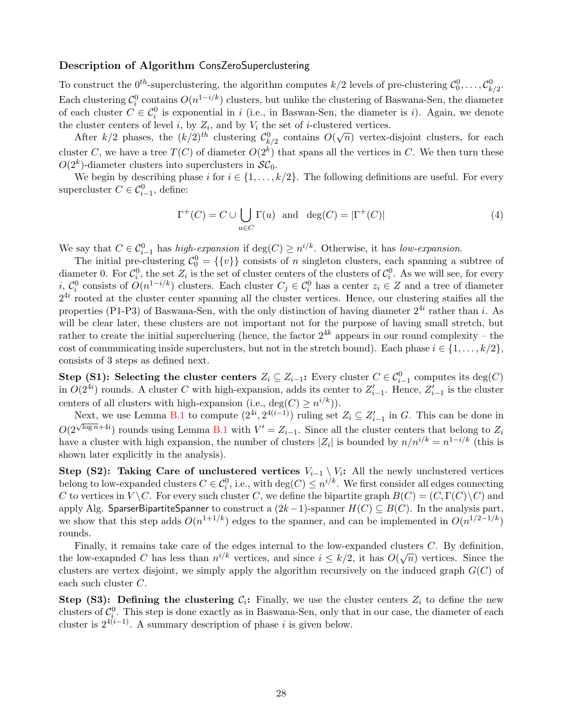### Description of Algorithm ConsZeroSuperclustering

To construct the $0^{th}$-superclustering, the algorithm computes $k/2$ levels of pre-clustering $\mathcal{C}_0^0, \ldots, \mathcal{C}_{k/2}^0$. Each clustering $\mathcal{C}_i^0$ contains $O(n^{1-i/k})$ clusters, but unlike the clustering of Baswana-Sen, the diameter of each cluster $C \in \mathcal{C}_i^0$ is exponential in $i$ (i.e., in Baswan-Sen, the diameter is $i$). Again, we denote the cluster centers of level $i$, by $Z_i$, and by $V_i$ the set of $i$-clustered vertices.

After $k/2$ phases, the $(k/2)^{th}$ clustering $\mathcal{C}_{k/2}^0$ contains $O(\sqrt{n})$ vertex-disjoint clusters, for each cluster $C$, we have a tree $T(C)$ of diameter $O(2^k)$ that spans all the vertices in $C$. We then turn these $O(2^k)$-diameter clusters into superclusters in $\mathcal{SC}_0$.

We begin by describing phase $i$ for $i \in \{1, \ldots, k/2\}$. The following definitions are useful. For every supercluster $C \in \mathcal{C}_{i-1}^0$, define:

$$\Gamma^+(C) = C \cup \bigcup_{u \in C} \Gamma(u) \;\; \text{and} \;\; \deg(C) = |\Gamma^+(C)| \tag{4}$$

We say that $C \in \mathcal{C}_{i-1}^0$ has *high-expansion* if $\deg(C) \geq n^{i/k}$. Otherwise, it has *low-expansion*.

The initial pre-clustering $\mathcal{C}_0^0 = \{\{v\}\}$ consists of $n$ singleton clusters, each spanning a subtree of diameter 0. For $\mathcal{C}_i^0$, the set $Z_i$ is the set of cluster centers of the clusters of $\mathcal{C}_i^0$. As we will see, for every $i$, $\mathcal{C}_i^0$ consists of $O(n^{1-i/k})$ clusters. Each cluster $C_j \in \mathcal{C}_i^0$ has a center $z_i \in Z$ and a tree of diameter $2^{4i}$ rooted at the cluster center spanning all the cluster vertices. Hence, our clustering staifies all the properties (P1-P3) of Baswana-Sen, with the only distinction of having diameter $2^{4i}$ rather than $i$. As will be clear later, these clusters are not important not for the purpose of having small stretch, but rather to create the initial supercluering (hence, the factor $2^{4k}$ appears in our round complexity – the cost of communicating inside superclusters, but not in the stretch bound). Each phase $i \in \{1, \ldots, k/2\}$, consists of 3 steps as defined next.

**Step (S1): Selecting the cluster centers $Z_i \subseteq Z_{i-1}$:** Every cluster $C \in \mathcal{C}_{i-1}^0$ computes its $\deg(C)$ in $O(2^{4i})$ rounds. A cluster $C$ with high-expansion, adds its center to $Z'_{i-1}$. Hence, $Z'_{i-1}$ is the cluster centers of all clusters with high-expansion (i.e., $\deg(C) \geq n^{i/k}$)).

Next, we use Lemma B.1 to compute $(2^{4i}, 2^{4(i-1)})$ ruling set $Z_i \subseteq Z'_{i-1}$ in $G$. This can be done in $O(2^{\sqrt{\log n}+4i})$ rounds using Lemma B.1 with $V' = Z_{i-1}$. Since all the cluster centers that belong to $Z_i$ have a cluster with high expansion, the number of clusters $|Z_i|$ is bounded by $n/n^{i/k} = n^{1-i/k}$ (this is shown later explicitly in the analysis).

**Step (S2): Taking Care of unclustered vertices $V_{i-1} \setminus V_i$:** All the newly unclustered vertices belong to low-expanded clusters $C \in \mathcal{C}_i^0$, i.e., with $\deg(C) \leq n^{i/k}$. We first consider all edges connecting $C$ to vertices in $V \setminus C$. For every such cluster $C$, we define the bipartite graph $B(C) = (C, \Gamma(C) \setminus C)$ and apply Alg. SparserBipartiteSpanner to construct a $(2k-1)$-spanner $H(C) \subseteq B(C)$. In the analysis part, we show that this step adds $O(n^{1+1/k})$ edges to the spanner, and can be implemented in $O(n^{1/2-1/k})$ rounds.

Finally, it remains take care of the edges internal to the low-expanded clusters $C$. By definition, the low-exapnded $C$ has less than $n^{i/k}$ vertices, and since $i \leq k/2$, it has $O(\sqrt{n})$ vertices. Since the clusters are vertex disjoint, we simply apply the algorithm recursively on the induced graph $G(C)$ of each such cluster $C$.

**Step (S3): Defining the clustering $\mathcal{C}_i$:** Finally, we use the cluster centers $Z_i$ to define the new clusters of $\mathcal{C}_i^0$. This step is done exactly as in Baswana-Sen, only that in our case, the diameter of each cluster is $2^{4(i-1)}$. A summary description of phase $i$ is given below.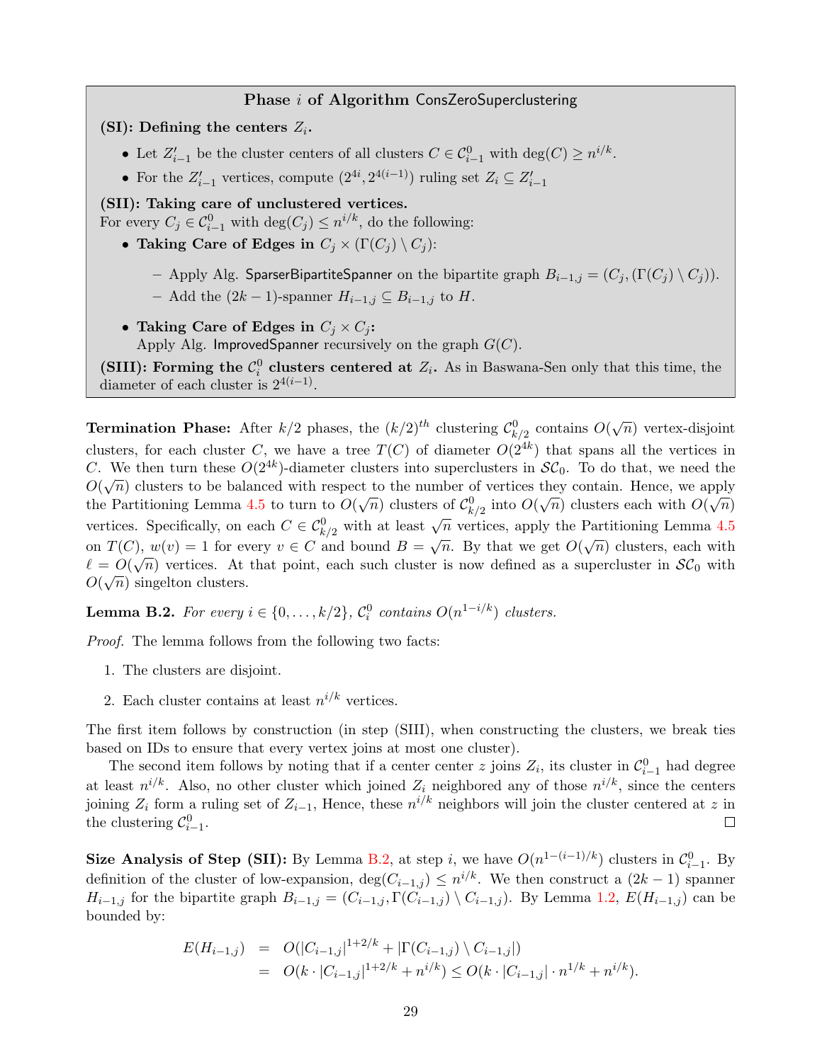**Phase $i$ of Algorithm ConsZeroSuperclustering**

**(SI): Defining the centers $Z_i$.**

- Let $Z'_{i-1}$ be the cluster centers of all clusters $C \in \mathcal{C}^0_{i-1}$ with $\deg(C) \geq n^{i/k}$.
- For the $Z'_{i-1}$ vertices, compute $(2^{4i}, 2^{4(i-1)})$ ruling set $Z_i \subseteq Z'_{i-1}$

**(SII): Taking care of unclustered vertices.**
For every $C_j \in \mathcal{C}^0_{i-1}$ with $\deg(C_j) \leq n^{i/k}$, do the following:

- **Taking Care of Edges in $C_j \times (\Gamma(C_j) \setminus C_j)$:**
  - Apply Alg. SparserBipartiteSpanner on the bipartite graph $B_{i-1,j} = (C_j, (\Gamma(C_j) \setminus C_j))$.
  - Add the $(2k-1)$-spanner $H_{i-1,j} \subseteq B_{i-1,j}$ to $H$.
- **Taking Care of Edges in $C_j \times C_j$:**
  Apply Alg. ImprovedSpanner recursively on the graph $G(C)$.

**(SIII): Forming the $\mathcal{C}^0_i$ clusters centered at $Z_i$.** As in Baswana-Sen only that this time, the diameter of each cluster is $2^{4(i-1)}$.

**Termination Phase:** After $k/2$ phases, the $(k/2)^{th}$ clustering $\mathcal{C}^0_{k/2}$ contains $O(\sqrt{n})$ vertex-disjoint clusters, for each cluster $C$, we have a tree $T(C)$ of diameter $O(2^{4k})$ that spans all the vertices in $C$. We then turn these $O(2^{4k})$-diameter clusters into superclusters in $\mathcal{SC}_0$. To do that, we need the $O(\sqrt{n})$ clusters to be balanced with respect to the number of vertices they contain. Hence, we apply the Partitioning Lemma 4.5 to turn to $O(\sqrt{n})$ clusters of $\mathcal{C}^0_{k/2}$ into $O(\sqrt{n})$ clusters each with $O(\sqrt{n})$ vertices. Specifically, on each $C \in \mathcal{C}^0_{k/2}$ with at least $\sqrt{n}$ vertices, apply the Partitioning Lemma 4.5 on $T(C)$, $w(v) = 1$ for every $v \in C$ and bound $B = \sqrt{n}$. By that we get $O(\sqrt{n})$ clusters, each with $\ell = O(\sqrt{n})$ vertices. At that point, each such cluster is now defined as a supercluster in $\mathcal{SC}_0$ with $O(\sqrt{n})$ singelton clusters.

**Lemma B.2.** *For every $i \in \{0, \ldots, k/2\}$, $\mathcal{C}^0_i$ contains $O(n^{1-i/k})$ clusters.*

*Proof.* The lemma follows from the following two facts:

1. The clusters are disjoint.
2. Each cluster contains at least $n^{i/k}$ vertices.

The first item follows by construction (in step (SIII), when constructing the clusters, we break ties based on IDs to ensure that every vertex joins at most one cluster).

The second item follows by noting that if a center center $z$ joins $Z_i$, its cluster in $\mathcal{C}^0_{i-1}$ had degree at least $n^{i/k}$. Also, no other cluster which joined $Z_i$ neighbored any of those $n^{i/k}$, since the centers joining $Z_i$ form a ruling set of $Z_{i-1}$, Hence, these $n^{i/k}$ neighbors will join the cluster centered at $z$ in the clustering $\mathcal{C}^0_{i-1}$. □

**Size Analysis of Step (SII):** By Lemma B.2, at step $i$, we have $O(n^{1-(i-1)/k})$ clusters in $\mathcal{C}^0_{i-1}$. By definition of the cluster of low-expansion, $\deg(C_{i-1,j}) \leq n^{i/k}$. We then construct a $(2k-1)$ spanner $H_{i-1,j}$ for the bipartite graph $B_{i-1,j} = (C_{i-1,j}, \Gamma(C_{i-1,j}) \setminus C_{i-1,j})$. By Lemma 1.2, $E(H_{i-1,j})$ can be bounded by:

$$
\begin{aligned}
E(H_{i-1,j}) &= O(|C_{i-1,j}|^{1+2/k} + |\Gamma(C_{i-1,j}) \setminus C_{i-1,j}|) \\
&= O(k \cdot |C_{i-1,j}|^{1+2/k} + n^{i/k}) \leq O(k \cdot |C_{i-1,j}| \cdot n^{1/k} + n^{i/k}).
\end{aligned}
$$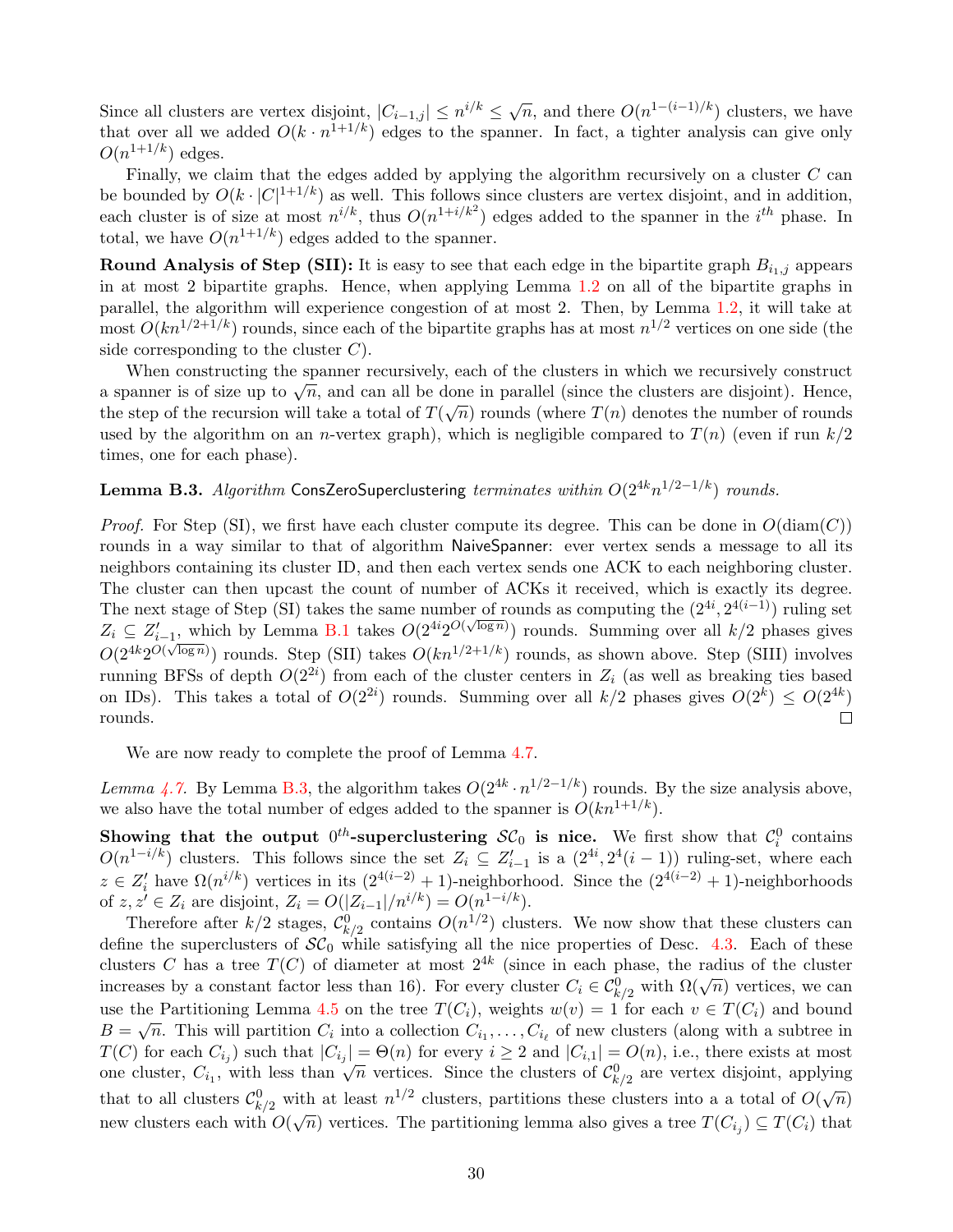Since all clusters are vertex disjoint, $|C_{i-1,j}| \leq n^{i/k} \leq \sqrt{n}$, and there $O(n^{1-(i-1)/k})$ clusters, we have that over all we added $O(k \cdot n^{1+1/k})$ edges to the spanner. In fact, a tighter analysis can give only $O(n^{1+1/k})$ edges.

Finally, we claim that the edges added by applying the algorithm recursively on a cluster $C$ can be bounded by $O(k \cdot |C|^{1+1/k})$ as well. This follows since clusters are vertex disjoint, and in addition, each cluster is of size at most $n^{i/k}$, thus $O(n^{1+i/k^2})$ edges added to the spanner in the $i^{th}$ phase. In total, we have $O(n^{1+1/k})$ edges added to the spanner.

**Round Analysis of Step (SII):** It is easy to see that each edge in the bipartite graph $B_{i_1,j}$ appears in at most 2 bipartite graphs. Hence, when applying Lemma 1.2 on all of the bipartite graphs in parallel, the algorithm will experience congestion of at most 2. Then, by Lemma 1.2, it will take at most $O(kn^{1/2+1/k})$ rounds, since each of the bipartite graphs has at most $n^{1/2}$ vertices on one side (the side corresponding to the cluster $C$).

When constructing the spanner recursively, each of the clusters in which we recursively construct a spanner is of size up to $\sqrt{n}$, and can all be done in parallel (since the clusters are disjoint). Hence, the step of the recursion will take a total of $T(\sqrt{n})$ rounds (where $T(n)$ denotes the number of rounds used by the algorithm on an $n$-vertex graph), which is negligible compared to $T(n)$ (even if run $k/2$ times, one for each phase).

**Lemma B.3.** *Algorithm* ConsZeroSuperclustering *terminates within* $O(2^{4k}n^{1/2-1/k})$ *rounds.*

*Proof.* For Step (SI), we first have each cluster compute its degree. This can be done in $O(\text{diam}(C))$ rounds in a way similar to that of algorithm NaiveSpanner: ever vertex sends a message to all its neighbors containing its cluster ID, and then each vertex sends one ACK to each neighboring cluster. The cluster can then upcast the count of number of ACKs it received, which is exactly its degree. The next stage of Step (SI) takes the same number of rounds as computing the $(2^{4i}, 2^{4(i-1)})$ ruling set $Z_i \subseteq Z'_{i-1}$, which by Lemma B.1 takes $O(2^{4i}2^{O(\sqrt{\log n})})$ rounds. Summing over all $k/2$ phases gives $O(2^{4k}2^{O(\sqrt{\log n})})$ rounds. Step (SII) takes $O(kn^{1/2+1/k})$ rounds, as shown above. Step (SIII) involves running BFSs of depth $O(2^{2i})$ from each of the cluster centers in $Z_i$ (as well as breaking ties based on IDs). This takes a total of $O(2^{2i})$ rounds. Summing over all $k/2$ phases gives $O(2^k) \leq O(2^{4k})$ rounds. ◻

We are now ready to complete the proof of Lemma 4.7.

*Lemma 4.7.* By Lemma B.3, the algorithm takes $O(2^{4k} \cdot n^{1/2-1/k})$ rounds. By the size analysis above, we also have the total number of edges added to the spanner is $O(kn^{1+1/k})$.

**Showing that the output $0^{th}$-superclustering $\mathcal{SC}_0$ is nice.** We first show that $\mathcal{C}^0_i$ contains $O(n^{1-i/k})$ clusters. This follows since the set $Z_i \subseteq Z'_{i-1}$ is a $(2^{4i}, 2^4(i-1))$ ruling-set, where each $z \in Z'_i$ have $\Omega(n^{i/k})$ vertices in its $(2^{4(i-2)}+1)$-neighborhood. Since the $(2^{4(i-2)}+1)$-neighborhoods of $z, z' \in Z_i$ are disjoint, $Z_i = O(|Z_{i-1}|/n^{i/k}) = O(n^{1-i/k})$.

Therefore after $k/2$ stages, $\mathcal{C}^0_{k/2}$ contains $O(n^{1/2})$ clusters. We now show that these clusters can define the superclusters of $\mathcal{SC}_0$ while satisfying all the nice properties of Desc. 4.3. Each of these clusters $C$ has a tree $T(C)$ of diameter at most $2^{4k}$ (since in each phase, the radius of the cluster increases by a constant factor less than 16). For every cluster $C_i \in \mathcal{C}^0_{k/2}$ with $\Omega(\sqrt{n})$ vertices, we can use the Partitioning Lemma 4.5 on the tree $T(C_i)$, weights $w(v) = 1$ for each $v \in T(C_i)$ and bound $B = \sqrt{n}$. This will partition $C_i$ into a collection $C_{i_1}, \ldots, C_{i_\ell}$ of new clusters (along with a subtree in $T(C)$ for each $C_{i_j}$) such that $|C_{i_j}| = \Theta(n)$ for every $i \geq 2$ and $|C_{i,1}| = O(n)$, i.e., there exists at most one cluster, $C_{i_1}$, with less than $\sqrt{n}$ vertices. Since the clusters of $\mathcal{C}^0_{k/2}$ are vertex disjoint, applying that to all clusters $\mathcal{C}^0_{k/2}$ with at least $n^{1/2}$ clusters, partitions these clusters into a a total of $O(\sqrt{n})$ new clusters each with $O(\sqrt{n})$ vertices. The partitioning lemma also gives a tree $T(C_{i_j}) \subseteq T(C_i)$ that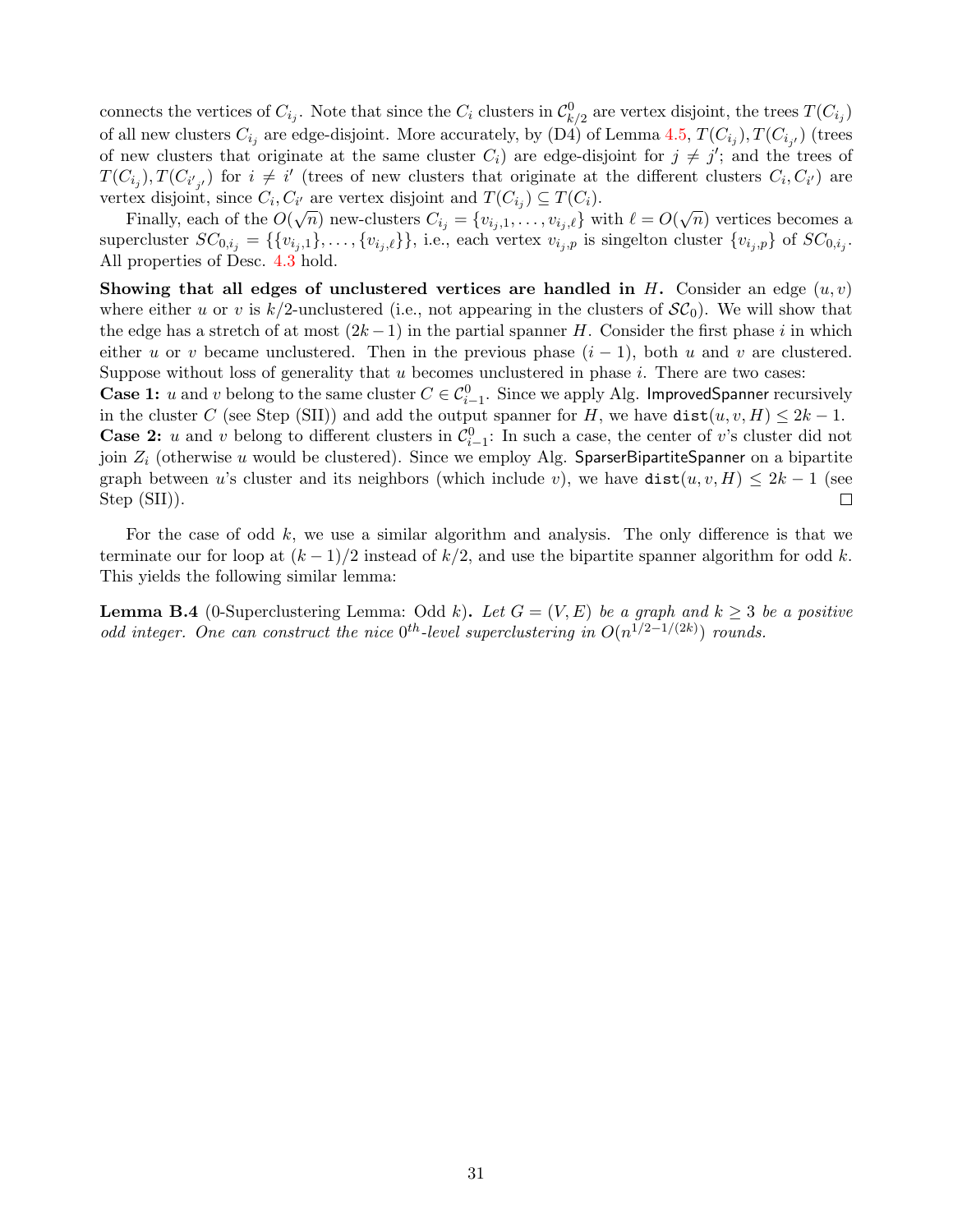connects the vertices of $C_{i_j}$. Note that since the $C_i$ clusters in $\mathcal{C}^0_{k/2}$ are vertex disjoint, the trees $T(C_{i_j})$ of all new clusters $C_{i_j}$ are edge-disjoint. More accurately, by (D4) of Lemma 4.5, $T(C_{i_j}), T(C_{i_{j'}})$ (trees of new clusters that originate at the same cluster $C_i$) are edge-disjoint for $j \neq j'$; and the trees of $T(C_{i_j}), T(C_{i'_{j'}})$ for $i \neq i'$ (trees of new clusters that originate at the different clusters $C_i, C_{i'}$) are vertex disjoint, since $C_i, C_{i'}$ are vertex disjoint and $T(C_{i_j}) \subseteq T(C_i)$.

Finally, each of the $O(\sqrt{n})$ new-clusters $C_{i_j} = \{v_{i_j,1}, \ldots, v_{i_j,\ell}\}$ with $\ell = O(\sqrt{n})$ vertices becomes a supercluster $SC_{0,i_j} = \{\{v_{i_j,1}\}, \ldots, \{v_{i_j,\ell}\}\}$, i.e., each vertex $v_{i_j,p}$ is singelton cluster $\{v_{i_j,p}\}$ of $SC_{0,i_j}$. All properties of Desc. 4.3 hold.

**Showing that all edges of unclustered vertices are handled in $H$.** Consider an edge $(u, v)$ where either $u$ or $v$ is $k/2$-unclustered (i.e., not appearing in the clusters of $\mathcal{SC}_0$). We will show that the edge has a stretch of at most $(2k-1)$ in the partial spanner $H$. Consider the first phase $i$ in which either $u$ or $v$ became unclustered. Then in the previous phase $(i-1)$, both $u$ and $v$ are clustered. Suppose without loss of generality that $u$ becomes unclustered in phase $i$. There are two cases:
**Case 1:** $u$ and $v$ belong to the same cluster $C \in \mathcal{C}^0_{i-1}$. Since we apply Alg. ImprovedSpanner recursively in the cluster $C$ (see Step (SII)) and add the output spanner for $H$, we have $\texttt{dist}(u, v, H) \leq 2k-1$.
**Case 2:** $u$ and $v$ belong to different clusters in $\mathcal{C}^0_{i-1}$: In such a case, the center of $v$'s cluster did not join $Z_i$ (otherwise $u$ would be clustered). Since we employ Alg. SparserBipartiteSpanner on a bipartite graph between $u$'s cluster and its neighbors (which include $v$), we have $\texttt{dist}(u, v, H) \leq 2k-1$ (see Step (SII)). □

For the case of odd $k$, we use a similar algorithm and analysis. The only difference is that we terminate our for loop at $(k-1)/2$ instead of $k/2$, and use the bipartite spanner algorithm for odd $k$. This yields the following similar lemma:

**Lemma B.4** (0-Superclustering Lemma: Odd $k$)**.** *Let $G = (V, E)$ be a graph and $k \geq 3$ be a positive odd integer. One can construct the nice $0^{th}$-level superclustering in $O(n^{1/2-1/(2k)})$ rounds.*